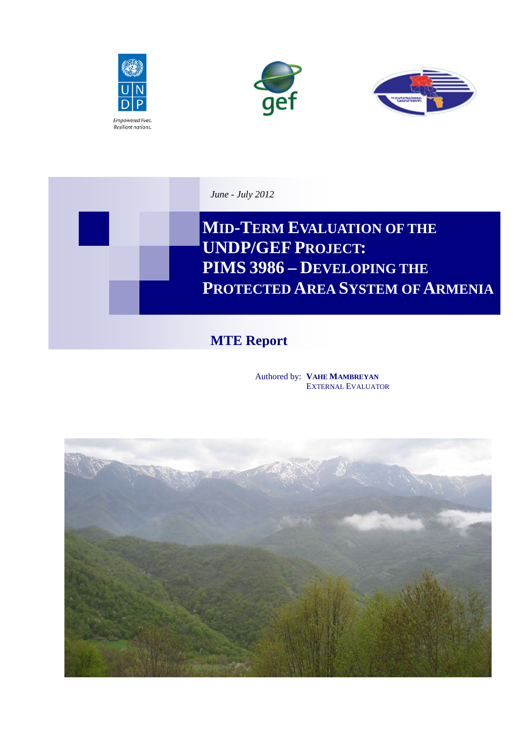Empowered lives.
Resilient nations.

*June - July 2012*

# MID-TERM EVALUATION OF THE UNDP/GEF PROJECT: PIMS 3986 – DEVELOPING THE PROTECTED AREA SYSTEM OF ARMENIA

## MTE Report

Authored by: **VAHE MAMBREYAN**
EXTERNAL EVALUATOR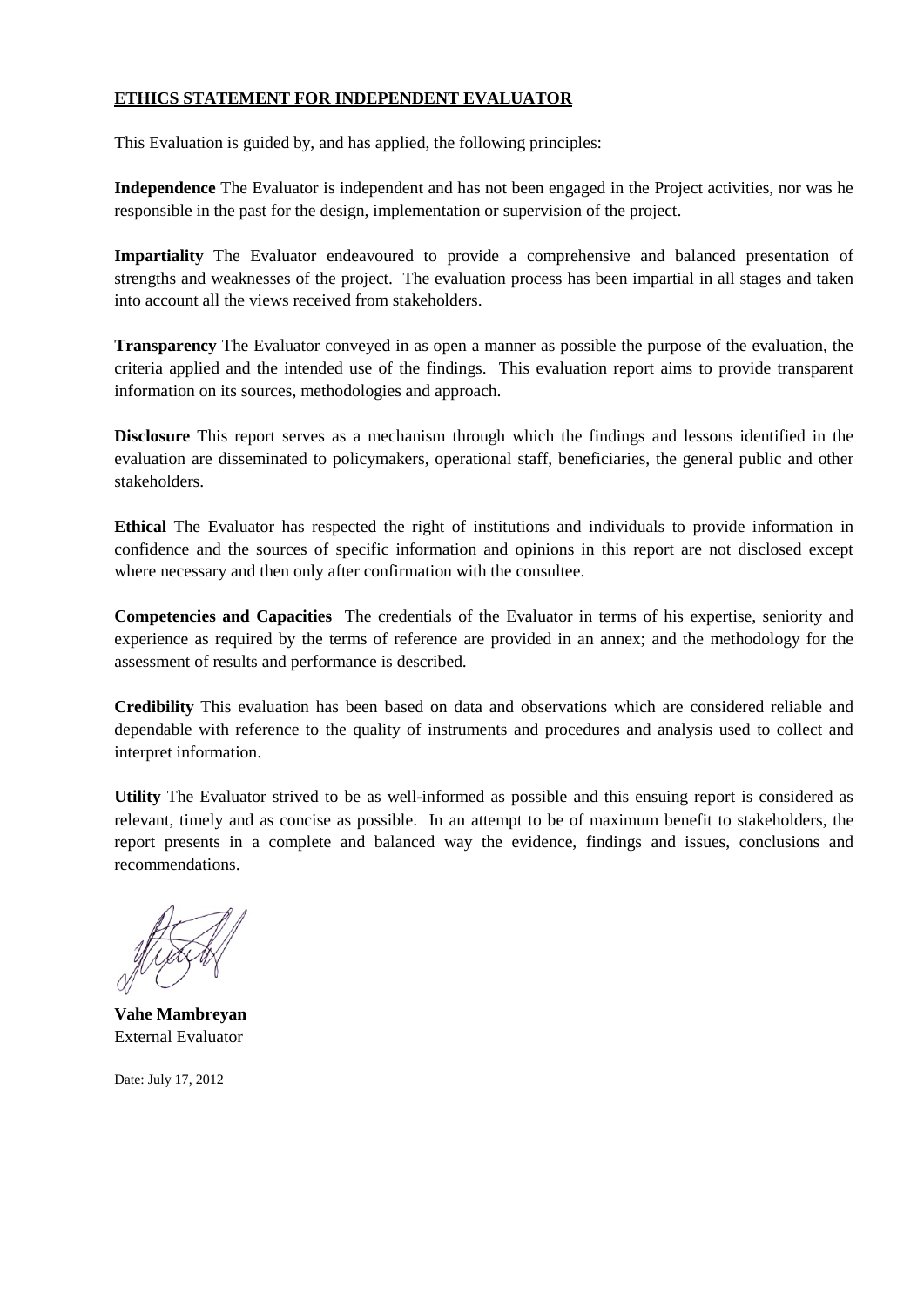**ETHICS STATEMENT FOR INDEPENDENT EVALUATOR**

This Evaluation is guided by, and has applied, the following principles:

**Independence** The Evaluator is independent and has not been engaged in the Project activities, nor was he responsible in the past for the design, implementation or supervision of the project.

**Impartiality** The Evaluator endeavoured to provide a comprehensive and balanced presentation of strengths and weaknesses of the project. The evaluation process has been impartial in all stages and taken into account all the views received from stakeholders.

**Transparency** The Evaluator conveyed in as open a manner as possible the purpose of the evaluation, the criteria applied and the intended use of the findings. This evaluation report aims to provide transparent information on its sources, methodologies and approach.

**Disclosure** This report serves as a mechanism through which the findings and lessons identified in the evaluation are disseminated to policymakers, operational staff, beneficiaries, the general public and other stakeholders.

**Ethical** The Evaluator has respected the right of institutions and individuals to provide information in confidence and the sources of specific information and opinions in this report are not disclosed except where necessary and then only after confirmation with the consultee.

**Competencies and Capacities** The credentials of the Evaluator in terms of his expertise, seniority and experience as required by the terms of reference are provided in an annex; and the methodology for the assessment of results and performance is described.

**Credibility** This evaluation has been based on data and observations which are considered reliable and dependable with reference to the quality of instruments and procedures and analysis used to collect and interpret information.

**Utility** The Evaluator strived to be as well-informed as possible and this ensuing report is considered as relevant, timely and as concise as possible. In an attempt to be of maximum benefit to stakeholders, the report presents in a complete and balanced way the evidence, findings and issues, conclusions and recommendations.

**Vahe Mambreyan**
External Evaluator

Date: July 17, 2012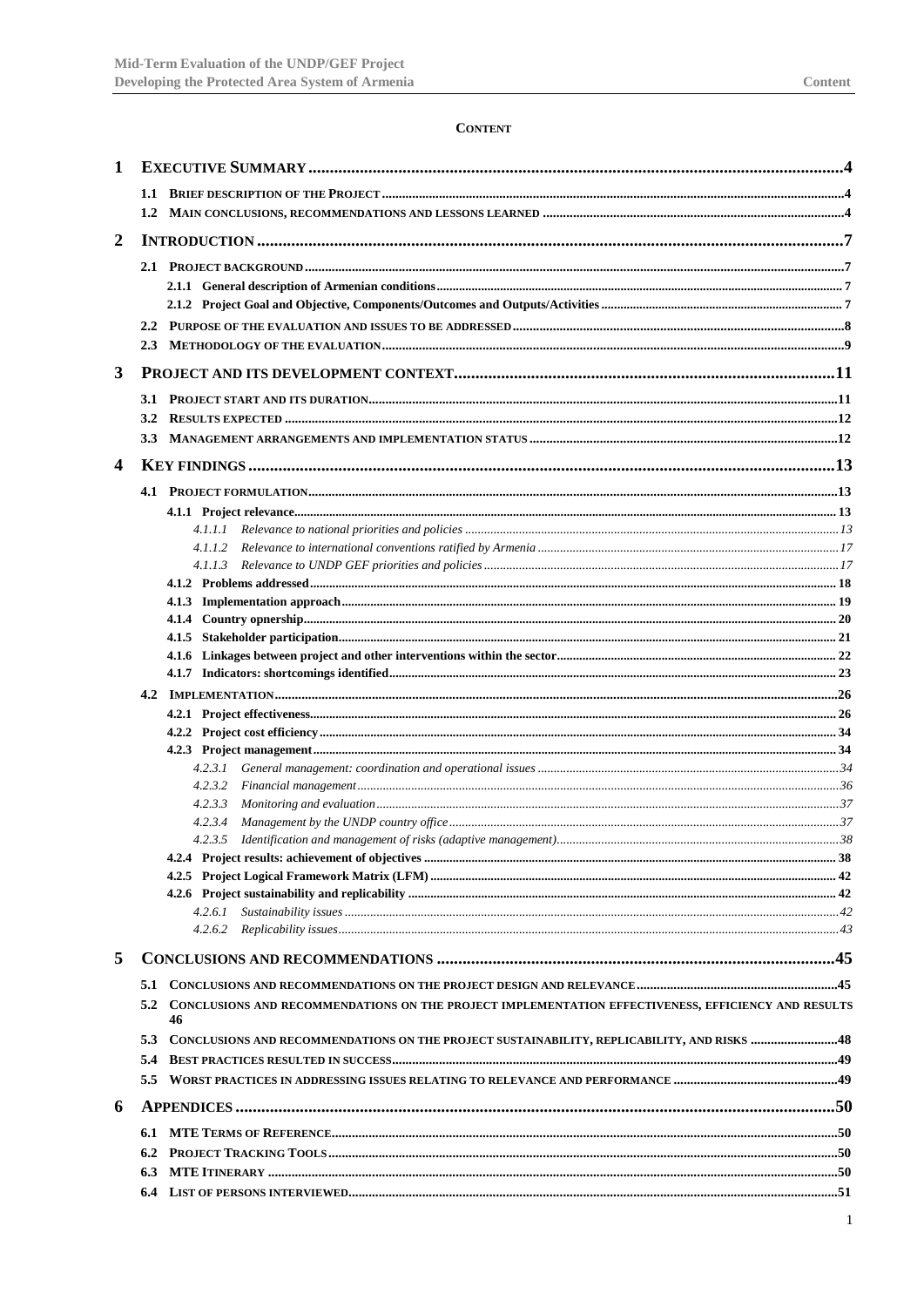**CONTENT**

- **1 EXECUTIVE SUMMARY** ... 4
  - 1.1 BRIEF DESCRIPTION OF THE PROJECT ... 4
  - 1.2 MAIN CONCLUSIONS, RECOMMENDATIONS AND LESSONS LEARNED ... 4
- **2 INTRODUCTION** ... 7
  - 2.1 PROJECT BACKGROUND ... 7
    - 2.1.1 General description of Armenian conditions ... 7
    - 2.1.2 Project Goal and Objective, Components/Outcomes and Outputs/Activities ... 7
  - 2.2 PURPOSE OF THE EVALUATION AND ISSUES TO BE ADDRESSED ... 8
  - 2.3 METHODOLOGY OF THE EVALUATION ... 9
- **3 PROJECT AND ITS DEVELOPMENT CONTEXT** ... 11
  - 3.1 PROJECT START AND ITS DURATION ... 11
  - 3.2 RESULTS EXPECTED ... 12
  - 3.3 MANAGEMENT ARRANGEMENTS AND IMPLEMENTATION STATUS ... 12
- **4 KEY FINDINGS** ... 13
  - 4.1 PROJECT FORMULATION ... 13
    - 4.1.1 Project relevance ... 13
      - *4.1.1.1 Relevance to national priorities and policies ... 13*
      - *4.1.1.2 Relevance to international conventions ratified by Armenia ... 17*
      - *4.1.1.3 Relevance to UNDP GEF priorities and policies ... 17*
    - 4.1.2 Problems addressed ... 18
    - 4.1.3 Implementation approach ... 19
    - 4.1.4 Country opnership ... 20
    - 4.1.5 Stakeholder participation ... 21
    - 4.1.6 Linkages between project and other interventions within the sector ... 22
    - 4.1.7 Indicators: shortcomings identified ... 23
  - 4.2 IMPLEMENTATION ... 26
    - 4.2.1 Project effectiveness ... 26
    - 4.2.2 Project cost efficiency ... 34
    - 4.2.3 Project management ... 34
      - *4.2.3.1 General management: coordination and operational issues ... 34*
      - *4.2.3.2 Financial management ... 36*
      - *4.2.3.3 Monitoring and evaluation ... 37*
      - *4.2.3.4 Management by the UNDP country office ... 37*
      - *4.2.3.5 Identification and management of risks (adaptive management) ... 38*
    - 4.2.4 Project results: achievement of objectives ... 38
    - 4.2.5 Project Logical Framework Matrix (LFM) ... 42
    - 4.2.6 Project sustainability and replicability ... 42
      - *4.2.6.1 Sustainability issues ... 42*
      - *4.2.6.2 Replicability issues ... 43*
- **5 CONCLUSIONS AND RECOMMENDATIONS** ... 45
  - 5.1 CONCLUSIONS AND RECOMMENDATIONS ON THE PROJECT DESIGN AND RELEVANCE ... 45
  - 5.2 CONCLUSIONS AND RECOMMENDATIONS ON THE PROJECT IMPLEMENTATION EFFECTIVENESS, EFFICIENCY AND RESULTS ... 46
  - 5.3 CONCLUSIONS AND RECOMMENDATIONS ON THE PROJECT SUSTAINABILITY, REPLICABILITY, AND RISKS ... 48
  - 5.4 BEST PRACTICES RESULTED IN SUCCESS ... 49
  - 5.5 WORST PRACTICES IN ADDRESSING ISSUES RELATING TO RELEVANCE AND PERFORMANCE ... 49
- **6 APPENDICES** ... 50
  - 6.1 MTE TERMS OF REFERENCE ... 50
  - 6.2 PROJECT TRACKING TOOLS ... 50
  - 6.3 MTE ITINERARY ... 50
  - 6.4 LIST OF PERSONS INTERVIEWED ... 51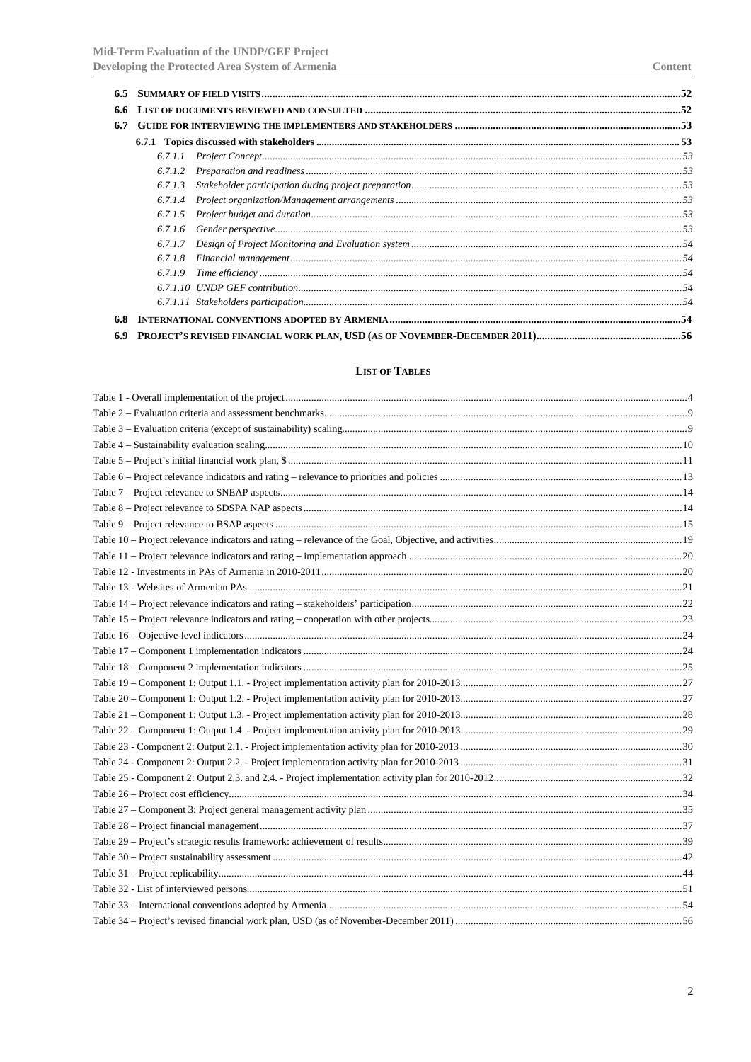| | | |
|---|---|---|
| **6.5** | **SUMMARY OF FIELD VISITS** | **52** |
| **6.6** | **LIST OF DOCUMENTS REVIEWED AND CONSULTED** | **52** |
| **6.7** | **GUIDE FOR INTERVIEWING THE IMPLEMENTERS AND STAKEHOLDERS** | **53** |
| | **6.7.1 Topics discussed with stakeholders** | **53** |
| | *6.7.1.1 Project Concept* | *53* |
| | *6.7.1.2 Preparation and readiness* | *53* |
| | *6.7.1.3 Stakeholder participation during project preparation* | *53* |
| | *6.7.1.4 Project organization/Management arrangements* | *53* |
| | *6.7.1.5 Project budget and duration* | *53* |
| | *6.7.1.6 Gender perspective* | *53* |
| | *6.7.1.7 Design of Project Monitoring and Evaluation system* | *54* |
| | *6.7.1.8 Financial management* | *54* |
| | *6.7.1.9 Time efficiency* | *54* |
| | *6.7.1.10 UNDP GEF contribution* | *54* |
| | *6.7.1.11 Stakeholders participation* | *54* |
| **6.8** | **INTERNATIONAL CONVENTIONS ADOPTED BY ARMENIA** | **54** |
| **6.9** | **PROJECT'S REVISED FINANCIAL WORK PLAN, USD (AS OF NOVEMBER-DECEMBER 2011)** | **56** |

## LIST OF TABLES

| | |
|---|---|
| Table 1 - Overall implementation of the project | 4 |
| Table 2 – Evaluation criteria and assessment benchmarks | 9 |
| Table 3 – Evaluation criteria (except of sustainability) scaling | 9 |
| Table 4 – Sustainability evaluation scaling | 10 |
| Table 5 – Project's initial financial work plan, $ | 11 |
| Table 6 – Project relevance indicators and rating – relevance to priorities and policies | 13 |
| Table 7 – Project relevance to SNEAP aspects | 14 |
| Table 8 – Project relevance to SDSPA NAP aspects | 14 |
| Table 9 – Project relevance to BSAP aspects | 15 |
| Table 10 – Project relevance indicators and rating – relevance of the Goal, Objective, and activities | 19 |
| Table 11 – Project relevance indicators and rating – implementation approach | 20 |
| Table 12 - Investments in PAs of Armenia in 2010-2011 | 20 |
| Table 13 - Websites of Armenian PAs | 21 |
| Table 14 – Project relevance indicators and rating – stakeholders' participation | 22 |
| Table 15 – Project relevance indicators and rating – cooperation with other projects | 23 |
| Table 16 – Objective-level indicators | 24 |
| Table 17 – Component 1 implementation indicators | 24 |
| Table 18 – Component 2 implementation indicators | 25 |
| Table 19 – Component 1: Output 1.1. - Project implementation activity plan for 2010-2013 | 27 |
| Table 20 – Component 1: Output 1.2. - Project implementation activity plan for 2010-2013 | 27 |
| Table 21 – Component 1: Output 1.3. - Project implementation activity plan for 2010-2013 | 28 |
| Table 22 – Component 1: Output 1.4. - Project implementation activity plan for 2010-2013 | 29 |
| Table 23 - Component 2: Output 2.1. - Project implementation activity plan for 2010-2013 | 30 |
| Table 24 - Component 2: Output 2.2. - Project implementation activity plan for 2010-2013 | 31 |
| Table 25 - Component 2: Output 2.3. and 2.4. - Project implementation activity plan for 2010-2012 | 32 |
| Table 26 – Project cost efficiency | 34 |
| Table 27 – Component 3: Project general management activity plan | 35 |
| Table 28 – Project financial management | 37 |
| Table 29 – Project's strategic results framework: achievement of results | 39 |
| Table 30 – Project sustainability assessment | 42 |
| Table 31 – Project replicability | 44 |
| Table 32 - List of interviewed persons | 51 |
| Table 33 – International conventions adopted by Armenia | 54 |
| Table 34 – Project's revised financial work plan, USD (as of November-December 2011) | 56 |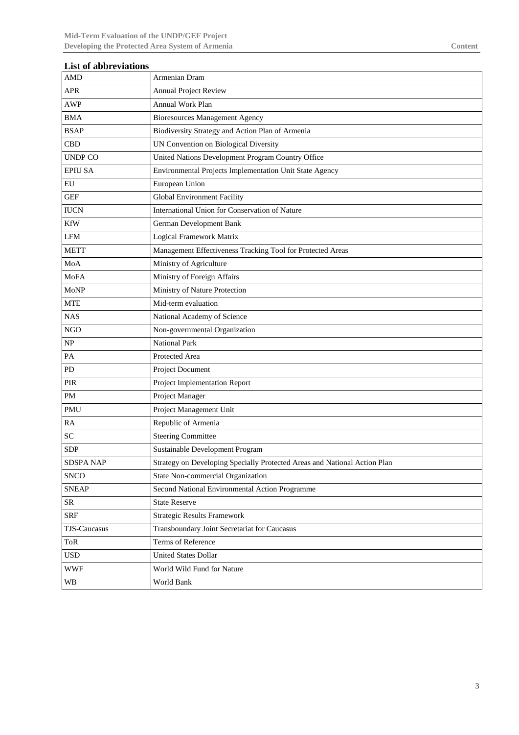## List of abbreviations

| | |
|---|---|
| AMD | Armenian Dram |
| APR | Annual Project Review |
| AWP | Annual Work Plan |
| BMA | Bioresources Management Agency |
| BSAP | Biodiversity Strategy and Action Plan of Armenia |
| CBD | UN Convention on Biological Diversity |
| UNDP CO | United Nations Development Program Country Office |
| EPIU SA | Environmental Projects Implementation Unit State Agency |
| EU | European Union |
| GEF | Global Environment Facility |
| IUCN | International Union for Conservation of Nature |
| KfW | German Development Bank |
| LFM | Logical Framework Matrix |
| METT | Management Effectiveness Tracking Tool for Protected Areas |
| MoA | Ministry of Agriculture |
| MoFA | Ministry of Foreign Affairs |
| MoNP | Ministry of Nature Protection |
| MTE | Mid-term evaluation |
| NAS | National Academy of Science |
| NGO | Non-governmental Organization |
| NP | National Park |
| PA | Protected Area |
| PD | Project Document |
| PIR | Project Implementation Report |
| PM | Project Manager |
| PMU | Project Management Unit |
| RA | Republic of Armenia |
| SC | Steering Committee |
| SDP | Sustainable Development Program |
| SDSPA NAP | Strategy on Developing Specially Protected Areas and National Action Plan |
| SNCO | State Non-commercial Organization |
| SNEAP | Second National Environmental Action Programme |
| SR | State Reserve |
| SRF | Strategic Results Framework |
| TJS-Caucasus | Transboundary Joint Secretariat for Caucasus |
| ToR | Terms of Reference |
| USD | United States Dollar |
| WWF | World Wild Fund for Nature |
| WB | World Bank |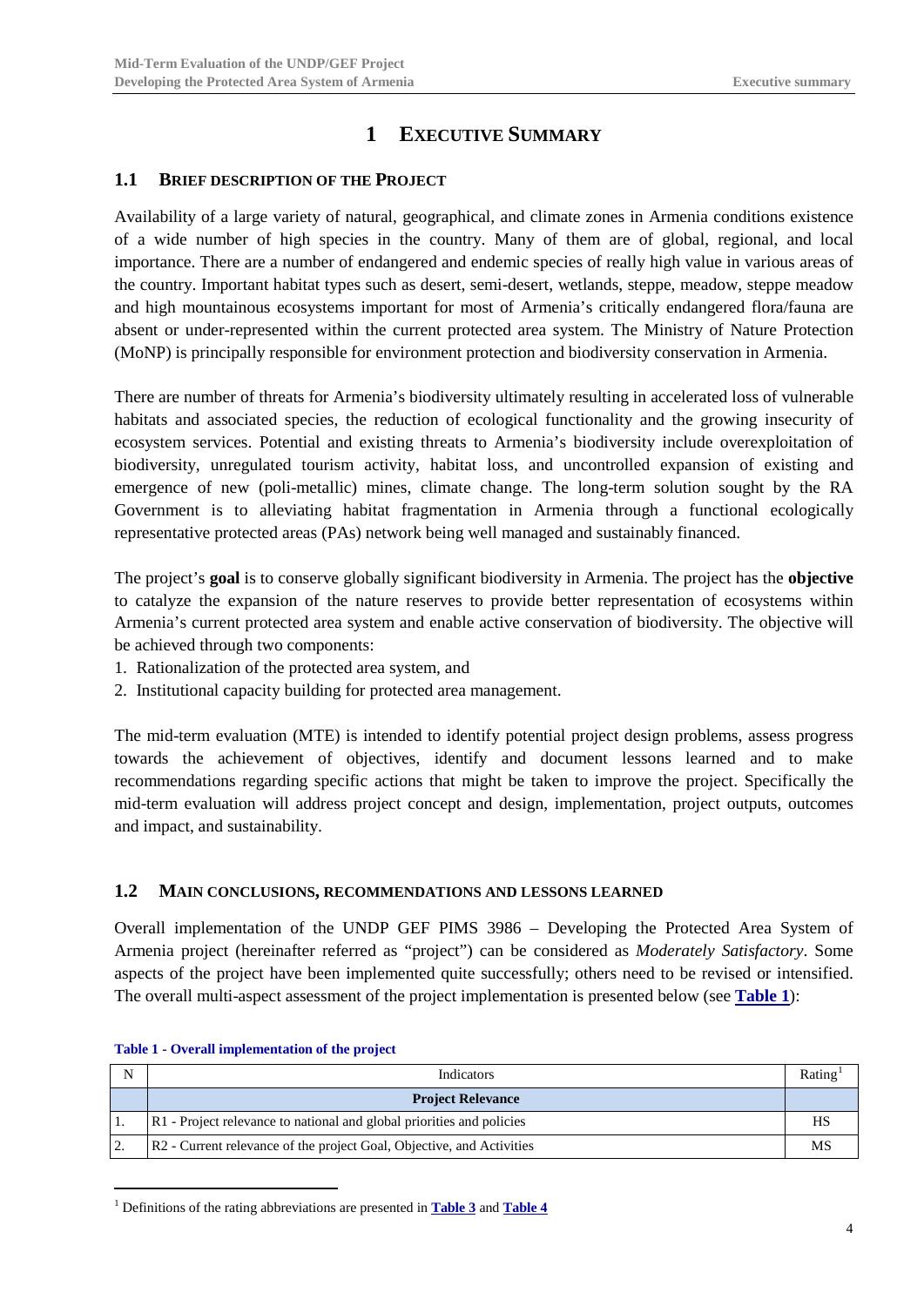# 1 EXECUTIVE SUMMARY

## 1.1 BRIEF DESCRIPTION OF THE PROJECT

Availability of a large variety of natural, geographical, and climate zones in Armenia conditions existence of a wide number of high species in the country. Many of them are of global, regional, and local importance. There are a number of endangered and endemic species of really high value in various areas of the country. Important habitat types such as desert, semi-desert, wetlands, steppe, meadow, steppe meadow and high mountainous ecosystems important for most of Armenia's critically endangered flora/fauna are absent or under-represented within the current protected area system. The Ministry of Nature Protection (MoNP) is principally responsible for environment protection and biodiversity conservation in Armenia.

There are number of threats for Armenia's biodiversity ultimately resulting in accelerated loss of vulnerable habitats and associated species, the reduction of ecological functionality and the growing insecurity of ecosystem services. Potential and existing threats to Armenia's biodiversity include overexploitation of biodiversity, unregulated tourism activity, habitat loss, and uncontrolled expansion of existing and emergence of new (poli-metallic) mines, climate change. The long-term solution sought by the RA Government is to alleviating habitat fragmentation in Armenia through a functional ecologically representative protected areas (PAs) network being well managed and sustainably financed.

The project's **goal** is to conserve globally significant biodiversity in Armenia. The project has the **objective** to catalyze the expansion of the nature reserves to provide better representation of ecosystems within Armenia's current protected area system and enable active conservation of biodiversity. The objective will be achieved through two components:

1. Rationalization of the protected area system, and
2. Institutional capacity building for protected area management.

The mid-term evaluation (MTE) is intended to identify potential project design problems, assess progress towards the achievement of objectives, identify and document lessons learned and to make recommendations regarding specific actions that might be taken to improve the project. Specifically the mid-term evaluation will address project concept and design, implementation, project outputs, outcomes and impact, and sustainability.

## 1.2 MAIN CONCLUSIONS, RECOMMENDATIONS AND LESSONS LEARNED

Overall implementation of the UNDP GEF PIMS 3986 – Developing the Protected Area System of Armenia project (hereinafter referred as "project") can be considered as *Moderately Satisfactory*. Some aspects of the project have been implemented quite successfully; others need to be revised or intensified. The overall multi-aspect assessment of the project implementation is presented below (see **Table 1**):

**Table 1 - Overall implementation of the project**

| N | Indicators | Rating[1] |
|---|---|---|
| | **Project Relevance** | |
| 1. | R1 - Project relevance to national and global priorities and policies | HS |
| 2. | R2 - Current relevance of the project Goal, Objective, and Activities | MS |

[1] Definitions of the rating abbreviations are presented in **Table 3** and **Table 4**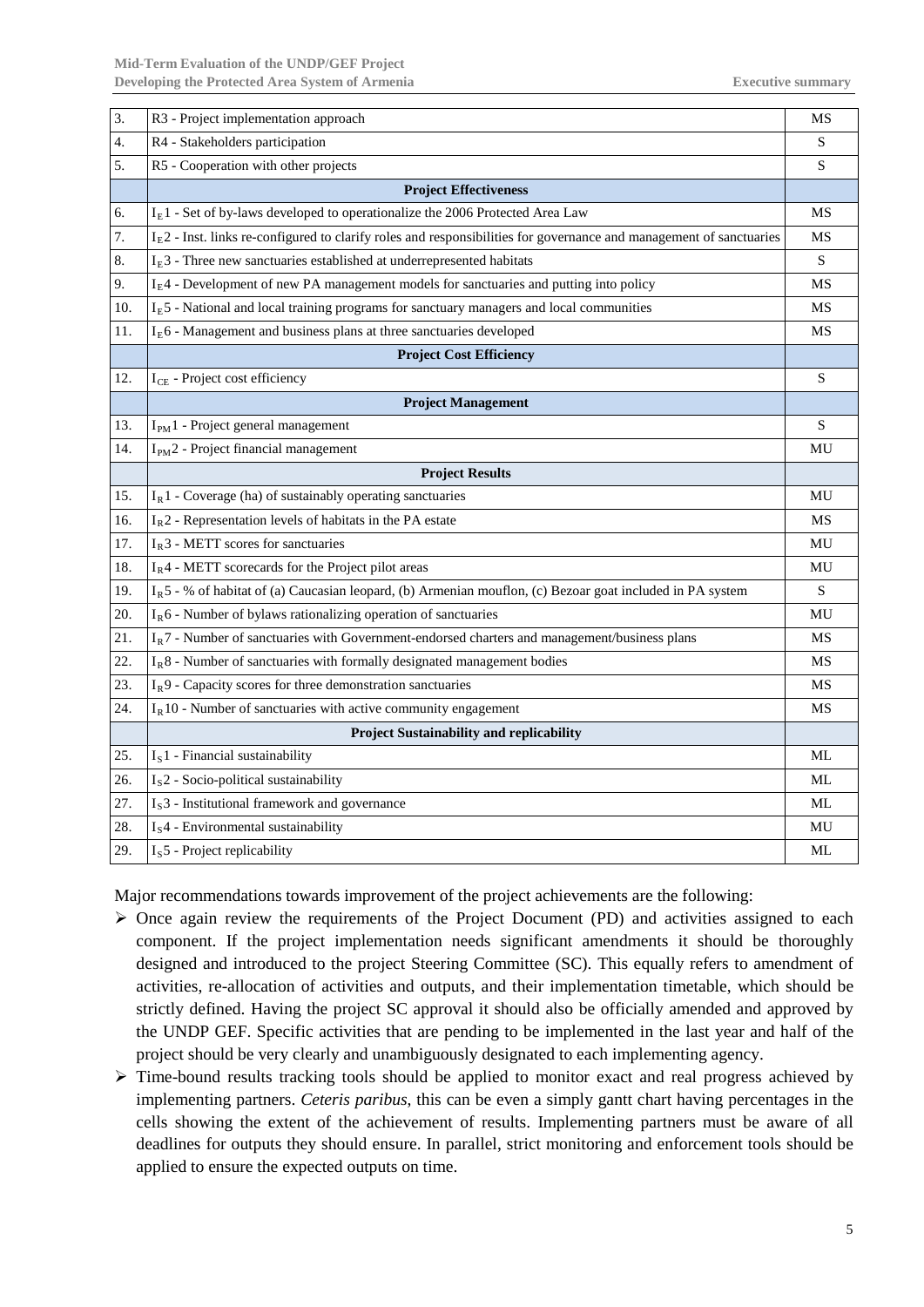| | | |
|---|---|---|
| 3. | R3 - Project implementation approach | MS |
| 4. | R4 - Stakeholders participation | S |
| 5. | R5 - Cooperation with other projects | S |
| | **Project Effectiveness** | |
| 6. | $I_E1$ - Set of by-laws developed to operationalize the 2006 Protected Area Law | MS |
| 7. | $I_E2$ - Inst. links re-configured to clarify roles and responsibilities for governance and management of sanctuaries | MS |
| 8. | $I_E3$ - Three new sanctuaries established at underrepresented habitats | S |
| 9. | $I_E4$ - Development of new PA management models for sanctuaries and putting into policy | MS |
| 10. | $I_E5$ - National and local training programs for sanctuary managers and local communities | MS |
| 11. | $I_E6$ - Management and business plans at three sanctuaries developed | MS |
| | **Project Cost Efficiency** | |
| 12. | $I_{CE}$ - Project cost efficiency | S |
| | **Project Management** | |
| 13. | $I_{PM}1$ - Project general management | S |
| 14. | $I_{PM}2$ - Project financial management | MU |
| | **Project Results** | |
| 15. | $I_R1$ - Coverage (ha) of sustainably operating sanctuaries | MU |
| 16. | $I_R2$ - Representation levels of habitats in the PA estate | MS |
| 17. | $I_R3$ - METT scores for sanctuaries | MU |
| 18. | $I_R4$ - METT scorecards for the Project pilot areas | MU |
| 19. | $I_R5$ - % of habitat of (a) Caucasian leopard, (b) Armenian mouflon, (c) Bezoar goat included in PA system | S |
| 20. | $I_R6$ - Number of bylaws rationalizing operation of sanctuaries | MU |
| 21. | $I_R7$ - Number of sanctuaries with Government-endorsed charters and management/business plans | MS |
| 22. | $I_R8$ - Number of sanctuaries with formally designated management bodies | MS |
| 23. | $I_R9$ - Capacity scores for three demonstration sanctuaries | MS |
| 24. | $I_R10$ - Number of sanctuaries with active community engagement | MS |
| | **Project Sustainability and replicability** | |
| 25. | $I_S1$ - Financial sustainability | ML |
| 26. | $I_S2$ - Socio-political sustainability | ML |
| 27. | $I_S3$ - Institutional framework and governance | ML |
| 28. | $I_S4$ - Environmental sustainability | MU |
| 29. | $I_S5$ - Project replicability | ML |

Major recommendations towards improvement of the project achievements are the following:

- Once again review the requirements of the Project Document (PD) and activities assigned to each component. If the project implementation needs significant amendments it should be thoroughly designed and introduced to the project Steering Committee (SC). This equally refers to amendment of activities, re-allocation of activities and outputs, and their implementation timetable, which should be strictly defined. Having the project SC approval it should also be officially amended and approved by the UNDP GEF. Specific activities that are pending to be implemented in the last year and half of the project should be very clearly and unambiguously designated to each implementing agency.
- Time-bound results tracking tools should be applied to monitor exact and real progress achieved by implementing partners. *Ceteris paribus*, this can be even a simply gantt chart having percentages in the cells showing the extent of the achievement of results. Implementing partners must be aware of all deadlines for outputs they should ensure. In parallel, strict monitoring and enforcement tools should be applied to ensure the expected outputs on time.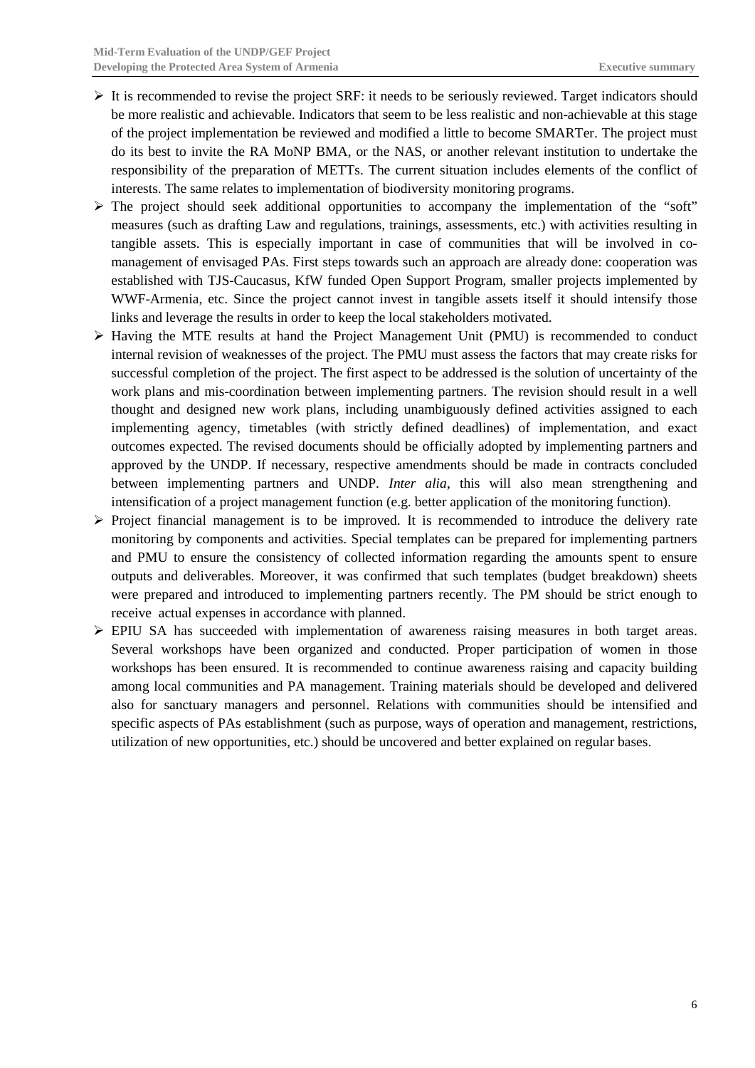- It is recommended to revise the project SRF: it needs to be seriously reviewed. Target indicators should be more realistic and achievable. Indicators that seem to be less realistic and non-achievable at this stage of the project implementation be reviewed and modified a little to become SMARTer. The project must do its best to invite the RA MoNP BMA, or the NAS, or another relevant institution to undertake the responsibility of the preparation of METTs. The current situation includes elements of the conflict of interests. The same relates to implementation of biodiversity monitoring programs.
- The project should seek additional opportunities to accompany the implementation of the "soft" measures (such as drafting Law and regulations, trainings, assessments, etc.) with activities resulting in tangible assets. This is especially important in case of communities that will be involved in co-management of envisaged PAs. First steps towards such an approach are already done: cooperation was established with TJS-Caucasus, KfW funded Open Support Program, smaller projects implemented by WWF-Armenia, etc. Since the project cannot invest in tangible assets itself it should intensify those links and leverage the results in order to keep the local stakeholders motivated.
- Having the MTE results at hand the Project Management Unit (PMU) is recommended to conduct internal revision of weaknesses of the project. The PMU must assess the factors that may create risks for successful completion of the project. The first aspect to be addressed is the solution of uncertainty of the work plans and mis-coordination between implementing partners. The revision should result in a well thought and designed new work plans, including unambiguously defined activities assigned to each implementing agency, timetables (with strictly defined deadlines) of implementation, and exact outcomes expected. The revised documents should be officially adopted by implementing partners and approved by the UNDP. If necessary, respective amendments should be made in contracts concluded between implementing partners and UNDP. *Inter alia*, this will also mean strengthening and intensification of a project management function (e.g. better application of the monitoring function).
- Project financial management is to be improved. It is recommended to introduce the delivery rate monitoring by components and activities. Special templates can be prepared for implementing partners and PMU to ensure the consistency of collected information regarding the amounts spent to ensure outputs and deliverables. Moreover, it was confirmed that such templates (budget breakdown) sheets were prepared and introduced to implementing partners recently. The PM should be strict enough to receive actual expenses in accordance with planned.
- EPIU SA has succeeded with implementation of awareness raising measures in both target areas. Several workshops have been organized and conducted. Proper participation of women in those workshops has been ensured. It is recommended to continue awareness raising and capacity building among local communities and PA management. Training materials should be developed and delivered also for sanctuary managers and personnel. Relations with communities should be intensified and specific aspects of PAs establishment (such as purpose, ways of operation and management, restrictions, utilization of new opportunities, etc.) should be uncovered and better explained on regular bases.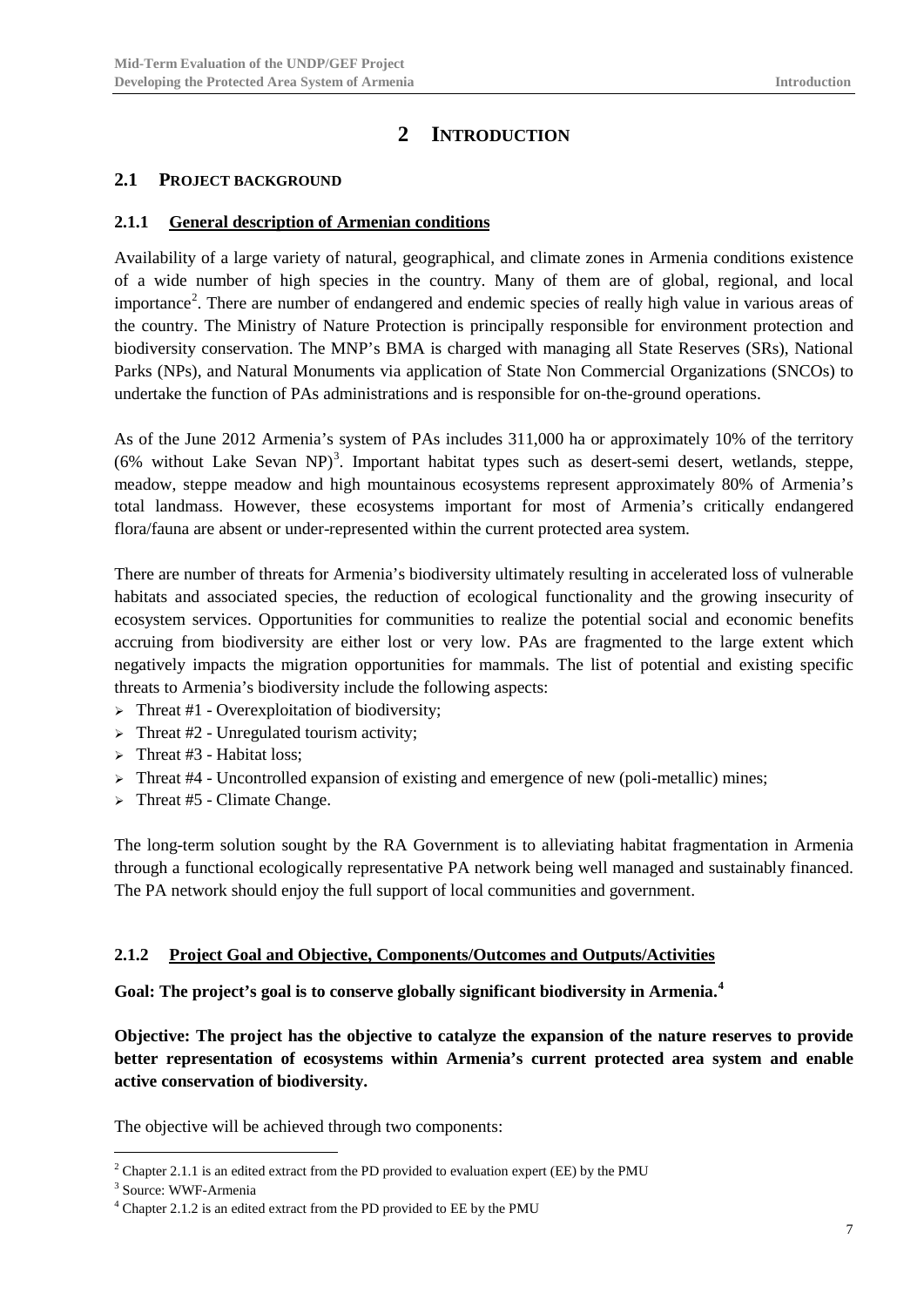# 2 INTRODUCTION

## 2.1 PROJECT BACKGROUND

### 2.1.1 General description of Armenian conditions

Availability of a large variety of natural, geographical, and climate zones in Armenia conditions existence of a wide number of high species in the country. Many of them are of global, regional, and local importance[2]. There are number of endangered and endemic species of really high value in various areas of the country. The Ministry of Nature Protection is principally responsible for environment protection and biodiversity conservation. The MNP's BMA is charged with managing all State Reserves (SRs), National Parks (NPs), and Natural Monuments via application of State Non Commercial Organizations (SNCOs) to undertake the function of PAs administrations and is responsible for on-the-ground operations.

As of the June 2012 Armenia's system of PAs includes 311,000 ha or approximately 10% of the territory (6% without Lake Sevan NP)[3]. Important habitat types such as desert-semi desert, wetlands, steppe, meadow, steppe meadow and high mountainous ecosystems represent approximately 80% of Armenia's total landmass. However, these ecosystems important for most of Armenia's critically endangered flora/fauna are absent or under-represented within the current protected area system.

There are number of threats for Armenia's biodiversity ultimately resulting in accelerated loss of vulnerable habitats and associated species, the reduction of ecological functionality and the growing insecurity of ecosystem services. Opportunities for communities to realize the potential social and economic benefits accruing from biodiversity are either lost or very low. PAs are fragmented to the large extent which negatively impacts the migration opportunities for mammals. The list of potential and existing specific threats to Armenia's biodiversity include the following aspects:

- Threat #1 - Overexploitation of biodiversity;
- Threat #2 - Unregulated tourism activity;
- Threat #3 - Habitat loss;
- Threat #4 - Uncontrolled expansion of existing and emergence of new (poli-metallic) mines;
- Threat #5 - Climate Change.

The long-term solution sought by the RA Government is to alleviating habitat fragmentation in Armenia through a functional ecologically representative PA network being well managed and sustainably financed. The PA network should enjoy the full support of local communities and government.

### 2.1.2 Project Goal and Objective, Components/Outcomes and Outputs/Activities

**Goal: The project's goal is to conserve globally significant biodiversity in Armenia.[4]**

**Objective: The project has the objective to catalyze the expansion of the nature reserves to provide better representation of ecosystems within Armenia's current protected area system and enable active conservation of biodiversity.**

The objective will be achieved through two components:

---

[2] Chapter 2.1.1 is an edited extract from the PD provided to evaluation expert (EE) by the PMU

[3] Source: WWF-Armenia

[4] Chapter 2.1.2 is an edited extract from the PD provided to EE by the PMU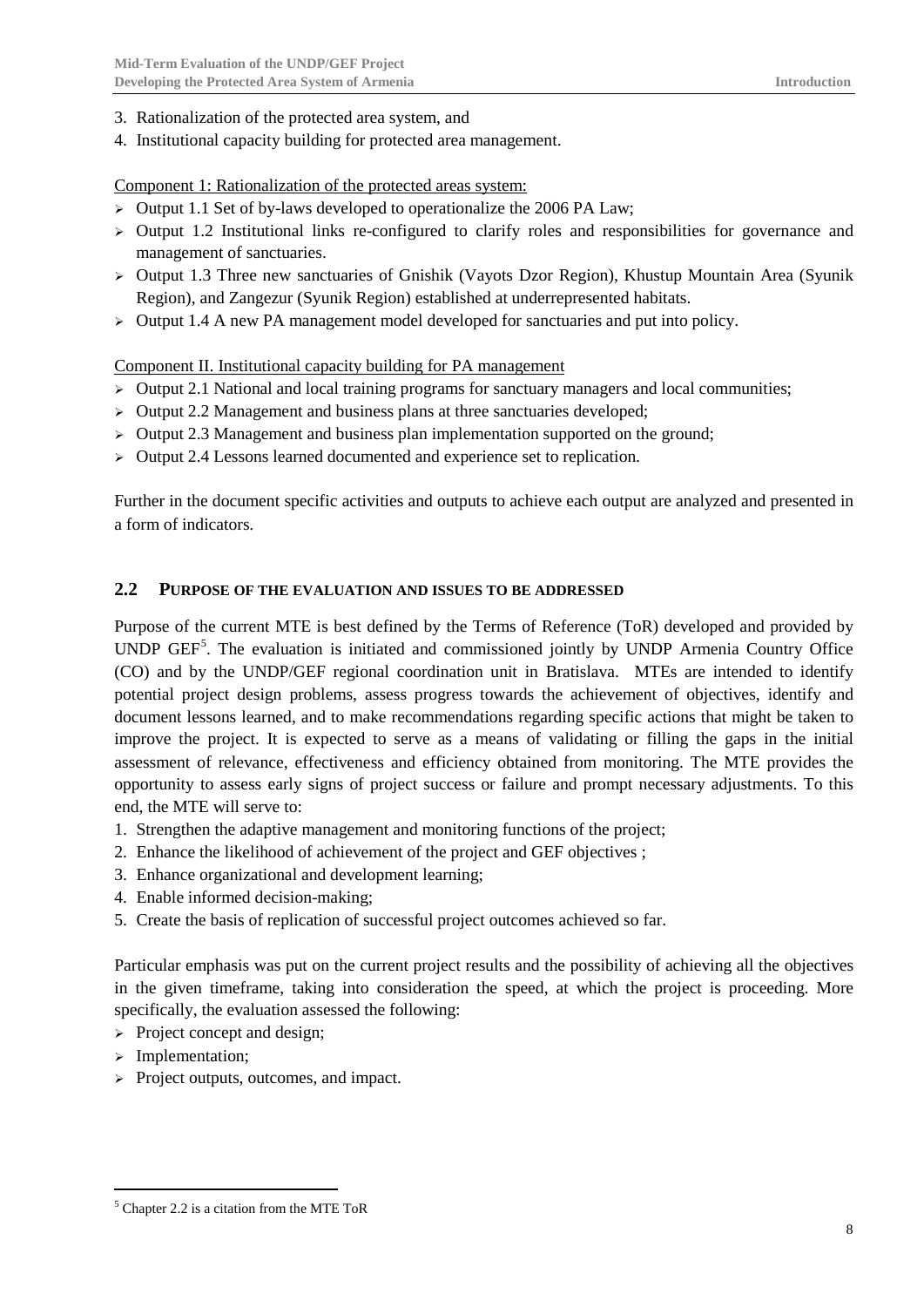3. Rationalization of the protected area system, and
4. Institutional capacity building for protected area management.

Component 1: Rationalization of the protected areas system:

- Output 1.1 Set of by-laws developed to operationalize the 2006 PA Law;
- Output 1.2 Institutional links re-configured to clarify roles and responsibilities for governance and management of sanctuaries.
- Output 1.3 Three new sanctuaries of Gnishik (Vayots Dzor Region), Khustup Mountain Area (Syunik Region), and Zangezur (Syunik Region) established at underrepresented habitats.
- Output 1.4 A new PA management model developed for sanctuaries and put into policy.

Component II. Institutional capacity building for PA management

- Output 2.1 National and local training programs for sanctuary managers and local communities;
- Output 2.2 Management and business plans at three sanctuaries developed;
- Output 2.3 Management and business plan implementation supported on the ground;
- Output 2.4 Lessons learned documented and experience set to replication.

Further in the document specific activities and outputs to achieve each output are analyzed and presented in a form of indicators.

## 2.2 Purpose of the Evaluation and Issues to be Addressed

Purpose of the current MTE is best defined by the Terms of Reference (ToR) developed and provided by UNDP GEF[5]. The evaluation is initiated and commissioned jointly by UNDP Armenia Country Office (CO) and by the UNDP/GEF regional coordination unit in Bratislava. MTEs are intended to identify potential project design problems, assess progress towards the achievement of objectives, identify and document lessons learned, and to make recommendations regarding specific actions that might be taken to improve the project. It is expected to serve as a means of validating or filling the gaps in the initial assessment of relevance, effectiveness and efficiency obtained from monitoring. The MTE provides the opportunity to assess early signs of project success or failure and prompt necessary adjustments. To this end, the MTE will serve to:

1. Strengthen the adaptive management and monitoring functions of the project;
2. Enhance the likelihood of achievement of the project and GEF objectives ;
3. Enhance organizational and development learning;
4. Enable informed decision-making;
5. Create the basis of replication of successful project outcomes achieved so far.

Particular emphasis was put on the current project results and the possibility of achieving all the objectives in the given timeframe, taking into consideration the speed, at which the project is proceeding. More specifically, the evaluation assessed the following:

- Project concept and design;
- Implementation;
- Project outputs, outcomes, and impact.

[5] Chapter 2.2 is a citation from the MTE ToR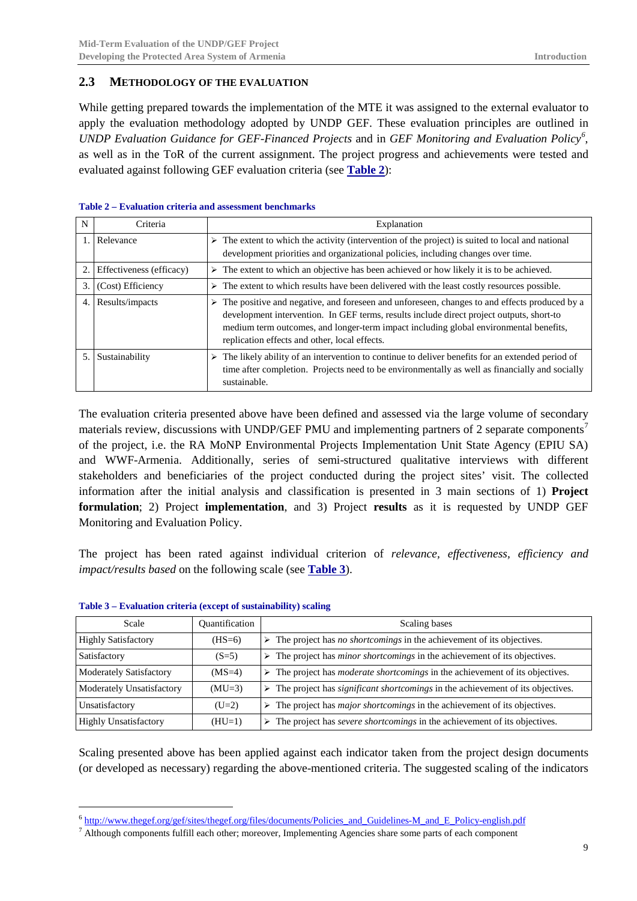## 2.3 METHODOLOGY OF THE EVALUATION

While getting prepared towards the implementation of the MTE it was assigned to the external evaluator to apply the evaluation methodology adopted by UNDP GEF. These evaluation principles are outlined in *UNDP Evaluation Guidance for GEF-Financed Projects* and in *GEF Monitoring and Evaluation Policy*[6], as well as in the ToR of the current assignment. The project progress and achievements were tested and evaluated against following GEF evaluation criteria (see **Table 2**):

**Table 2 – Evaluation criteria and assessment benchmarks**

| N | Criteria | Explanation |
|---|---|---|
| 1. | Relevance | ➢ The extent to which the activity (intervention of the project) is suited to local and national development priorities and organizational policies, including changes over time. |
| 2. | Effectiveness (efficacy) | ➢ The extent to which an objective has been achieved or how likely it is to be achieved. |
| 3. | (Cost) Efficiency | ➢ The extent to which results have been delivered with the least costly resources possible. |
| 4. | Results/impacts | ➢ The positive and negative, and foreseen and unforeseen, changes to and effects produced by a development intervention. In GEF terms, results include direct project outputs, short-to medium term outcomes, and longer-term impact including global environmental benefits, replication effects and other, local effects. |
| 5. | Sustainability | ➢ The likely ability of an intervention to continue to deliver benefits for an extended period of time after completion. Projects need to be environmentally as well as financially and socially sustainable. |

The evaluation criteria presented above have been defined and assessed via the large volume of secondary materials review, discussions with UNDP/GEF PMU and implementing partners of 2 separate components[7] of the project, i.e. the RA MoNP Environmental Projects Implementation Unit State Agency (EPIU SA) and WWF-Armenia. Additionally, series of semi-structured qualitative interviews with different stakeholders and beneficiaries of the project conducted during the project sites' visit. The collected information after the initial analysis and classification is presented in 3 main sections of 1) **Project formulation**; 2) Project **implementation**, and 3) Project **results** as it is requested by UNDP GEF Monitoring and Evaluation Policy.

The project has been rated against individual criterion of *relevance, effectiveness, efficiency and impact/results based* on the following scale (see **Table 3**).

**Table 3 – Evaluation criteria (except of sustainability) scaling**

| Scale | Quantification | Scaling bases |
|---|---|---|
| Highly Satisfactory | (HS=6) | ➢ The project has *no shortcomings* in the achievement of its objectives. |
| Satisfactory | (S=5) | ➢ The project has *minor shortcomings* in the achievement of its objectives. |
| Moderately Satisfactory | (MS=4) | ➢ The project has *moderate shortcomings* in the achievement of its objectives. |
| Moderately Unsatisfactory | (MU=3) | ➢ The project has *significant shortcomings* in the achievement of its objectives. |
| Unsatisfactory | (U=2) | ➢ The project has *major shortcomings* in the achievement of its objectives. |
| Highly Unsatisfactory | (HU=1) | ➢ The project has *severe shortcomings* in the achievement of its objectives. |

Scaling presented above has been applied against each indicator taken from the project design documents (or developed as necessary) regarding the above-mentioned criteria. The suggested scaling of the indicators

---

[6] http://www.thegef.org/gef/sites/thegef.org/files/documents/Policies_and_Guidelines-M_and_E_Policy-english.pdf

[7] Although components fulfill each other; moreover, Implementing Agencies share some parts of each component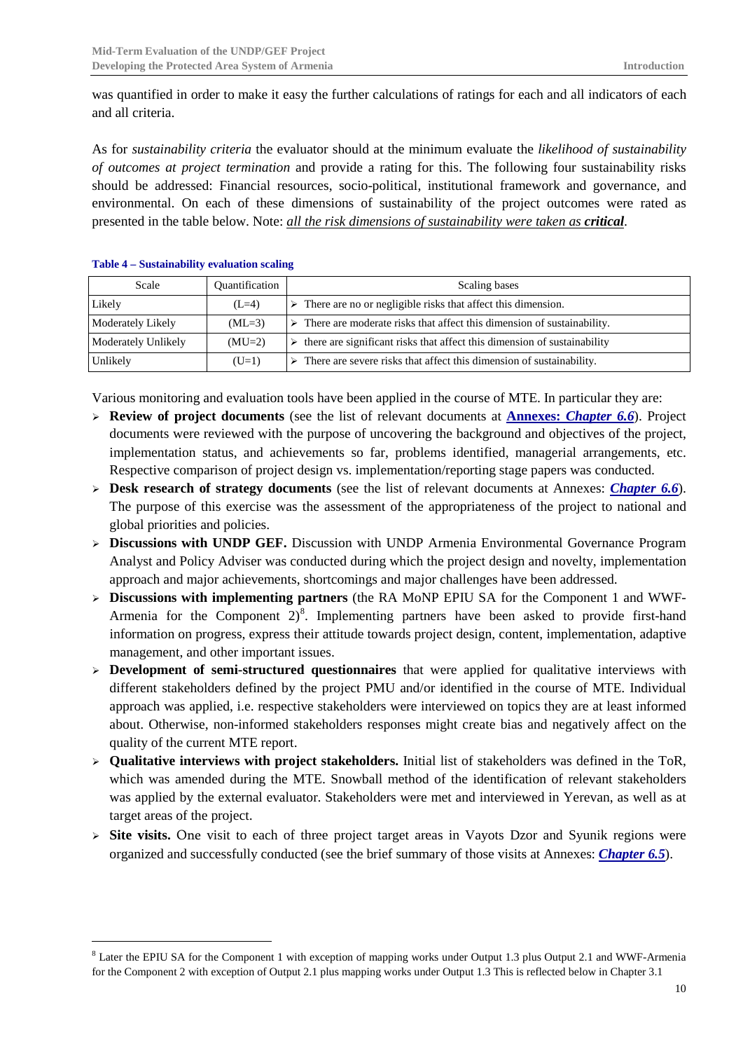was quantified in order to make it easy the further calculations of ratings for each and all indicators of each and all criteria.

As for *sustainability criteria* the evaluator should at the minimum evaluate the *likelihood of sustainability of outcomes at project termination* and provide a rating for this. The following four sustainability risks should be addressed: Financial resources, socio-political, institutional framework and governance, and environmental. On each of these dimensions of sustainability of the project outcomes were rated as presented in the table below. Note: *all the risk dimensions of sustainability were taken as* ***critical***.

**Table 4 – Sustainability evaluation scaling**

| Scale | Quantification | Scaling bases |
|---|---|---|
| Likely | (L=4) | ➢ There are no or negligible risks that affect this dimension. |
| Moderately Likely | (ML=3) | ➢ There are moderate risks that affect this dimension of sustainability. |
| Moderately Unlikely | (MU=2) | ➢ there are significant risks that affect this dimension of sustainability |
| Unlikely | (U=1) | ➢ There are severe risks that affect this dimension of sustainability. |

Various monitoring and evaluation tools have been applied in the course of MTE. In particular they are:

- **Review of project documents** (see the list of relevant documents at **Annexes: *Chapter 6.6***). Project documents were reviewed with the purpose of uncovering the background and objectives of the project, implementation status, and achievements so far, problems identified, managerial arrangements, etc. Respective comparison of project design vs. implementation/reporting stage papers was conducted.
- **Desk research of strategy documents** (see the list of relevant documents at Annexes: ***Chapter 6.6***). The purpose of this exercise was the assessment of the appropriateness of the project to national and global priorities and policies.
- **Discussions with UNDP GEF.** Discussion with UNDP Armenia Environmental Governance Program Analyst and Policy Adviser was conducted during which the project design and novelty, implementation approach and major achievements, shortcomings and major challenges have been addressed.
- **Discussions with implementing partners** (the RA MoNP EPIU SA for the Component 1 and WWF-Armenia for the Component 2)[8]. Implementing partners have been asked to provide first-hand information on progress, express their attitude towards project design, content, implementation, adaptive management, and other important issues.
- **Development of semi-structured questionnaires** that were applied for qualitative interviews with different stakeholders defined by the project PMU and/or identified in the course of MTE. Individual approach was applied, i.e. respective stakeholders were interviewed on topics they are at least informed about. Otherwise, non-informed stakeholders responses might create bias and negatively affect on the quality of the current MTE report.
- **Qualitative interviews with project stakeholders.** Initial list of stakeholders was defined in the ToR, which was amended during the MTE. Snowball method of the identification of relevant stakeholders was applied by the external evaluator. Stakeholders were met and interviewed in Yerevan, as well as at target areas of the project.
- **Site visits.** One visit to each of three project target areas in Vayots Dzor and Syunik regions were organized and successfully conducted (see the brief summary of those visits at Annexes: ***Chapter 6.5***).

---

[8] Later the EPIU SA for the Component 1 with exception of mapping works under Output 1.3 plus Output 2.1 and WWF-Armenia for the Component 2 with exception of Output 2.1 plus mapping works under Output 1.3 This is reflected below in Chapter 3.1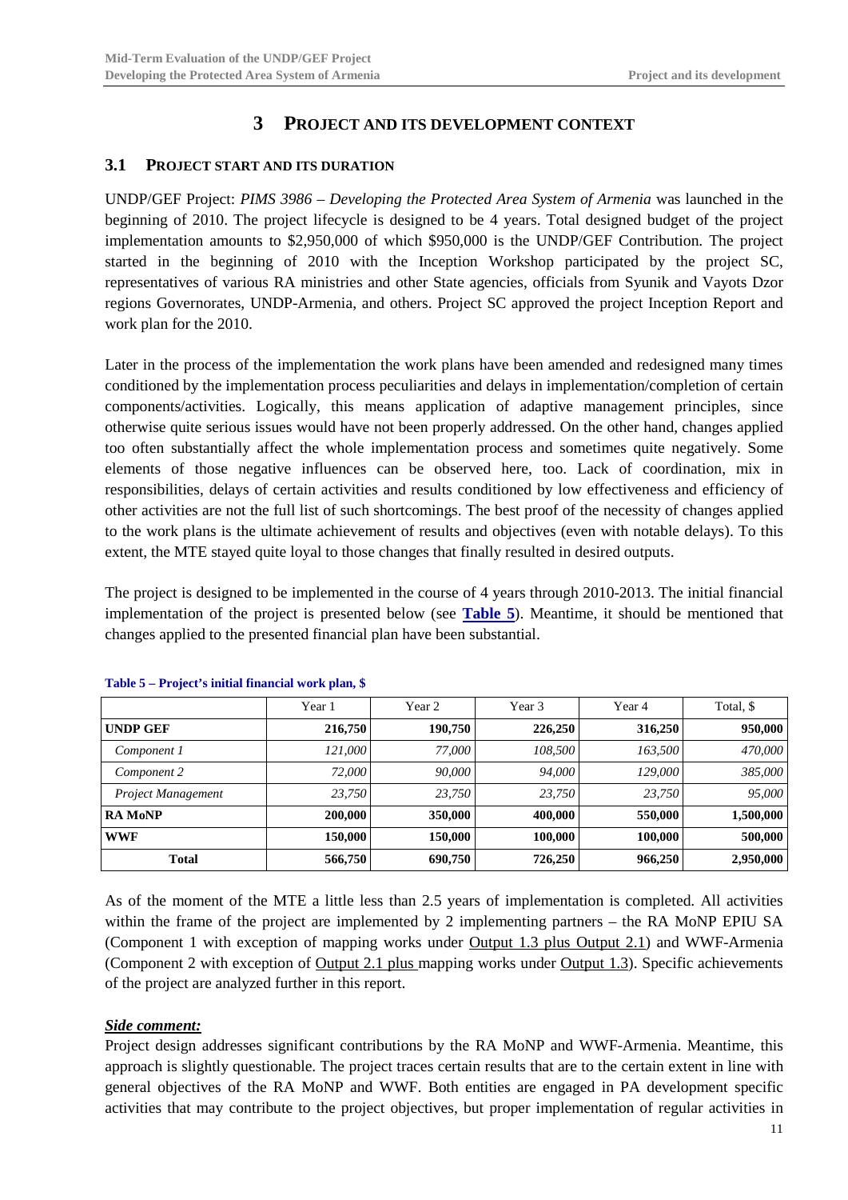# 3 PROJECT AND ITS DEVELOPMENT CONTEXT

## 3.1 PROJECT START AND ITS DURATION

UNDP/GEF Project: *PIMS 3986 – Developing the Protected Area System of Armenia* was launched in the beginning of 2010. The project lifecycle is designed to be 4 years. Total designed budget of the project implementation amounts to $2,950,000 of which $950,000 is the UNDP/GEF Contribution. The project started in the beginning of 2010 with the Inception Workshop participated by the project SC, representatives of various RA ministries and other State agencies, officials from Syunik and Vayots Dzor regions Governorates, UNDP-Armenia, and others. Project SC approved the project Inception Report and work plan for the 2010.

Later in the process of the implementation the work plans have been amended and redesigned many times conditioned by the implementation process peculiarities and delays in implementation/completion of certain components/activities. Logically, this means application of adaptive management principles, since otherwise quite serious issues would have not been properly addressed. On the other hand, changes applied too often substantially affect the whole implementation process and sometimes quite negatively. Some elements of those negative influences can be observed here, too. Lack of coordination, mix in responsibilities, delays of certain activities and results conditioned by low effectiveness and efficiency of other activities are not the full list of such shortcomings. The best proof of the necessity of changes applied to the work plans is the ultimate achievement of results and objectives (even with notable delays). To this extent, the MTE stayed quite loyal to those changes that finally resulted in desired outputs.

The project is designed to be implemented in the course of 4 years through 2010-2013. The initial financial implementation of the project is presented below (see **Table 5**). Meantime, it should be mentioned that changes applied to the presented financial plan have been substantial.

**Table 5 – Project's initial financial work plan, $**

| | Year 1 | Year 2 | Year 3 | Year 4 | Total, $ |
|---|---|---|---|---|---|
| **UNDP GEF** | **216,750** | **190,750** | **226,250** | **316,250** | **950,000** |
| *Component 1* | *121,000* | *77,000* | *108,500* | *163,500* | *470,000* |
| *Component 2* | *72,000* | *90,000* | *94,000* | *129,000* | *385,000* |
| *Project Management* | *23,750* | *23,750* | *23,750* | *23,750* | *95,000* |
| **RA MoNP** | **200,000** | **350,000** | **400,000** | **550,000** | **1,500,000** |
| **WWF** | **150,000** | **150,000** | **100,000** | **100,000** | **500,000** |
| **Total** | **566,750** | **690,750** | **726,250** | **966,250** | **2,950,000** |

As of the moment of the MTE a little less than 2.5 years of implementation is completed. All activities within the frame of the project are implemented by 2 implementing partners – the RA MoNP EPIU SA (Component 1 with exception of mapping works under Output 1.3 plus Output 2.1) and WWF-Armenia (Component 2 with exception of Output 2.1 plus mapping works under Output 1.3). Specific achievements of the project are analyzed further in this report.

***Side comment:***

Project design addresses significant contributions by the RA MoNP and WWF-Armenia. Meantime, this approach is slightly questionable. The project traces certain results that are to the certain extent in line with general objectives of the RA MoNP and WWF. Both entities are engaged in PA development specific activities that may contribute to the project objectives, but proper implementation of regular activities in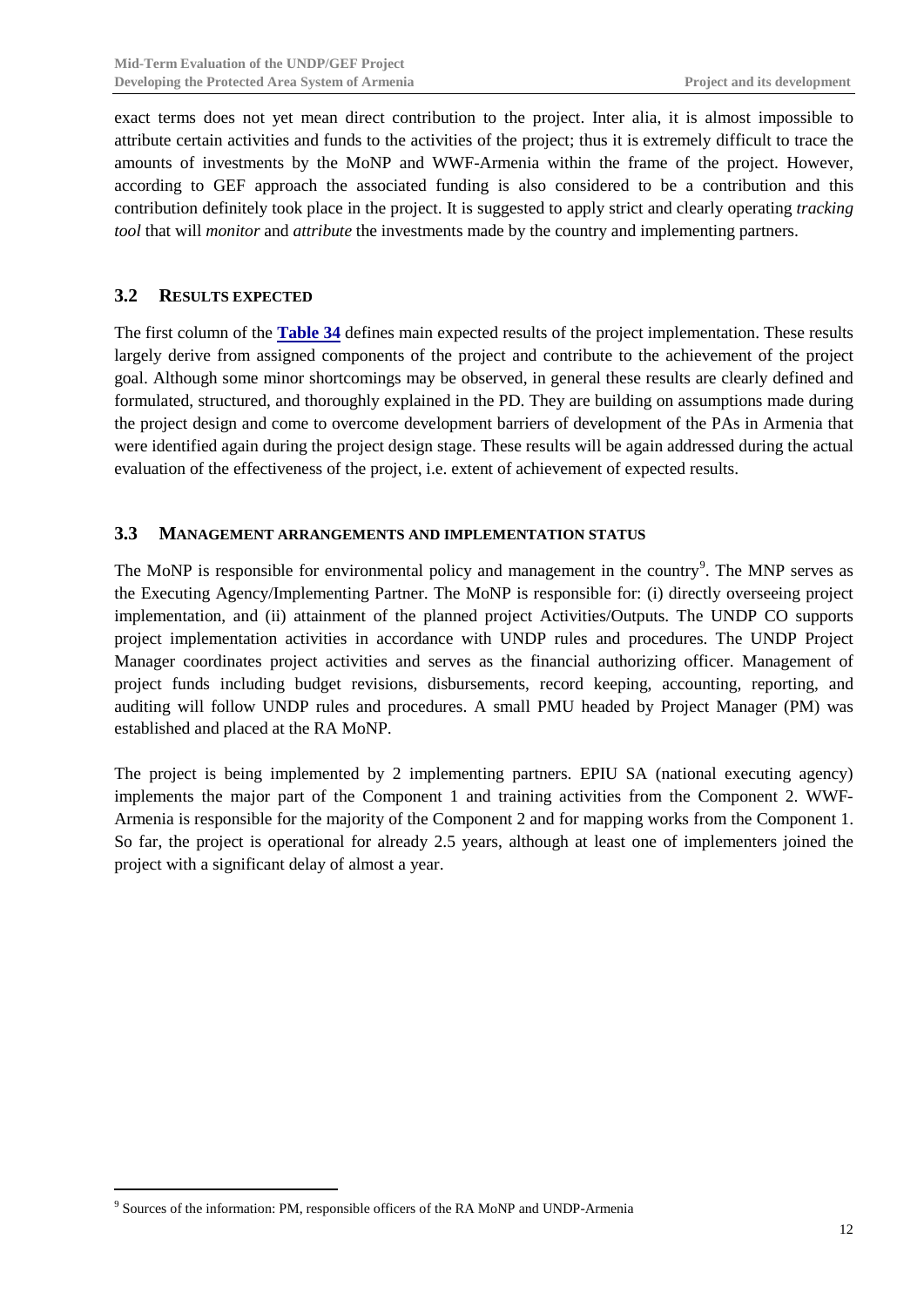exact terms does not yet mean direct contribution to the project. Inter alia, it is almost impossible to attribute certain activities and funds to the activities of the project; thus it is extremely difficult to trace the amounts of investments by the MoNP and WWF-Armenia within the frame of the project. However, according to GEF approach the associated funding is also considered to be a contribution and this contribution definitely took place in the project. It is suggested to apply strict and clearly operating *tracking tool* that will *monitor* and *attribute* the investments made by the country and implementing partners.

## 3.2 RESULTS EXPECTED

The first column of the **Table 34** defines main expected results of the project implementation. These results largely derive from assigned components of the project and contribute to the achievement of the project goal. Although some minor shortcomings may be observed, in general these results are clearly defined and formulated, structured, and thoroughly explained in the PD. They are building on assumptions made during the project design and come to overcome development barriers of development of the PAs in Armenia that were identified again during the project design stage. These results will be again addressed during the actual evaluation of the effectiveness of the project, i.e. extent of achievement of expected results.

## 3.3 MANAGEMENT ARRANGEMENTS AND IMPLEMENTATION STATUS

The MoNP is responsible for environmental policy and management in the country[9]. The MNP serves as the Executing Agency/Implementing Partner. The MoNP is responsible for: (i) directly overseeing project implementation, and (ii) attainment of the planned project Activities/Outputs. The UNDP CO supports project implementation activities in accordance with UNDP rules and procedures. The UNDP Project Manager coordinates project activities and serves as the financial authorizing officer. Management of project funds including budget revisions, disbursements, record keeping, accounting, reporting, and auditing will follow UNDP rules and procedures. A small PMU headed by Project Manager (PM) was established and placed at the RA MoNP.

The project is being implemented by 2 implementing partners. EPIU SA (national executing agency) implements the major part of the Component 1 and training activities from the Component 2. WWF-Armenia is responsible for the majority of the Component 2 and for mapping works from the Component 1. So far, the project is operational for already 2.5 years, although at least one of implementers joined the project with a significant delay of almost a year.

---

[9] Sources of the information: PM, responsible officers of the RA MoNP and UNDP-Armenia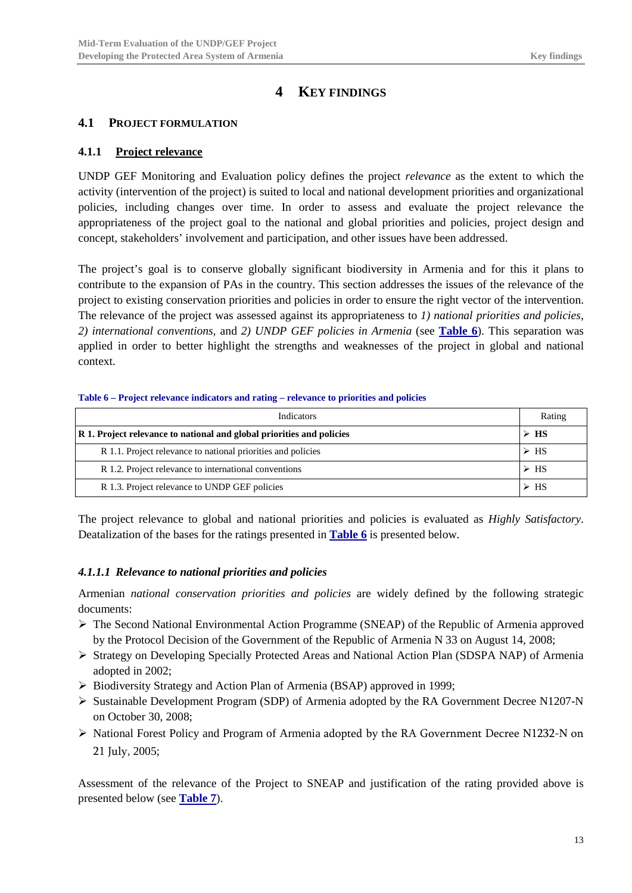# 4 KEY FINDINGS

## 4.1 PROJECT FORMULATION

### 4.1.1 Project relevance

UNDP GEF Monitoring and Evaluation policy defines the project *relevance* as the extent to which the activity (intervention of the project) is suited to local and national development priorities and organizational policies, including changes over time. In order to assess and evaluate the project relevance the appropriateness of the project goal to the national and global priorities and policies, project design and concept, stakeholders' involvement and participation, and other issues have been addressed.

The project's goal is to conserve globally significant biodiversity in Armenia and for this it plans to contribute to the expansion of PAs in the country. This section addresses the issues of the relevance of the project to existing conservation priorities and policies in order to ensure the right vector of the intervention. The relevance of the project was assessed against its appropriateness to *1) national priorities and policies*, *2) international conventions*, and *2) UNDP GEF policies in Armenia* (see **Table 6**). This separation was applied in order to better highlight the strengths and weaknesses of the project in global and national context.

**Table 6 – Project relevance indicators and rating – relevance to priorities and policies**

| Indicators | Rating |
|---|---|
| **R 1. Project relevance to national and global priorities and policies** | ➢ **HS** |
| R 1.1. Project relevance to national priorities and policies | ➢ HS |
| R 1.2. Project relevance to international conventions | ➢ HS |
| R 1.3. Project relevance to UNDP GEF policies | ➢ HS |

The project relevance to global and national priorities and policies is evaluated as *Highly Satisfactory*. Deatalization of the bases for the ratings presented in **Table 6** is presented below.

#### *4.1.1.1 Relevance to national priorities and policies*

Armenian *national conservation priorities and policies* are widely defined by the following strategic documents:

- ➢ The Second National Environmental Action Programme (SNEAP) of the Republic of Armenia approved by the Protocol Decision of the Government of the Republic of Armenia N 33 on August 14, 2008;
- ➢ Strategy on Developing Specially Protected Areas and National Action Plan (SDSPA NAP) of Armenia adopted in 2002;
- ➢ Biodiversity Strategy and Action Plan of Armenia (BSAP) approved in 1999;
- ➢ Sustainable Development Program (SDP) of Armenia adopted by the RA Government Decree N1207-N on October 30, 2008;
- ➢ National Forest Policy and Program of Armenia adopted by the RA Government Decree N1232-N on 21 July, 2005;

Assessment of the relevance of the Project to SNEAP and justification of the rating provided above is presented below (see **Table 7**).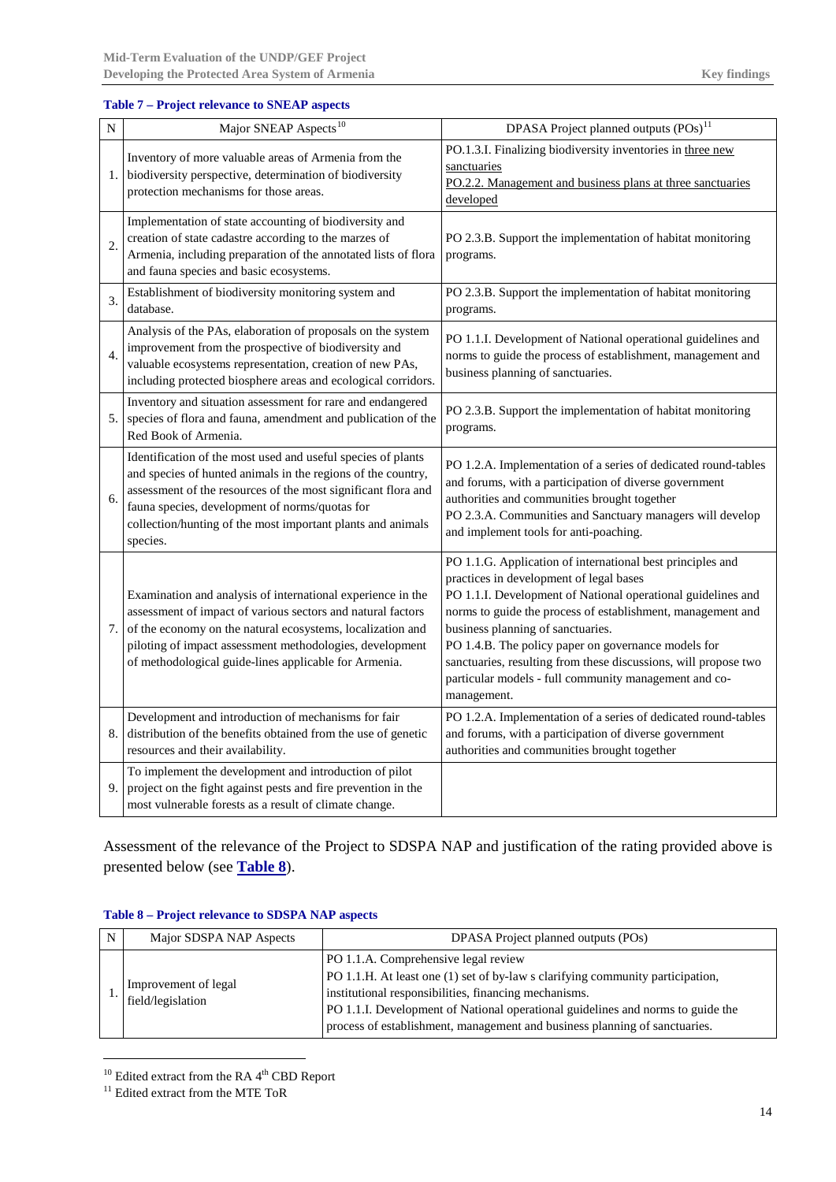**Table 7 – Project relevance to SNEAP aspects**

| N | Major SNEAP Aspects[10] | DPASA Project planned outputs (POs)[11] |
|---|---|---|
| 1. | Inventory of more valuable areas of Armenia from the biodiversity perspective, determination of biodiversity protection mechanisms for those areas. | PO.1.3.I. Finalizing biodiversity inventories in three new sanctuaries<br>PO.2.2. Management and business plans at three sanctuaries developed |
| 2. | Implementation of state accounting of biodiversity and creation of state cadastre according to the marzes of Armenia, including preparation of the annotated lists of flora and fauna species and basic ecosystems. | PO 2.3.B. Support the implementation of habitat monitoring programs. |
| 3. | Establishment of biodiversity monitoring system and database. | PO 2.3.B. Support the implementation of habitat monitoring programs. |
| 4. | Analysis of the PAs, elaboration of proposals on the system improvement from the prospective of biodiversity and valuable ecosystems representation, creation of new PAs, including protected biosphere areas and ecological corridors. | PO 1.1.I. Development of National operational guidelines and norms to guide the process of establishment, management and business planning of sanctuaries. |
| 5. | Inventory and situation assessment for rare and endangered species of flora and fauna, amendment and publication of the Red Book of Armenia. | PO 2.3.B. Support the implementation of habitat monitoring programs. |
| 6. | Identification of the most used and useful species of plants and species of hunted animals in the regions of the country, assessment of the resources of the most significant flora and fauna species, development of norms/quotas for collection/hunting of the most important plants and animals species. | PO 1.2.A. Implementation of a series of dedicated round-tables and forums, with a participation of diverse government authorities and communities brought together<br>PO 2.3.A. Communities and Sanctuary managers will develop and implement tools for anti-poaching. |
| 7. | Examination and analysis of international experience in the assessment of impact of various sectors and natural factors of the economy on the natural ecosystems, localization and piloting of impact assessment methodologies, development of methodological guide-lines applicable for Armenia. | PO 1.1.G. Application of international best principles and practices in development of legal bases<br>PO 1.1.I. Development of National operational guidelines and norms to guide the process of establishment, management and business planning of sanctuaries.<br>PO 1.4.B. The policy paper on governance models for sanctuaries, resulting from these discussions, will propose two particular models - full community management and co-management. |
| 8. | Development and introduction of mechanisms for fair distribution of the benefits obtained from the use of genetic resources and their availability. | PO 1.2.A. Implementation of a series of dedicated round-tables and forums, with a participation of diverse government authorities and communities brought together |
| 9. | To implement the development and introduction of pilot project on the fight against pests and fire prevention in the most vulnerable forests as a result of climate change. | |

Assessment of the relevance of the Project to SDSPA NAP and justification of the rating provided above is presented below (see **Table 8**).

**Table 8 – Project relevance to SDSPA NAP aspects**

| N | Major SDSPA NAP Aspects | DPASA Project planned outputs (POs) |
|---|---|---|
| 1. | Improvement of legal field/legislation | PO 1.1.A. Comprehensive legal review<br>PO 1.1.H. At least one (1) set of by-law s clarifying community participation, institutional responsibilities, financing mechanisms.<br>PO 1.1.I. Development of National operational guidelines and norms to guide the process of establishment, management and business planning of sanctuaries. |

[10] Edited extract from the RA 4th CBD Report

[11] Edited extract from the MTE ToR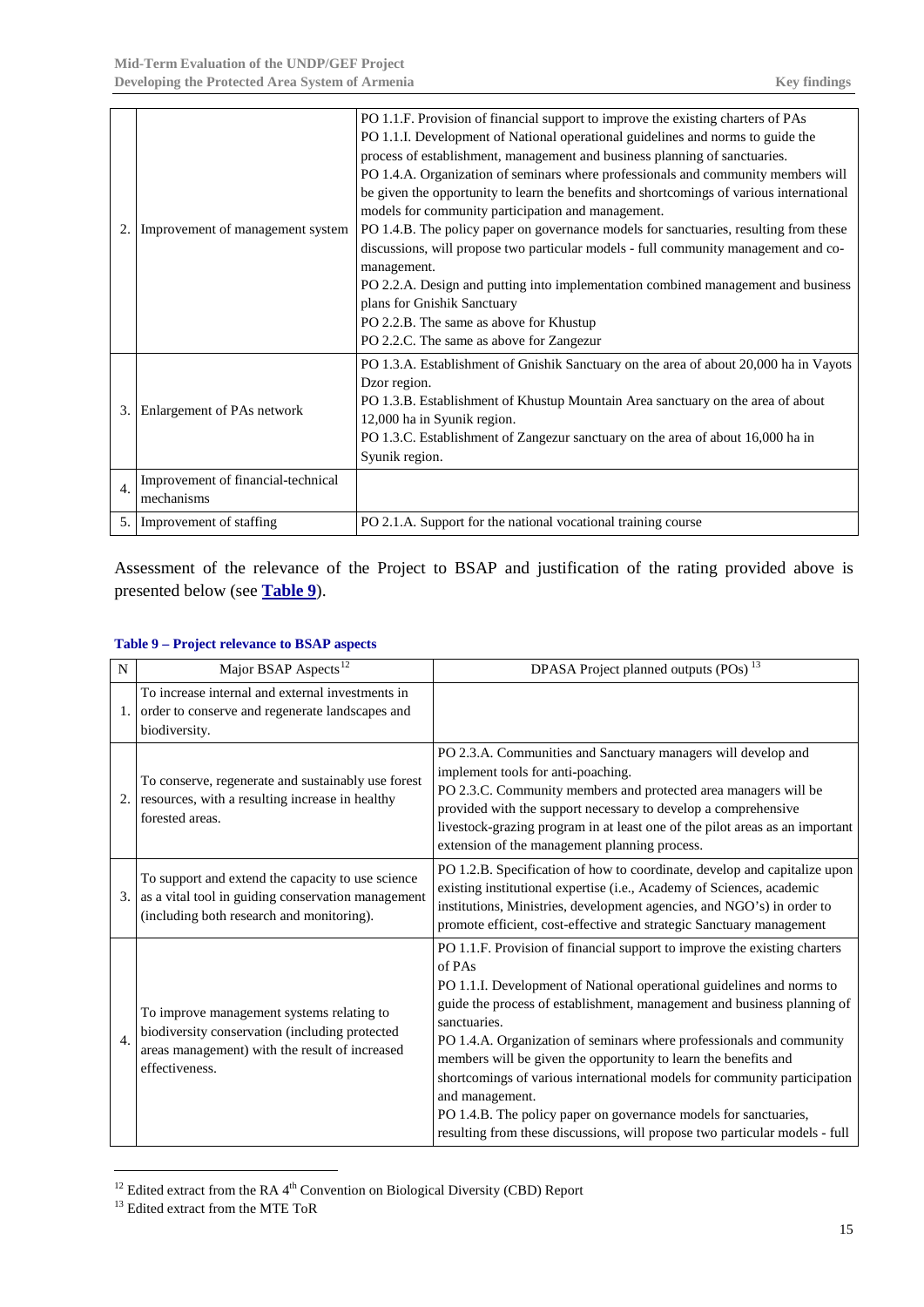| | | |
|---|---|---|
| 2. | Improvement of management system | PO 1.1.F. Provision of financial support to improve the existing charters of PAs<br>PO 1.1.I. Development of National operational guidelines and norms to guide the process of establishment, management and business planning of sanctuaries.<br>PO 1.4.A. Organization of seminars where professionals and community members will be given the opportunity to learn the benefits and shortcomings of various international models for community participation and management.<br>PO 1.4.B. The policy paper on governance models for sanctuaries, resulting from these discussions, will propose two particular models - full community management and co-management.<br>PO 2.2.A. Design and putting into implementation combined management and business plans for Gnishik Sanctuary<br>PO 2.2.B. The same as above for Khustup<br>PO 2.2.C. The same as above for Zangezur |
| 3. | Enlargement of PAs network | PO 1.3.A. Establishment of Gnishik Sanctuary on the area of about 20,000 ha in Vayots Dzor region.<br>PO 1.3.B. Establishment of Khustup Mountain Area sanctuary on the area of about 12,000 ha in Syunik region.<br>PO 1.3.C. Establishment of Zangezur sanctuary on the area of about 16,000 ha in Syunik region. |
| 4. | Improvement of financial-technical mechanisms | |
| 5. | Improvement of staffing | PO 2.1.A. Support for the national vocational training course |

Assessment of the relevance of the Project to BSAP and justification of the rating provided above is presented below (see **Table 9**).

**Table 9 – Project relevance to BSAP aspects**

| N | Major BSAP Aspects[12] | DPASA Project planned outputs (POs) [13] |
|---|---|---|
| 1. | To increase internal and external investments in order to conserve and regenerate landscapes and biodiversity. | |
| 2. | To conserve, regenerate and sustainably use forest resources, with a resulting increase in healthy forested areas. | PO 2.3.A. Communities and Sanctuary managers will develop and implement tools for anti-poaching.<br>PO 2.3.C. Community members and protected area managers will be provided with the support necessary to develop a comprehensive livestock-grazing program in at least one of the pilot areas as an important extension of the management planning process. |
| 3. | To support and extend the capacity to use science as a vital tool in guiding conservation management (including both research and monitoring). | PO 1.2.B. Specification of how to coordinate, develop and capitalize upon existing institutional expertise (i.e., Academy of Sciences, academic institutions, Ministries, development agencies, and NGO's) in order to promote efficient, cost-effective and strategic Sanctuary management |
| 4. | To improve management systems relating to biodiversity conservation (including protected areas management) with the result of increased effectiveness. | PO 1.1.F. Provision of financial support to improve the existing charters of PAs<br>PO 1.1.I. Development of National operational guidelines and norms to guide the process of establishment, management and business planning of sanctuaries.<br>PO 1.4.A. Organization of seminars where professionals and community members will be given the opportunity to learn the benefits and shortcomings of various international models for community participation and management.<br>PO 1.4.B. The policy paper on governance models for sanctuaries, resulting from these discussions, will propose two particular models - full |

[12] Edited extract from the RA 4th Convention on Biological Diversity (CBD) Report

[13] Edited extract from the MTE ToR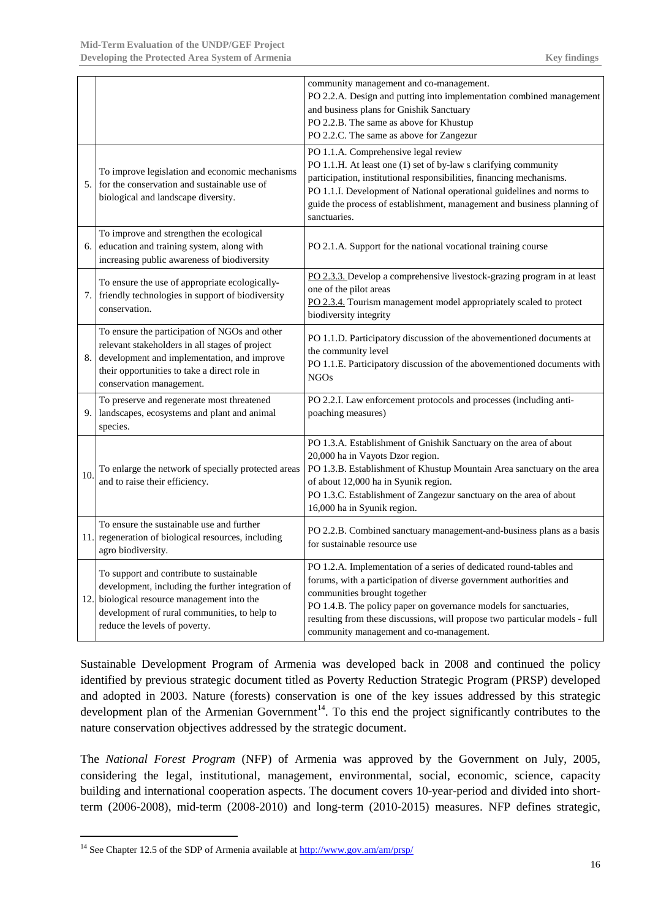| | | |
|---|---|---|
| | | community management and co-management.<br>PO 2.2.A. Design and putting into implementation combined management and business plans for Gnishik Sanctuary<br>PO 2.2.B. The same as above for Khustup<br>PO 2.2.C. The same as above for Zangezur |
| 5. | To improve legislation and economic mechanisms for the conservation and sustainable use of biological and landscape diversity. | PO 1.1.A. Comprehensive legal review<br>PO 1.1.H. At least one (1) set of by-law s clarifying community participation, institutional responsibilities, financing mechanisms.<br>PO 1.1.I. Development of National operational guidelines and norms to guide the process of establishment, management and business planning of sanctuaries. |
| 6. | To improve and strengthen the ecological education and training system, along with increasing public awareness of biodiversity | PO 2.1.A. Support for the national vocational training course |
| 7. | To ensure the use of appropriate ecologically-friendly technologies in support of biodiversity conservation. | PO 2.3.3. Develop a comprehensive livestock-grazing program in at least one of the pilot areas<br>PO 2.3.4. Tourism management model appropriately scaled to protect biodiversity integrity |
| 8. | To ensure the participation of NGOs and other relevant stakeholders in all stages of project development and implementation, and improve their opportunities to take a direct role in conservation management. | PO 1.1.D. Participatory discussion of the abovementioned documents at the community level<br>PO 1.1.E. Participatory discussion of the abovementioned documents with NGOs |
| 9. | To preserve and regenerate most threatened landscapes, ecosystems and plant and animal species. | PO 2.2.I. Law enforcement protocols and processes (including anti-poaching measures) |
| 10. | To enlarge the network of specially protected areas and to raise their efficiency. | PO 1.3.A. Establishment of Gnishik Sanctuary on the area of about 20,000 ha in Vayots Dzor region.<br>PO 1.3.B. Establishment of Khustup Mountain Area sanctuary on the area of about 12,000 ha in Syunik region.<br>PO 1.3.C. Establishment of Zangezur sanctuary on the area of about 16,000 ha in Syunik region. |
| 11. | To ensure the sustainable use and further regeneration of biological resources, including agro biodiversity. | PO 2.2.B. Combined sanctuary management-and-business plans as a basis for sustainable resource use |
| 12. | To support and contribute to sustainable development, including the further integration of biological resource management into the development of rural communities, to help to reduce the levels of poverty. | PO 1.2.A. Implementation of a series of dedicated round-tables and forums, with a participation of diverse government authorities and communities brought together<br>PO 1.4.B. The policy paper on governance models for sanctuaries, resulting from these discussions, will propose two particular models - full community management and co-management. |

Sustainable Development Program of Armenia was developed back in 2008 and continued the policy identified by previous strategic document titled as Poverty Reduction Strategic Program (PRSP) developed and adopted in 2003. Nature (forests) conservation is one of the key issues addressed by this strategic development plan of the Armenian Government[14]. To this end the project significantly contributes to the nature conservation objectives addressed by the strategic document.

The *National Forest Program* (NFP) of Armenia was approved by the Government on July, 2005, considering the legal, institutional, management, environmental, social, economic, science, capacity building and international cooperation aspects. The document covers 10-year-period and divided into short-term (2006-2008), mid-term (2008-2010) and long-term (2010-2015) measures. NFP defines strategic,

[14] See Chapter 12.5 of the SDP of Armenia available at http://www.gov.am/am/prsp/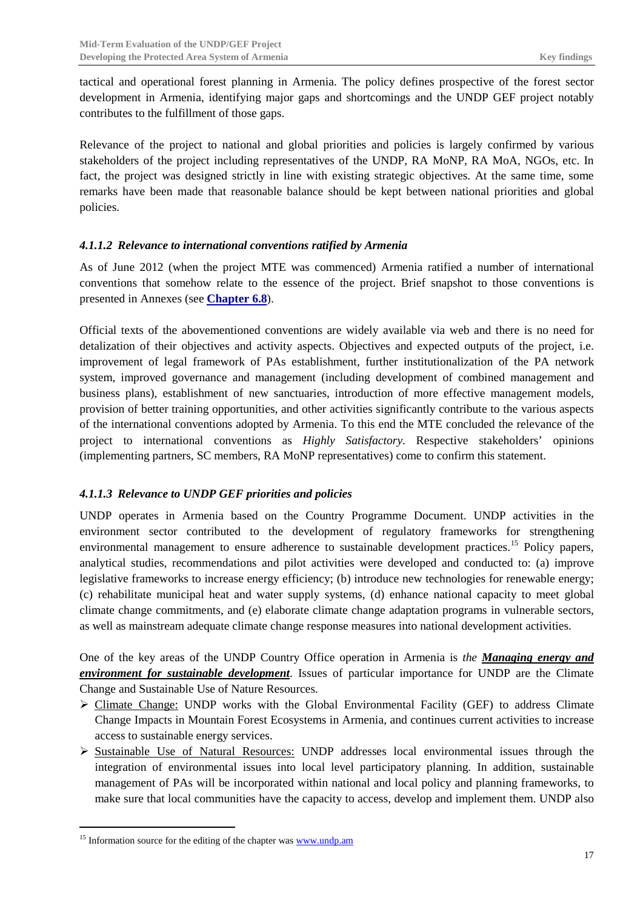tactical and operational forest planning in Armenia. The policy defines prospective of the forest sector development in Armenia, identifying major gaps and shortcomings and the UNDP GEF project notably contributes to the fulfillment of those gaps.

Relevance of the project to national and global priorities and policies is largely confirmed by various stakeholders of the project including representatives of the UNDP, RA MoNP, RA MoA, NGOs, etc. In fact, the project was designed strictly in line with existing strategic objectives. At the same time, some remarks have been made that reasonable balance should be kept between national priorities and global policies.

#### *4.1.1.2 Relevance to international conventions ratified by Armenia*

As of June 2012 (when the project MTE was commenced) Armenia ratified a number of international conventions that somehow relate to the essence of the project. Brief snapshot to those conventions is presented in Annexes (see **Chapter 6.8**).

Official texts of the abovementioned conventions are widely available via web and there is no need for detalization of their objectives and activity aspects. Objectives and expected outputs of the project, i.e. improvement of legal framework of PAs establishment, further institutionalization of the PA network system, improved governance and management (including development of combined management and business plans), establishment of new sanctuaries, introduction of more effective management models, provision of better training opportunities, and other activities significantly contribute to the various aspects of the international conventions adopted by Armenia. To this end the MTE concluded the relevance of the project to international conventions as *Highly Satisfactory*. Respective stakeholders' opinions (implementing partners, SC members, RA MoNP representatives) come to confirm this statement.

#### *4.1.1.3 Relevance to UNDP GEF priorities and policies*

UNDP operates in Armenia based on the Country Programme Document. UNDP activities in the environment sector contributed to the development of regulatory frameworks for strengthening environmental management to ensure adherence to sustainable development practices.[15] Policy papers, analytical studies, recommendations and pilot activities were developed and conducted to: (a) improve legislative frameworks to increase energy efficiency; (b) introduce new technologies for renewable energy; (c) rehabilitate municipal heat and water supply systems, (d) enhance national capacity to meet global climate change commitments, and (e) elaborate climate change adaptation programs in vulnerable sectors, as well as mainstream adequate climate change response measures into national development activities.

One of the key areas of the UNDP Country Office operation in Armenia is *the **Managing energy and environment for sustainable development**.* Issues of particular importance for UNDP are the Climate Change and Sustainable Use of Nature Resources.

- Climate Change: UNDP works with the Global Environmental Facility (GEF) to address Climate Change Impacts in Mountain Forest Ecosystems in Armenia, and continues current activities to increase access to sustainable energy services.
- Sustainable Use of Natural Resources: UNDP addresses local environmental issues through the integration of environmental issues into local level participatory planning. In addition, sustainable management of PAs will be incorporated within national and local policy and planning frameworks, to make sure that local communities have the capacity to access, develop and implement them. UNDP also

[15] Information source for the editing of the chapter was www.undp.am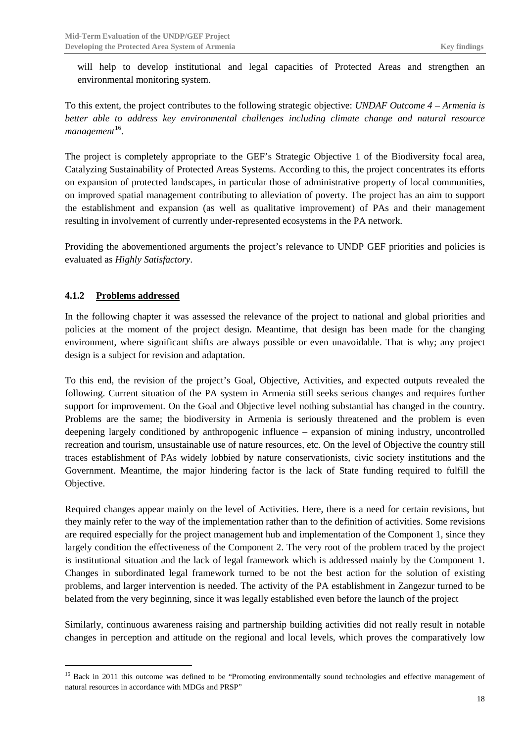will help to develop institutional and legal capacities of Protected Areas and strengthen an environmental monitoring system.

To this extent, the project contributes to the following strategic objective: *UNDAF Outcome 4 – Armenia is better able to address key environmental challenges including climate change and natural resource management*[16].

The project is completely appropriate to the GEF's Strategic Objective 1 of the Biodiversity focal area, Catalyzing Sustainability of Protected Areas Systems. According to this, the project concentrates its efforts on expansion of protected landscapes, in particular those of administrative property of local communities, on improved spatial management contributing to alleviation of poverty. The project has an aim to support the establishment and expansion (as well as qualitative improvement) of PAs and their management resulting in involvement of currently under-represented ecosystems in the PA network.

Providing the abovementioned arguments the project's relevance to UNDP GEF priorities and policies is evaluated as *Highly Satisfactory*.

### 4.1.2 Problems addressed

In the following chapter it was assessed the relevance of the project to national and global priorities and policies at the moment of the project design. Meantime, that design has been made for the changing environment, where significant shifts are always possible or even unavoidable. That is why; any project design is a subject for revision and adaptation.

To this end, the revision of the project's Goal, Objective, Activities, and expected outputs revealed the following. Current situation of the PA system in Armenia still seeks serious changes and requires further support for improvement. On the Goal and Objective level nothing substantial has changed in the country. Problems are the same; the biodiversity in Armenia is seriously threatened and the problem is even deepening largely conditioned by anthropogenic influence – expansion of mining industry, uncontrolled recreation and tourism, unsustainable use of nature resources, etc. On the level of Objective the country still traces establishment of PAs widely lobbied by nature conservationists, civic society institutions and the Government. Meantime, the major hindering factor is the lack of State funding required to fulfill the Objective.

Required changes appear mainly on the level of Activities. Here, there is a need for certain revisions, but they mainly refer to the way of the implementation rather than to the definition of activities. Some revisions are required especially for the project management hub and implementation of the Component 1, since they largely condition the effectiveness of the Component 2. The very root of the problem traced by the project is institutional situation and the lack of legal framework which is addressed mainly by the Component 1. Changes in subordinated legal framework turned to be not the best action for the solution of existing problems, and larger intervention is needed. The activity of the PA establishment in Zangezur turned to be belated from the very beginning, since it was legally established even before the launch of the project

Similarly, continuous awareness raising and partnership building activities did not really result in notable changes in perception and attitude on the regional and local levels, which proves the comparatively low

---

[16] Back in 2011 this outcome was defined to be "Promoting environmentally sound technologies and effective management of natural resources in accordance with MDGs and PRSP"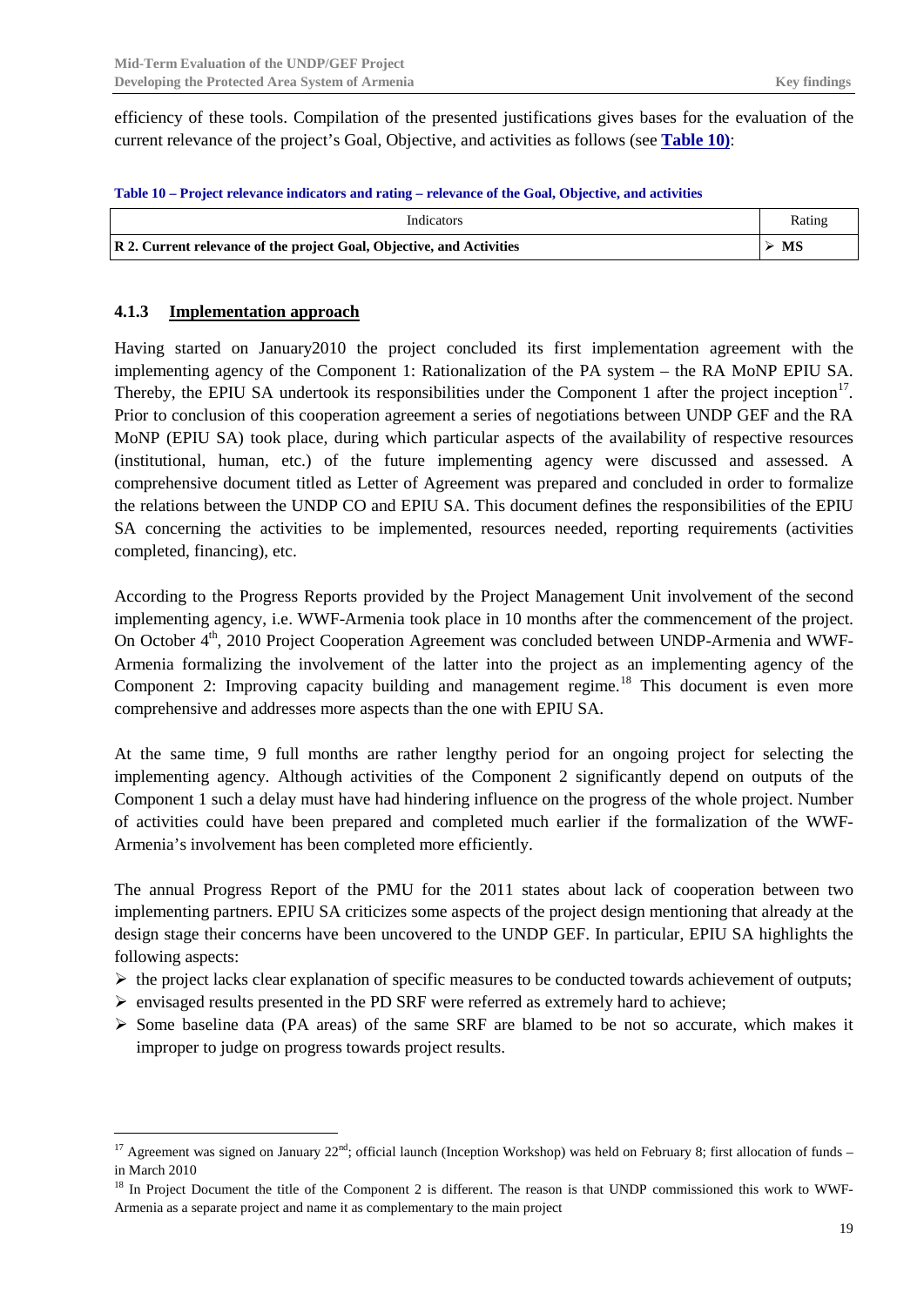efficiency of these tools. Compilation of the presented justifications gives bases for the evaluation of the current relevance of the project's Goal, Objective, and activities as follows (see **Table 10)**:

**Table 10 – Project relevance indicators and rating – relevance of the Goal, Objective, and activities**

| Indicators | Rating |
|---|---|
| **R 2. Current relevance of the project Goal, Objective, and Activities** | ➢ **MS** |

### 4.1.3 Implementation approach

Having started on January2010 the project concluded its first implementation agreement with the implementing agency of the Component 1: Rationalization of the PA system – the RA MoNP EPIU SA. Thereby, the EPIU SA undertook its responsibilities under the Component 1 after the project inception[17]. Prior to conclusion of this cooperation agreement a series of negotiations between UNDP GEF and the RA MoNP (EPIU SA) took place, during which particular aspects of the availability of respective resources (institutional, human, etc.) of the future implementing agency were discussed and assessed. A comprehensive document titled as Letter of Agreement was prepared and concluded in order to formalize the relations between the UNDP CO and EPIU SA. This document defines the responsibilities of the EPIU SA concerning the activities to be implemented, resources needed, reporting requirements (activities completed, financing), etc.

According to the Progress Reports provided by the Project Management Unit involvement of the second implementing agency, i.e. WWF-Armenia took place in 10 months after the commencement of the project. On October 4th, 2010 Project Cooperation Agreement was concluded between UNDP-Armenia and WWF-Armenia formalizing the involvement of the latter into the project as an implementing agency of the Component 2: Improving capacity building and management regime.[18] This document is even more comprehensive and addresses more aspects than the one with EPIU SA.

At the same time, 9 full months are rather lengthy period for an ongoing project for selecting the implementing agency. Although activities of the Component 2 significantly depend on outputs of the Component 1 such a delay must have had hindering influence on the progress of the whole project. Number of activities could have been prepared and completed much earlier if the formalization of the WWF-Armenia's involvement has been completed more efficiently.

The annual Progress Report of the PMU for the 2011 states about lack of cooperation between two implementing partners. EPIU SA criticizes some aspects of the project design mentioning that already at the design stage their concerns have been uncovered to the UNDP GEF. In particular, EPIU SA highlights the following aspects:

- ➢ the project lacks clear explanation of specific measures to be conducted towards achievement of outputs;
- ➢ envisaged results presented in the PD SRF were referred as extremely hard to achieve;
- ➢ Some baseline data (PA areas) of the same SRF are blamed to be not so accurate, which makes it improper to judge on progress towards project results.

---

[17] Agreement was signed on January 22nd; official launch (Inception Workshop) was held on February 8; first allocation of funds – in March 2010

[18] In Project Document the title of the Component 2 is different. The reason is that UNDP commissioned this work to WWF-Armenia as a separate project and name it as complementary to the main project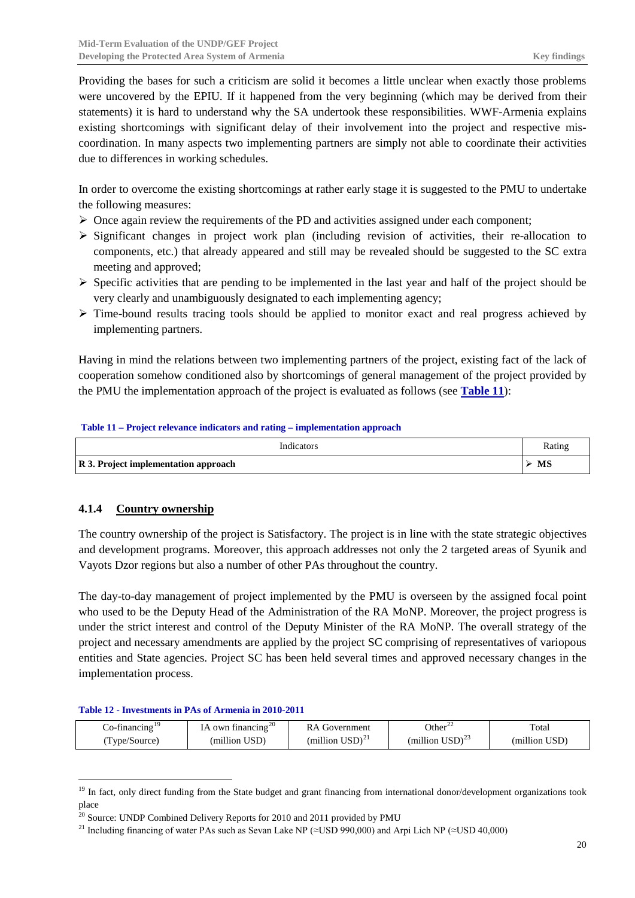Providing the bases for such a criticism are solid it becomes a little unclear when exactly those problems were uncovered by the EPIU. If it happened from the very beginning (which may be derived from their statements) it is hard to understand why the SA undertook these responsibilities. WWF-Armenia explains existing shortcomings with significant delay of their involvement into the project and respective mis-coordination. In many aspects two implementing partners are simply not able to coordinate their activities due to differences in working schedules.

In order to overcome the existing shortcomings at rather early stage it is suggested to the PMU to undertake the following measures:

- Once again review the requirements of the PD and activities assigned under each component;
- Significant changes in project work plan (including revision of activities, their re-allocation to components, etc.) that already appeared and still may be revealed should be suggested to the SC extra meeting and approved;
- Specific activities that are pending to be implemented in the last year and half of the project should be very clearly and unambiguously designated to each implementing agency;
- Time-bound results tracing tools should be applied to monitor exact and real progress achieved by implementing partners.

Having in mind the relations between two implementing partners of the project, existing fact of the lack of cooperation somehow conditioned also by shortcomings of general management of the project provided by the PMU the implementation approach of the project is evaluated as follows (see **Table 11**):

**Table 11 – Project relevance indicators and rating – implementation approach**

| Indicators | Rating |
|---|---|
| **R 3. Project implementation approach** | ➢ **MS** |

### 4.1.4 Country ownership

The country ownership of the project is Satisfactory. The project is in line with the state strategic objectives and development programs. Moreover, this approach addresses not only the 2 targeted areas of Syunik and Vayots Dzor regions but also a number of other PAs throughout the country.

The day-to-day management of project implemented by the PMU is overseen by the assigned focal point who used to be the Deputy Head of the Administration of the RA MoNP. Moreover, the project progress is under the strict interest and control of the Deputy Minister of the RA MoNP. The overall strategy of the project and necessary amendments are applied by the project SC comprising of representatives of variopous entities and State agencies. Project SC has been held several times and approved necessary changes in the implementation process.

**Table 12 - Investments in PAs of Armenia in 2010-2011**

| Co-financing[19] (Type/Source) | IA own financing[20] (million USD) | RA Government (million USD)[21] | Other[22] (million USD)[23] | Total (million USD) |
|---|---|---|---|---|

[19] In fact, only direct funding from the State budget and grant financing from international donor/development organizations took place

[20] Source: UNDP Combined Delivery Reports for 2010 and 2011 provided by PMU

[21] Including financing of water PAs such as Sevan Lake NP (≈USD 990,000) and Arpi Lich NP (≈USD 40,000)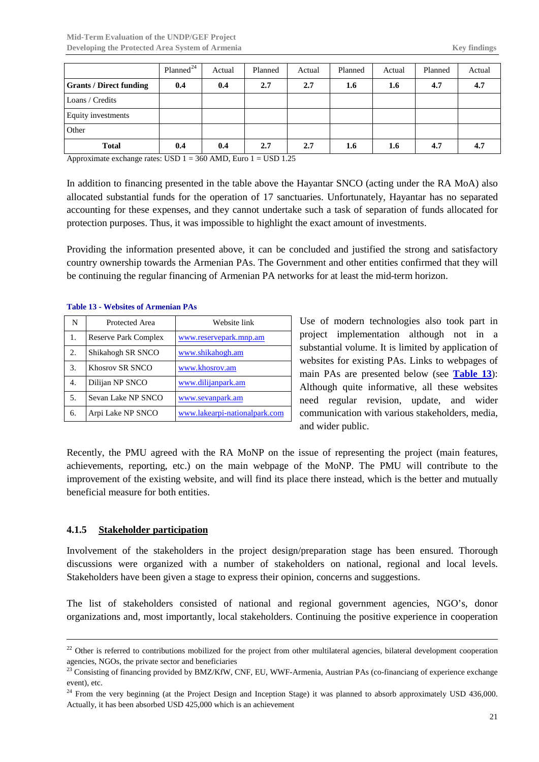| | Planned[24] | Actual | Planned | Actual | Planned | Actual | Planned | Actual |
|---|---|---|---|---|---|---|---|---|
| **Grants / Direct funding** | **0.4** | **0.4** | **2.7** | **2.7** | **1.6** | **1.6** | **4.7** | **4.7** |
| Loans / Credits | | | | | | | | |
| Equity investments | | | | | | | | |
| Other | | | | | | | | |
| **Total** | **0.4** | **0.4** | **2.7** | **2.7** | **1.6** | **1.6** | **4.7** | **4.7** |

Approximate exchange rates: USD 1 = 360 AMD, Euro 1 = USD 1.25

In addition to financing presented in the table above the Hayantar SNCO (acting under the RA MoA) also allocated substantial funds for the operation of 17 sanctuaries. Unfortunately, Hayantar has no separated accounting for these expenses, and they cannot undertake such a task of separation of funds allocated for protection purposes. Thus, it was impossible to highlight the exact amount of investments.

Providing the information presented above, it can be concluded and justified the strong and satisfactory country ownership towards the Armenian PAs. The Government and other entities confirmed that they will be continuing the regular financing of Armenian PA networks for at least the mid-term horizon.

**Table 13 - Websites of Armenian PAs**

| N | Protected Area | Website link |
|---|---|---|
| 1. | Reserve Park Complex | www.reservepark.mnp.am |
| 2. | Shikahogh SR SNCO | www.shikahogh.am |
| 3. | Khosrov SR SNCO | www.khosrov.am |
| 4. | Dilijan NP SNCO | www.dilijanpark.am |
| 5. | Sevan Lake NP SNCO | www.sevanpark.am |
| 6. | Arpi Lake NP SNCO | www.lakearpi-nationalpark.com |

Use of modern technologies also took part in project implementation although not in a substantial volume. It is limited by application of websites for existing PAs. Links to webpages of main PAs are presented below (see **Table 13**): Although quite informative, all these websites need regular revision, update, and wider communication with various stakeholders, media, and wider public.

Recently, the PMU agreed with the RA MoNP on the issue of representing the project (main features, achievements, reporting, etc.) on the main webpage of the MoNP. The PMU will contribute to the improvement of the existing website, and will find its place there instead, which is the better and mutually beneficial measure for both entities.

### 4.1.5 Stakeholder participation

Involvement of the stakeholders in the project design/preparation stage has been ensured. Thorough discussions were organized with a number of stakeholders on national, regional and local levels. Stakeholders have been given a stage to express their opinion, concerns and suggestions.

The list of stakeholders consisted of national and regional government agencies, NGO's, donor organizations and, most importantly, local stakeholders. Continuing the positive experience in cooperation

---

[22] Other is referred to contributions mobilized for the project from other multilateral agencies, bilateral development cooperation agencies, NGOs, the private sector and beneficiaries

[23] Consisting of financing provided by BMZ/KfW, CNF, EU, WWF-Armenia, Austrian PAs (co-financiang of experience exchange event), etc.

[24] From the very beginning (at the Project Design and Inception Stage) it was planned to absorb approximately USD 436,000. Actually, it has been absorbed USD 425,000 which is an achievement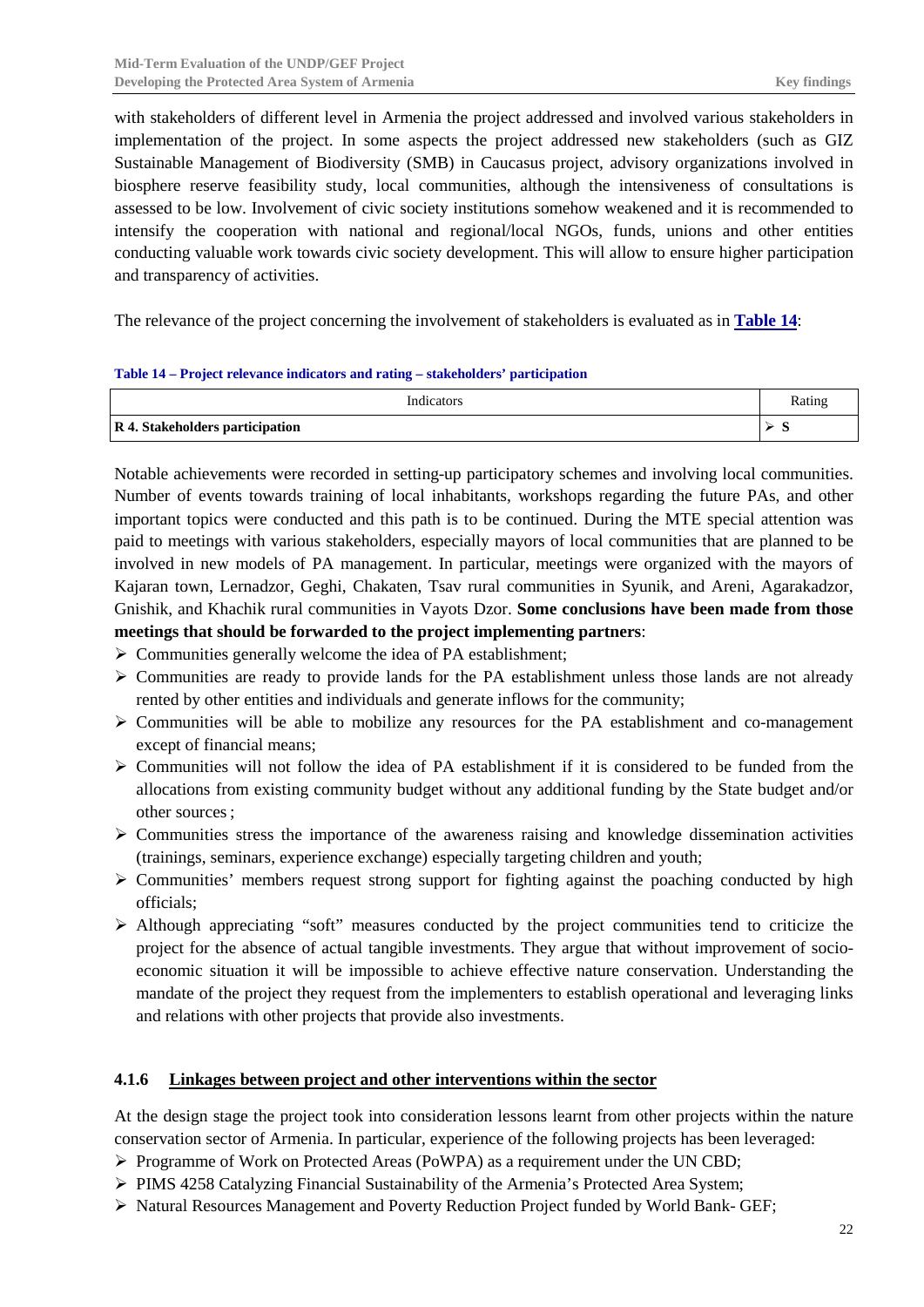with stakeholders of different level in Armenia the project addressed and involved various stakeholders in implementation of the project. In some aspects the project addressed new stakeholders (such as GIZ Sustainable Management of Biodiversity (SMB) in Caucasus project, advisory organizations involved in biosphere reserve feasibility study, local communities, although the intensiveness of consultations is assessed to be low. Involvement of civic society institutions somehow weakened and it is recommended to intensify the cooperation with national and regional/local NGOs, funds, unions and other entities conducting valuable work towards civic society development. This will allow to ensure higher participation and transparency of activities.

The relevance of the project concerning the involvement of stakeholders is evaluated as in **Table 14**:

**Table 14 – Project relevance indicators and rating – stakeholders' participation**

| Indicators | Rating |
|---|---|
| **R 4. Stakeholders participation** | ➢ **S** |

Notable achievements were recorded in setting-up participatory schemes and involving local communities. Number of events towards training of local inhabitants, workshops regarding the future PAs, and other important topics were conducted and this path is to be continued. During the MTE special attention was paid to meetings with various stakeholders, especially mayors of local communities that are planned to be involved in new models of PA management. In particular, meetings were organized with the mayors of Kajaran town, Lernadzor, Geghi, Chakaten, Tsav rural communities in Syunik, and Areni, Agarakadzor, Gnishik, and Khachik rural communities in Vayots Dzor. **Some conclusions have been made from those meetings that should be forwarded to the project implementing partners**:

- Communities generally welcome the idea of PA establishment;
- Communities are ready to provide lands for the PA establishment unless those lands are not already rented by other entities and individuals and generate inflows for the community;
- Communities will be able to mobilize any resources for the PA establishment and co-management except of financial means;
- Communities will not follow the idea of PA establishment if it is considered to be funded from the allocations from existing community budget without any additional funding by the State budget and/or other sources ;
- Communities stress the importance of the awareness raising and knowledge dissemination activities (trainings, seminars, experience exchange) especially targeting children and youth;
- Communities' members request strong support for fighting against the poaching conducted by high officials;
- Although appreciating "soft" measures conducted by the project communities tend to criticize the project for the absence of actual tangible investments. They argue that without improvement of socio-economic situation it will be impossible to achieve effective nature conservation. Understanding the mandate of the project they request from the implementers to establish operational and leveraging links and relations with other projects that provide also investments.

#### 4.1.6 Linkages between project and other interventions within the sector

At the design stage the project took into consideration lessons learnt from other projects within the nature conservation sector of Armenia. In particular, experience of the following projects has been leveraged:

- Programme of Work on Protected Areas (PoWPA) as a requirement under the UN CBD;
- PIMS 4258 Catalyzing Financial Sustainability of the Armenia's Protected Area System;
- Natural Resources Management and Poverty Reduction Project funded by World Bank- GEF;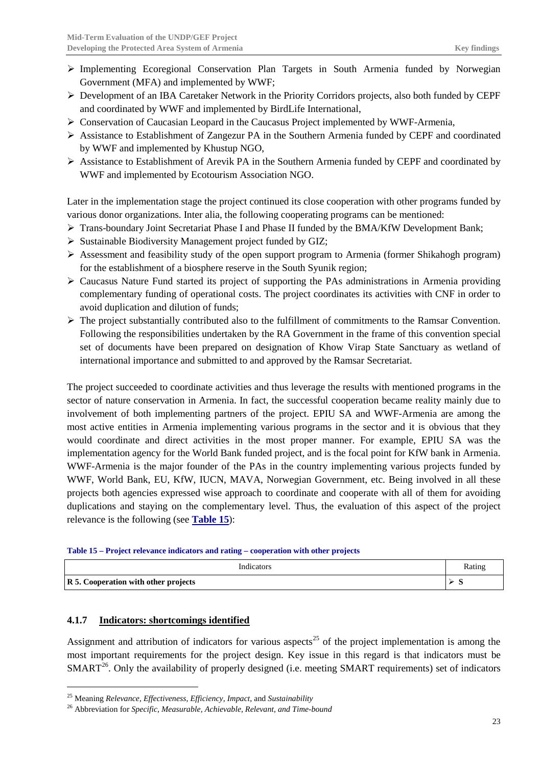- Implementing Ecoregional Conservation Plan Targets in South Armenia funded by Norwegian Government (MFA) and implemented by WWF;
- Development of an IBA Caretaker Network in the Priority Corridors projects, also both funded by CEPF and coordinated by WWF and implemented by BirdLife International,
- Conservation of Caucasian Leopard in the Caucasus Project implemented by WWF-Armenia,
- Assistance to Establishment of Zangezur PA in the Southern Armenia funded by CEPF and coordinated by WWF and implemented by Khustup NGO,
- Assistance to Establishment of Arevik PA in the Southern Armenia funded by CEPF and coordinated by WWF and implemented by Ecotourism Association NGO.

Later in the implementation stage the project continued its close cooperation with other programs funded by various donor organizations. Inter alia, the following cooperating programs can be mentioned:

- Trans-boundary Joint Secretariat Phase I and Phase II funded by the BMA/KfW Development Bank;
- Sustainable Biodiversity Management project funded by GIZ;
- Assessment and feasibility study of the open support program to Armenia (former Shikahogh program) for the establishment of a biosphere reserve in the South Syunik region;
- Caucasus Nature Fund started its project of supporting the PAs administrations in Armenia providing complementary funding of operational costs. The project coordinates its activities with CNF in order to avoid duplication and dilution of funds;
- The project substantially contributed also to the fulfillment of commitments to the Ramsar Convention. Following the responsibilities undertaken by the RA Government in the frame of this convention special set of documents have been prepared on designation of Khow Virap State Sanctuary as wetland of international importance and submitted to and approved by the Ramsar Secretariat.

The project succeeded to coordinate activities and thus leverage the results with mentioned programs in the sector of nature conservation in Armenia. In fact, the successful cooperation became reality mainly due to involvement of both implementing partners of the project. EPIU SA and WWF-Armenia are among the most active entities in Armenia implementing various programs in the sector and it is obvious that they would coordinate and direct activities in the most proper manner. For example, EPIU SA was the implementation agency for the World Bank funded project, and is the focal point for KfW bank in Armenia. WWF-Armenia is the major founder of the PAs in the country implementing various projects funded by WWF, World Bank, EU, KfW, IUCN, MAVA, Norwegian Government, etc. Being involved in all these projects both agencies expressed wise approach to coordinate and cooperate with all of them for avoiding duplications and staying on the complementary level. Thus, the evaluation of this aspect of the project relevance is the following (see **Table 15**):

**Table 15 – Project relevance indicators and rating – cooperation with other projects**

| Indicators | Rating |
|---|---|
| **R 5. Cooperation with other projects** | ➢ **S** |

### 4.1.7 Indicators: shortcomings identified

Assignment and attribution of indicators for various aspects[25] of the project implementation is among the most important requirements for the project design. Key issue in this regard is that indicators must be SMART[26]. Only the availability of properly designed (i.e. meeting SMART requirements) set of indicators

[25] Meaning *Relevance, Effectiveness, Efficiency, Impact*, and *Sustainability*

[26] Abbreviation for *Specific, Measurable, Achievable, Relevant, and Time-bound*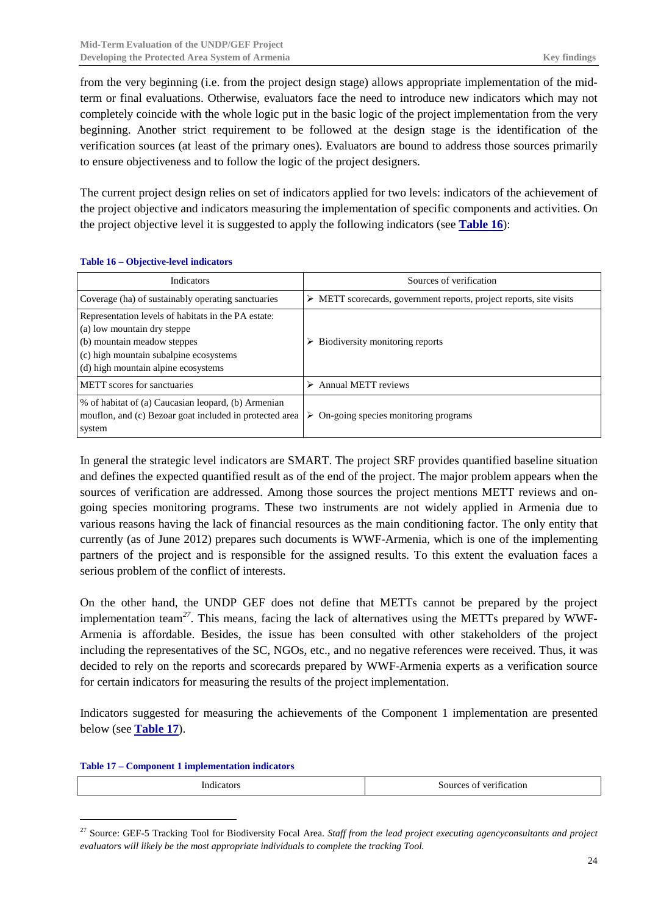from the very beginning (i.e. from the project design stage) allows appropriate implementation of the mid-term or final evaluations. Otherwise, evaluators face the need to introduce new indicators which may not completely coincide with the whole logic put in the basic logic of the project implementation from the very beginning. Another strict requirement to be followed at the design stage is the identification of the verification sources (at least of the primary ones). Evaluators are bound to address those sources primarily to ensure objectiveness and to follow the logic of the project designers.

The current project design relies on set of indicators applied for two levels: indicators of the achievement of the project objective and indicators measuring the implementation of specific components and activities. On the project objective level it is suggested to apply the following indicators (see **Table 16**):

**Table 16 – Objective-level indicators**

| Indicators | Sources of verification |
|---|---|
| Coverage (ha) of sustainably operating sanctuaries | ➢ METT scorecards, government reports, project reports, site visits |
| Representation levels of habitats in the PA estate:<br>(a) low mountain dry steppe<br>(b) mountain meadow steppes<br>(c) high mountain subalpine ecosystems<br>(d) high mountain alpine ecosystems | ➢ Biodiversity monitoring reports |
| METT scores for sanctuaries | ➢ Annual METT reviews |
| % of habitat of (a) Caucasian leopard, (b) Armenian mouflon, and (c) Bezoar goat included in protected area system | ➢ On-going species monitoring programs |

In general the strategic level indicators are SMART. The project SRF provides quantified baseline situation and defines the expected quantified result as of the end of the project. The major problem appears when the sources of verification are addressed. Among those sources the project mentions METT reviews and on-going species monitoring programs. These two instruments are not widely applied in Armenia due to various reasons having the lack of financial resources as the main conditioning factor. The only entity that currently (as of June 2012) prepares such documents is WWF-Armenia, which is one of the implementing partners of the project and is responsible for the assigned results. To this extent the evaluation faces a serious problem of the conflict of interests.

On the other hand, the UNDP GEF does not define that METTs cannot be prepared by the project implementation team[27]. This means, facing the lack of alternatives using the METTs prepared by WWF-Armenia is affordable. Besides, the issue has been consulted with other stakeholders of the project including the representatives of the SC, NGOs, etc., and no negative references were received. Thus, it was decided to rely on the reports and scorecards prepared by WWF-Armenia experts as a verification source for certain indicators for measuring the results of the project implementation.

Indicators suggested for measuring the achievements of the Component 1 implementation are presented below (see **Table 17**).

**Table 17 – Component 1 implementation indicators**

| Indicators | Sources of verification |
|---|---|

[27] Source: GEF-5 Tracking Tool for Biodiversity Focal Area. *Staff from the lead project executing agencyconsultants and project evaluators will likely be the most appropriate individuals to complete the tracking Tool.*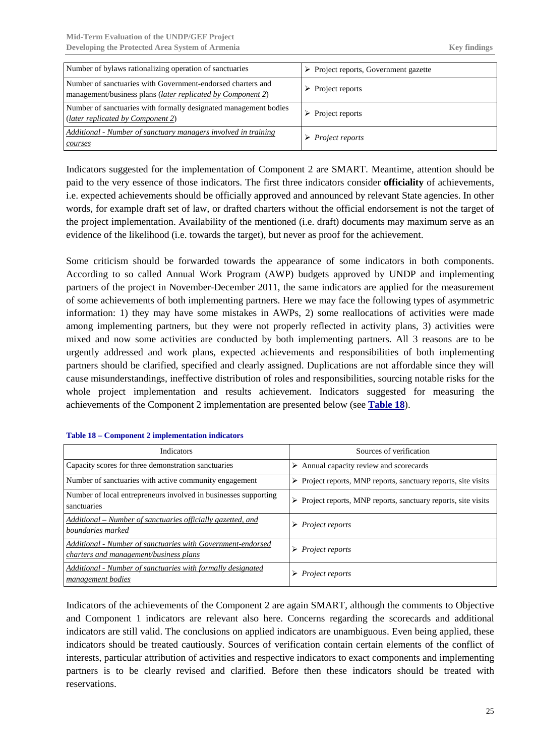| | |
|---|---|
| Number of bylaws rationalizing operation of sanctuaries | ➢ Project reports, Government gazette |
| Number of sanctuaries with Government-endorsed charters and management/business plans (*later replicated by Component 2*) | ➢ Project reports |
| Number of sanctuaries with formally designated management bodies (*later replicated by Component 2*) | ➢ Project reports |
| *Additional - Number of sanctuary managers involved in training courses* | ➢ *Project reports* |

Indicators suggested for the implementation of Component 2 are SMART. Meantime, attention should be paid to the very essence of those indicators. The first three indicators consider **officiality** of achievements, i.e. expected achievements should be officially approved and announced by relevant State agencies. In other words, for example draft set of law, or drafted charters without the official endorsement is not the target of the project implementation. Availability of the mentioned (i.e. draft) documents may maximum serve as an evidence of the likelihood (i.e. towards the target), but never as proof for the achievement.

Some criticism should be forwarded towards the appearance of some indicators in both components. According to so called Annual Work Program (AWP) budgets approved by UNDP and implementing partners of the project in November-December 2011, the same indicators are applied for the measurement of some achievements of both implementing partners. Here we may face the following types of asymmetric information: 1) they may have some mistakes in AWPs, 2) some reallocations of activities were made among implementing partners, but they were not properly reflected in activity plans, 3) activities were mixed and now some activities are conducted by both implementing partners. All 3 reasons are to be urgently addressed and work plans, expected achievements and responsibilities of both implementing partners should be clarified, specified and clearly assigned. Duplications are not affordable since they will cause misunderstandings, ineffective distribution of roles and responsibilities, sourcing notable risks for the whole project implementation and results achievement. Indicators suggested for measuring the achievements of the Component 2 implementation are presented below (see **Table 18**).

**Table 18 – Component 2 implementation indicators**

| Indicators | Sources of verification |
|---|---|
| Capacity scores for three demonstration sanctuaries | ➢ Annual capacity review and scorecards |
| Number of sanctuaries with active community engagement | ➢ Project reports, MNP reports, sanctuary reports, site visits |
| Number of local entrepreneurs involved in businesses supporting sanctuaries | ➢ Project reports, MNP reports, sanctuary reports, site visits |
| *Additional – Number of sanctuaries officially gazetted, and boundaries marked* | ➢ *Project reports* |
| *Additional - Number of sanctuaries with Government-endorsed charters and management/business plans* | ➢ *Project reports* |
| *Additional - Number of sanctuaries with formally designated management bodies* | ➢ *Project reports* |

Indicators of the achievements of the Component 2 are again SMART, although the comments to Objective and Component 1 indicators are relevant also here. Concerns regarding the scorecards and additional indicators are still valid. The conclusions on applied indicators are unambiguous. Even being applied, these indicators should be treated cautiously. Sources of verification contain certain elements of the conflict of interests, particular attribution of activities and respective indicators to exact components and implementing partners is to be clearly revised and clarified. Before then these indicators should be treated with reservations.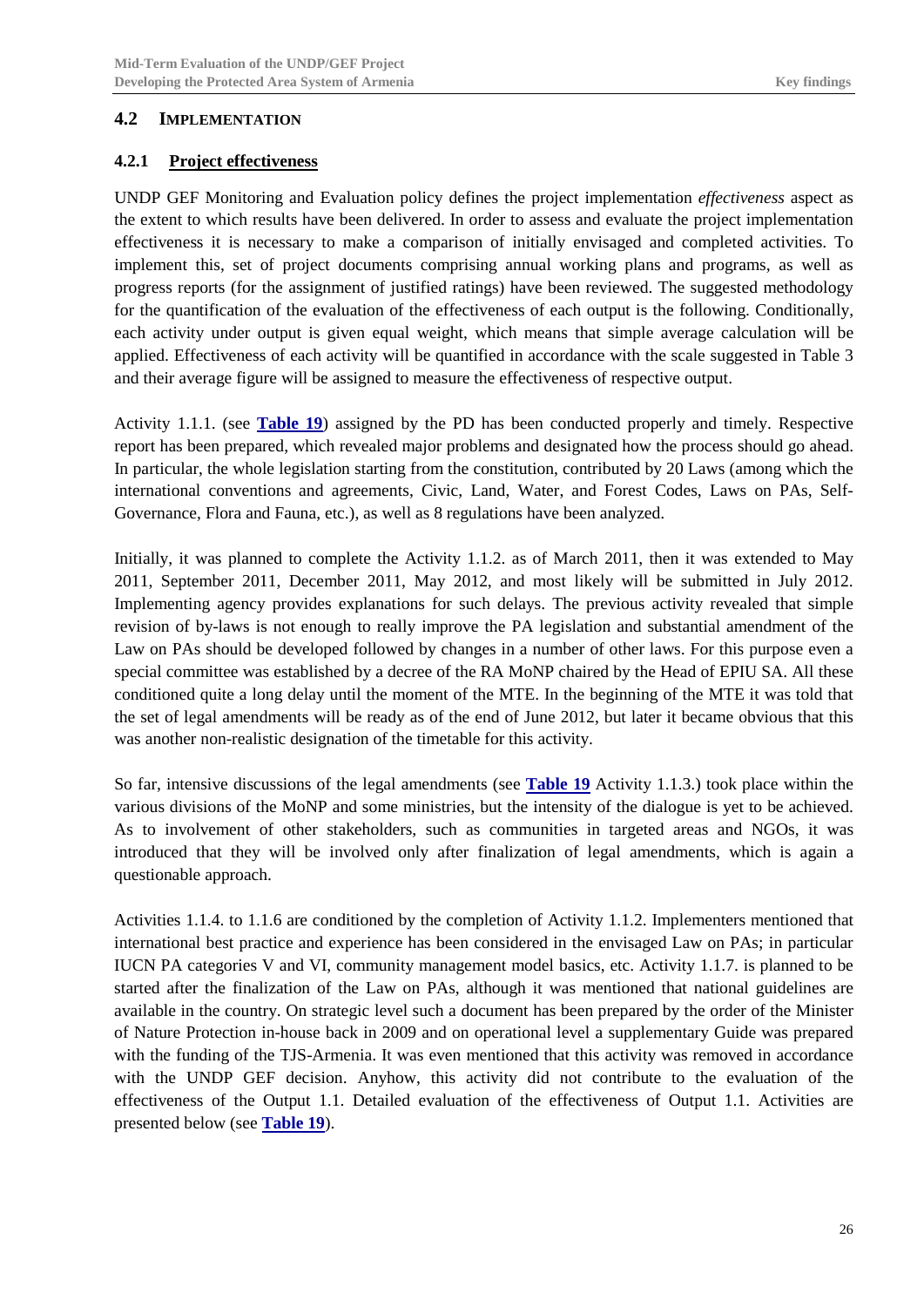## 4.2 IMPLEMENTATION

### 4.2.1 Project effectiveness

UNDP GEF Monitoring and Evaluation policy defines the project implementation *effectiveness* aspect as the extent to which results have been delivered. In order to assess and evaluate the project implementation effectiveness it is necessary to make a comparison of initially envisaged and completed activities. To implement this, set of project documents comprising annual working plans and programs, as well as progress reports (for the assignment of justified ratings) have been reviewed. The suggested methodology for the quantification of the evaluation of the effectiveness of each output is the following. Conditionally, each activity under output is given equal weight, which means that simple average calculation will be applied. Effectiveness of each activity will be quantified in accordance with the scale suggested in Table 3 and their average figure will be assigned to measure the effectiveness of respective output.

Activity 1.1.1. (see **Table 19**) assigned by the PD has been conducted properly and timely. Respective report has been prepared, which revealed major problems and designated how the process should go ahead. In particular, the whole legislation starting from the constitution, contributed by 20 Laws (among which the international conventions and agreements, Civic, Land, Water, and Forest Codes, Laws on PAs, Self-Governance, Flora and Fauna, etc.), as well as 8 regulations have been analyzed.

Initially, it was planned to complete the Activity 1.1.2. as of March 2011, then it was extended to May 2011, September 2011, December 2011, May 2012, and most likely will be submitted in July 2012. Implementing agency provides explanations for such delays. The previous activity revealed that simple revision of by-laws is not enough to really improve the PA legislation and substantial amendment of the Law on PAs should be developed followed by changes in a number of other laws. For this purpose even a special committee was established by a decree of the RA MoNP chaired by the Head of EPIU SA. All these conditioned quite a long delay until the moment of the MTE. In the beginning of the MTE it was told that the set of legal amendments will be ready as of the end of June 2012, but later it became obvious that this was another non-realistic designation of the timetable for this activity.

So far, intensive discussions of the legal amendments (see **Table 19** Activity 1.1.3.) took place within the various divisions of the MoNP and some ministries, but the intensity of the dialogue is yet to be achieved. As to involvement of other stakeholders, such as communities in targeted areas and NGOs, it was introduced that they will be involved only after finalization of legal amendments, which is again a questionable approach.

Activities 1.1.4. to 1.1.6 are conditioned by the completion of Activity 1.1.2. Implementers mentioned that international best practice and experience has been considered in the envisaged Law on PAs; in particular IUCN PA categories V and VI, community management model basics, etc. Activity 1.1.7. is planned to be started after the finalization of the Law on PAs, although it was mentioned that national guidelines are available in the country. On strategic level such a document has been prepared by the order of the Minister of Nature Protection in-house back in 2009 and on operational level a supplementary Guide was prepared with the funding of the TJS-Armenia. It was even mentioned that this activity was removed in accordance with the UNDP GEF decision. Anyhow, this activity did not contribute to the evaluation of the effectiveness of the Output 1.1. Detailed evaluation of the effectiveness of Output 1.1. Activities are presented below (see **Table 19**).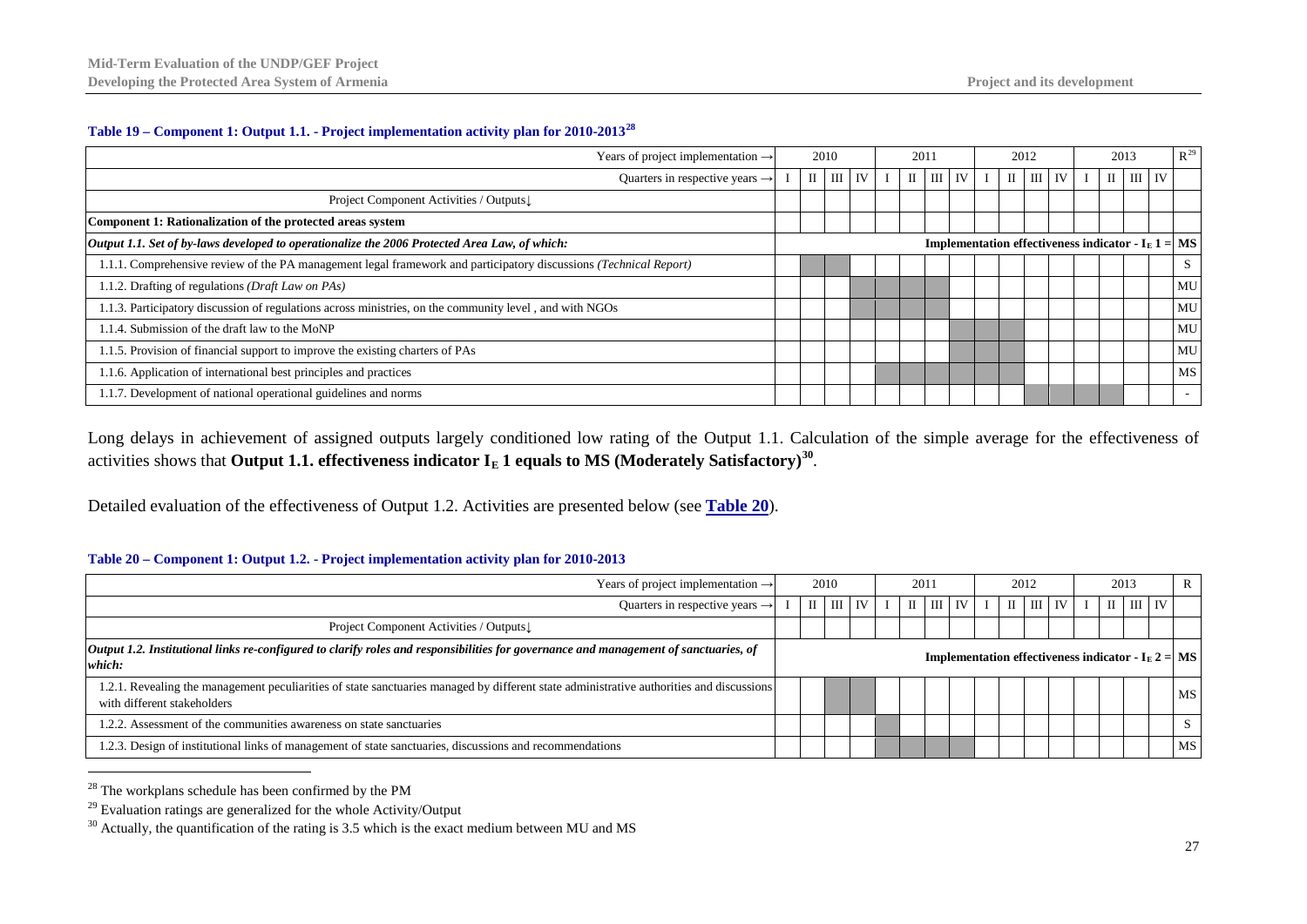**Table 19 – Component 1: Output 1.1. - Project implementation activity plan for 2010-2013**[28]

| Years of project implementation → | 2010 | | | | 2011 | | | | 2012 | | | | 2013 | | | | R[29] |
|---|---|---|---|---|---|---|---|---|---|---|---|---|---|---|---|---|---|
| Quarters in respective years → | I | II | III | IV | I | II | III | IV | I | II | III | IV | I | II | III | IV | |
| Project Component Activities / Outputs↓ | | | | | | | | | | | | | | | | | |
| **Component 1: Rationalization of the protected areas system** | | | | | | | | | | | | | | | | | |
| ***Output 1.1. Set of by-laws developed to operationalize the 2006 Protected Area Law, of which:*** | **Implementation effectiveness indicator - $I_E$ 1 =** | | | | | | | | | | | | | | | | **MS** |
| 1.1.1. Comprehensive review of the PA management legal framework and participatory discussions *(Technical Report)* | | | | | | | | | | | | | | | | | S |
| 1.1.2. Drafting of regulations *(Draft Law on PAs)* | | | | | | | | | | | | | | | | | MU |
| 1.1.3. Participatory discussion of regulations across ministries, on the community level , and with NGOs | | | | | | | | | | | | | | | | | MU |
| 1.1.4. Submission of the draft law to the MoNP | | | | | | | | | | | | | | | | | MU |
| 1.1.5. Provision of financial support to improve the existing charters of PAs | | | | | | | | | | | | | | | | | MU |
| 1.1.6. Application of international best principles and practices | | | | | | | | | | | | | | | | | MS |
| 1.1.7. Development of national operational guidelines and norms | | | | | | | | | | | | | | | | | - |

Long delays in achievement of assigned outputs largely conditioned low rating of the Output 1.1. Calculation of the simple average for the effectiveness of activities shows that **Output 1.1. effectiveness indicator $I_E$ 1 equals to MS (Moderately Satisfactory)**[30].

Detailed evaluation of the effectiveness of Output 1.2. Activities are presented below (see **Table 20**).

**Table 20 – Component 1: Output 1.2. - Project implementation activity plan for 2010-2013**

| Years of project implementation → | 2010 | | | | 2011 | | | | 2012 | | | | 2013 | | | | R |
|---|---|---|---|---|---|---|---|---|---|---|---|---|---|---|---|---|---|
| Quarters in respective years → | I | II | III | IV | I | II | III | IV | I | II | III | IV | I | II | III | IV | |
| Project Component Activities / Outputs↓ | | | | | | | | | | | | | | | | | |
| ***Output 1.2. Institutional links re-configured to clarify roles and responsibilities for governance and management of sanctuaries, of which:*** | **Implementation effectiveness indicator - $I_E$ 2 =** | | | | | | | | | | | | | | | | **MS** |
| 1.2.1. Revealing the management peculiarities of state sanctuaries managed by different state administrative authorities and discussions with different stakeholders | | | | | | | | | | | | | | | | | MS |
| 1.2.2. Assessment of the communities awareness on state sanctuaries | | | | | | | | | | | | | | | | | S |
| 1.2.3. Design of institutional links of management of state sanctuaries, discussions and recommendations | | | | | | | | | | | | | | | | | MS |

[28] The workplans schedule has been confirmed by the PM

[29] Evaluation ratings are generalized for the whole Activity/Output

[30] Actually, the quantification of the rating is 3.5 which is the exact medium between MU and MS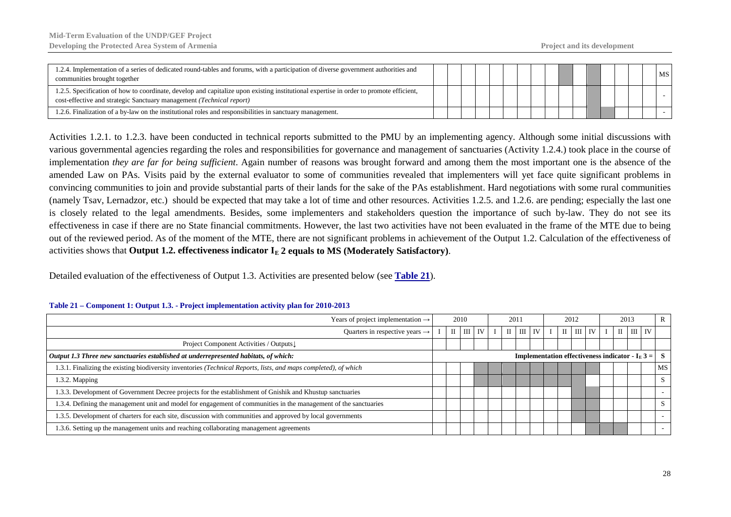| | | | | | | | | | | | | | | | | | |
|---|---|---|---|---|---|---|---|---|---|---|---|---|---|---|---|---|---|
| 1.2.4. Implementation of a series of dedicated round-tables and forums, with a participation of diverse government authorities and communities brought together | | | | | | | | | | | | | | | | | MS |
| 1.2.5. Specification of how to coordinate, develop and capitalize upon existing institutional expertise in order to promote efficient, cost-effective and strategic Sanctuary management *(Technical report)* | | | | | | | | | | | | | | | | | - |
| 1.2.6. Finalization of a by-law on the institutional roles and responsibilities in sanctuary management. | | | | | | | | | | | | | | | | | - |

Activities 1.2.1. to 1.2.3. have been conducted in technical reports submitted to the PMU by an implementing agency. Although some initial discussions with various governmental agencies regarding the roles and responsibilities for governance and management of sanctuaries (Activity 1.2.4.) took place in the course of implementation *they are far for being sufficient*. Again number of reasons was brought forward and among them the most important one is the absence of the amended Law on PAs. Visits paid by the external evaluator to some of communities revealed that implementers will yet face quite significant problems in convincing communities to join and provide substantial parts of their lands for the sake of the PAs establishment. Hard negotiations with some rural communities (namely Tsav, Lernadzor, etc.) should be expected that may take a lot of time and other resources. Activities 1.2.5. and 1.2.6. are pending; especially the last one is closely related to the legal amendments. Besides, some implementers and stakeholders question the importance of such by-law. They do not see its effectiveness in case if there are no State financial commitments. However, the last two activities have not been evaluated in the frame of the MTE due to being out of the reviewed period. As of the moment of the MTE, there are not significant problems in achievement of the Output 1.2. Calculation of the effectiveness of activities shows that **Output 1.2. effectiveness indicator $I_E$ 2 equals to MS (Moderately Satisfactory)**.

Detailed evaluation of the effectiveness of Output 1.3. Activities are presented below (see **Table 21**).

**Table 21 – Component 1: Output 1.3. - Project implementation activity plan for 2010-2013**

| Years of project implementation → | 2010 | | | | 2011 | | | | 2012 | | | | 2013 | | | | R |
|---|---|---|---|---|---|---|---|---|---|---|---|---|---|---|---|---|---|
| Quarters in respective years → | I | II | III | IV | I | II | III | IV | I | II | III | IV | I | II | III | IV | |
| Project Component Activities / Outputs↓ | | | | | | | | | | | | | | | | | |
| ***Output 1.3 Three new sanctuaries established at underrepresented habitats, of which:*** | **Implementation effectiveness indicator - $I_E$ 3 =** | | | | | | | | | | | | | | | | **S** |
| 1.3.1. Finalizing the existing biodiversity inventories *(Technical Reports, lists, and maps completed), of which* | | | | | | | | | | | | | | | | | MS |
| 1.3.2. Mapping | | | | | | | | | | | | | | | | | S |
| 1.3.3. Development of Government Decree projects for the establishment of Gnishik and Khustup sanctuaries | | | | | | | | | | | | | | | | | - |
| 1.3.4. Defining the management unit and model for engagement of communities in the management of the sanctuaries | | | | | | | | | | | | | | | | | S |
| 1.3.5. Development of charters for each site, discussion with communities and approved by local governments | | | | | | | | | | | | | | | | | - |
| 1.3.6. Setting up the management units and reaching collaborating management agreements | | | | | | | | | | | | | | | | | - |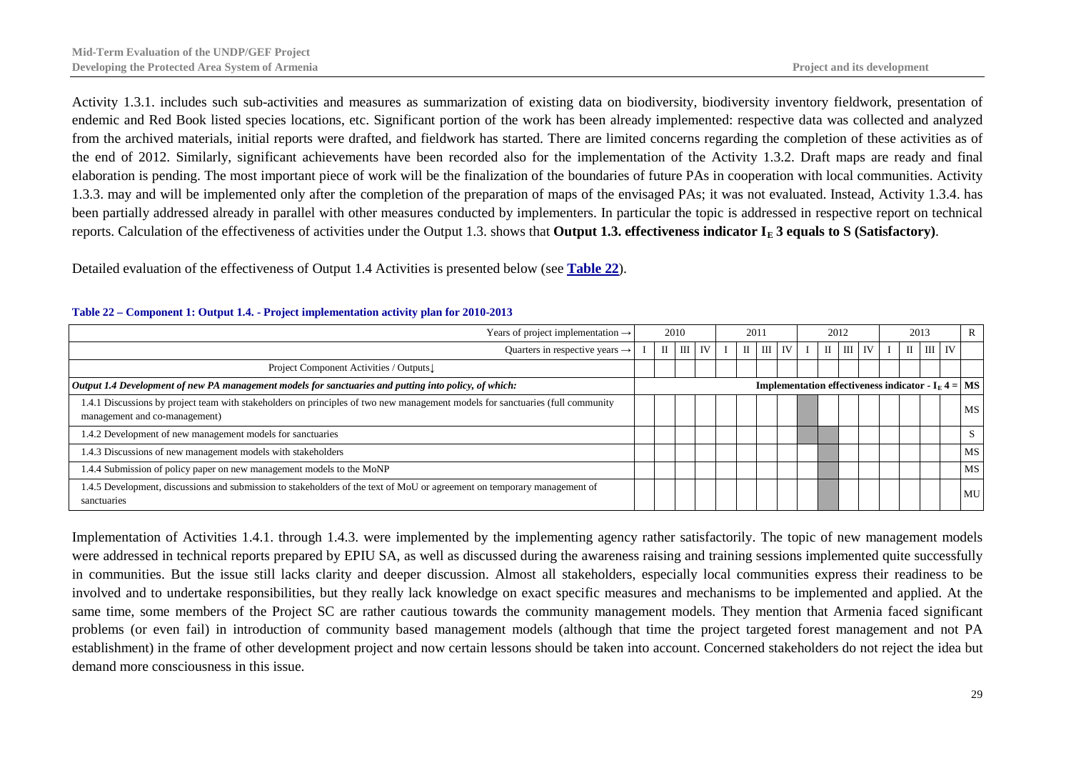Activity 1.3.1. includes such sub-activities and measures as summarization of existing data on biodiversity, biodiversity inventory fieldwork, presentation of endemic and Red Book listed species locations, etc. Significant portion of the work has been already implemented: respective data was collected and analyzed from the archived materials, initial reports were drafted, and fieldwork has started. There are limited concerns regarding the completion of these activities as of the end of 2012. Similarly, significant achievements have been recorded also for the implementation of the Activity 1.3.2. Draft maps are ready and final elaboration is pending. The most important piece of work will be the finalization of the boundaries of future PAs in cooperation with local communities. Activity 1.3.3. may and will be implemented only after the completion of the preparation of maps of the envisaged PAs; it was not evaluated. Instead, Activity 1.3.4. has been partially addressed already in parallel with other measures conducted by implementers. In particular the topic is addressed in respective report on technical reports. Calculation of the effectiveness of activities under the Output 1.3. shows that **Output 1.3. effectiveness indicator $I_E$ 3 equals to S (Satisfactory)**.

Detailed evaluation of the effectiveness of Output 1.4 Activities is presented below (see **Table 22**).

**Table 22 – Component 1: Output 1.4. - Project implementation activity plan for 2010-2013**

| Years of project implementation → | 2010 | | | | 2011 | | | | 2012 | | | | 2013 | | | | R |
|---|---|---|---|---|---|---|---|---|---|---|---|---|---|---|---|---|---|
| Quarters in respective years → | I | II | III | IV | I | II | III | IV | I | II | III | IV | I | II | III | IV | |
| Project Component Activities / Outputs↓ | | | | | | | | | | | | | | | | | |
| *Output 1.4 Development of new PA management models for sanctuaries and putting into policy, of which:* | **Implementation effectiveness indicator - $I_E$ 4 =** | | | | | | | | | | | | | | | | **MS** |
| 1.4.1 Discussions by project team with stakeholders on principles of two new management models for sanctuaries (full community management and co-management) | | | | | | | | | | | | | | | | | MS |
| 1.4.2 Development of new management models for sanctuaries | | | | | | | | | | | | | | | | | S |
| 1.4.3 Discussions of new management models with stakeholders | | | | | | | | | | | | | | | | | MS |
| 1.4.4 Submission of policy paper on new management models to the MoNP | | | | | | | | | | | | | | | | | MS |
| 1.4.5 Development, discussions and submission to stakeholders of the text of MoU or agreement on temporary management of sanctuaries | | | | | | | | | | | | | | | | | MU |

Implementation of Activities 1.4.1. through 1.4.3. were implemented by the implementing agency rather satisfactorily. The topic of new management models were addressed in technical reports prepared by EPIU SA, as well as discussed during the awareness raising and training sessions implemented quite successfully in communities. But the issue still lacks clarity and deeper discussion. Almost all stakeholders, especially local communities express their readiness to be involved and to undertake responsibilities, but they really lack knowledge on exact specific measures and mechanisms to be implemented and applied. At the same time, some members of the Project SC are rather cautious towards the community management models. They mention that Armenia faced significant problems (or even fail) in introduction of community based management models (although that time the project targeted forest management and not PA establishment) in the frame of other development project and now certain lessons should be taken into account. Concerned stakeholders do not reject the idea but demand more consciousness in this issue.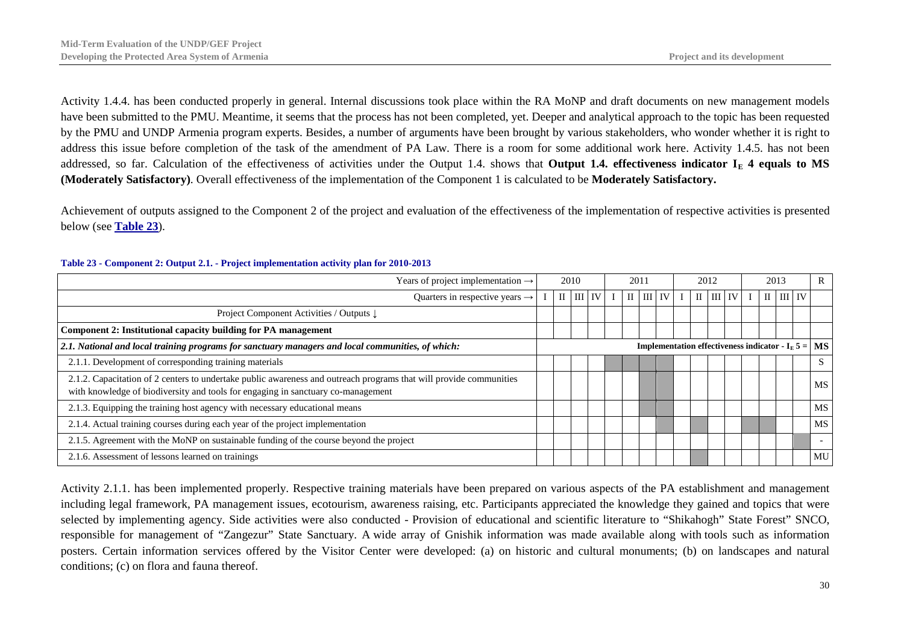Activity 1.4.4. has been conducted properly in general. Internal discussions took place within the RA MoNP and draft documents on new management models have been submitted to the PMU. Meantime, it seems that the process has not been completed, yet. Deeper and analytical approach to the topic has been requested by the PMU and UNDP Armenia program experts. Besides, a number of arguments have been brought by various stakeholders, who wonder whether it is right to address this issue before completion of the task of the amendment of PA Law. There is a room for some additional work here. Activity 1.4.5. has not been addressed, so far. Calculation of the effectiveness of activities under the Output 1.4. shows that **Output 1.4. effectiveness indicator $I_E$ 4 equals to MS (Moderately Satisfactory)**. Overall effectiveness of the implementation of the Component 1 is calculated to be **Moderately Satisfactory.**

Achievement of outputs assigned to the Component 2 of the project and evaluation of the effectiveness of the implementation of respective activities is presented below (see **Table 23**).

**Table 23 - Component 2: Output 2.1. - Project implementation activity plan for 2010-2013**

| Years of project implementation → | 2010 | | | | 2011 | | | | 2012 | | | | 2013 | | | | R |
|---|---|---|---|---|---|---|---|---|---|---|---|---|---|---|---|---|---|
| Quarters in respective years → | I | II | III | IV | I | II | III | IV | I | II | III | IV | I | II | III | IV | |
| Project Component Activities / Outputs ↓ | | | | | | | | | | | | | | | | | |
| **Component 2: Institutional capacity building for PA management** | | | | | | | | | | | | | | | | | |
| ***2.1. National and local training programs for sanctuary managers and local communities, of which:*** | **Implementation effectiveness indicator - $I_E$ 5 =** | | | | | | | | | | | | | | | | **MS** |
| 2.1.1. Development of corresponding training materials | | | | | | | | | | | | | | | | | S |
| 2.1.2. Capacitation of 2 centers to undertake public awareness and outreach programs that will provide communities with knowledge of biodiversity and tools for engaging in sanctuary co-management | | | | | | | | | | | | | | | | | MS |
| 2.1.3. Equipping the training host agency with necessary educational means | | | | | | | | | | | | | | | | | MS |
| 2.1.4. Actual training courses during each year of the project implementation | | | | | | | | | | | | | | | | | MS |
| 2.1.5. Agreement with the MoNP on sustainable funding of the course beyond the project | | | | | | | | | | | | | | | | | - |
| 2.1.6. Assessment of lessons learned on trainings | | | | | | | | | | | | | | | | | MU |

Activity 2.1.1. has been implemented properly. Respective training materials have been prepared on various aspects of the PA establishment and management including legal framework, PA management issues, ecotourism, awareness raising, etc. Participants appreciated the knowledge they gained and topics that were selected by implementing agency. Side activities were also conducted - Provision of educational and scientific literature to "Shikahogh" State Forest" SNCO, responsible for management of "Zangezur" State Sanctuary. A wide array of Gnishik information was made available along with tools such as information posters. Certain information services offered by the Visitor Center were developed: (a) on historic and cultural monuments; (b) on landscapes and natural conditions; (c) on flora and fauna thereof.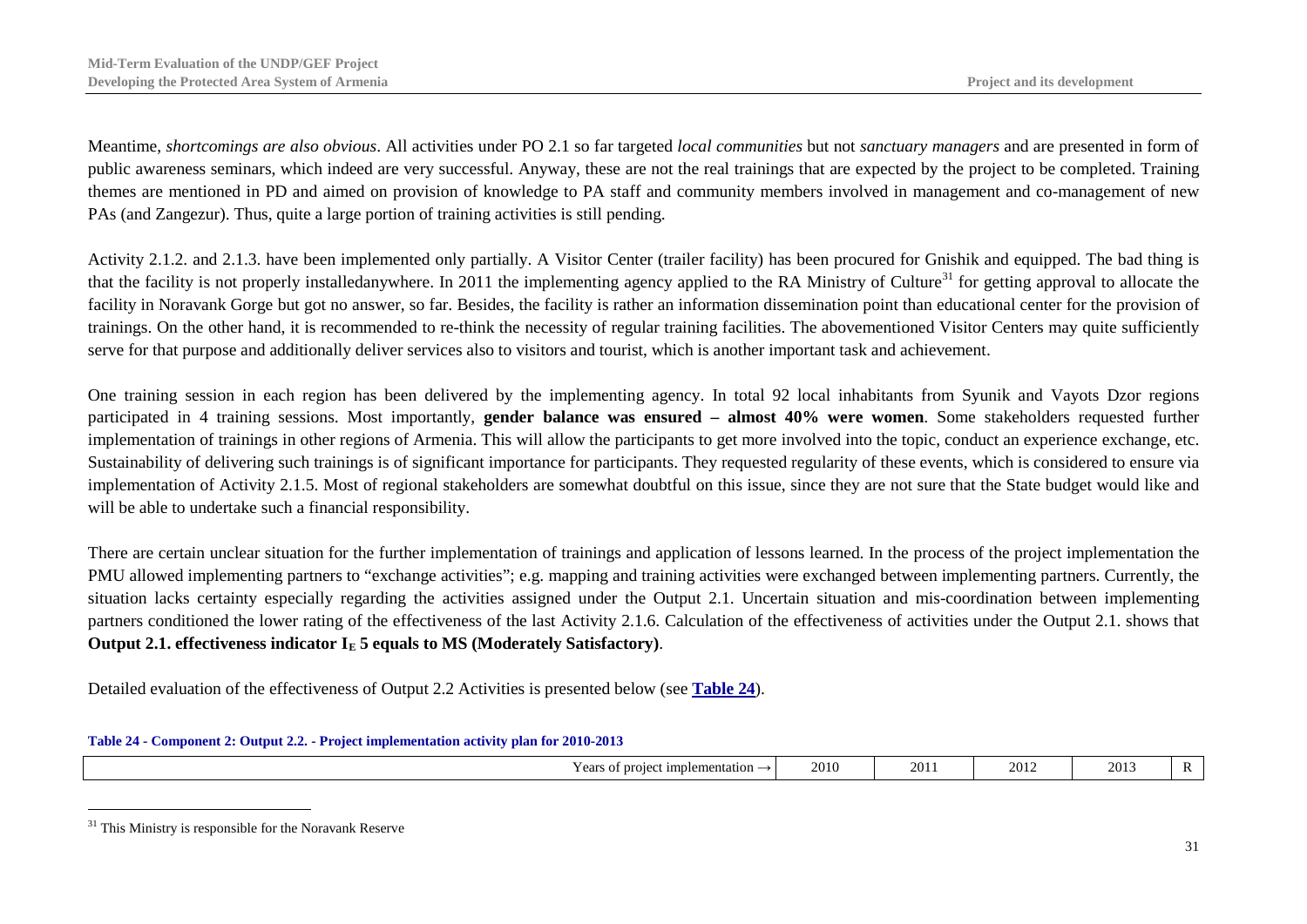Meantime, *shortcomings are also obvious*. All activities under PO 2.1 so far targeted *local communities* but not *sanctuary managers* and are presented in form of public awareness seminars, which indeed are very successful. Anyway, these are not the real trainings that are expected by the project to be completed. Training themes are mentioned in PD and aimed on provision of knowledge to PA staff and community members involved in management and co-management of new PAs (and Zangezur). Thus, quite a large portion of training activities is still pending.

Activity 2.1.2. and 2.1.3. have been implemented only partially. A Visitor Center (trailer facility) has been procured for Gnishik and equipped. The bad thing is that the facility is not properly installedanywhere. In 2011 the implementing agency applied to the RA Ministry of Culture[31] for getting approval to allocate the facility in Noravank Gorge but got no answer, so far. Besides, the facility is rather an information dissemination point than educational center for the provision of trainings. On the other hand, it is recommended to re-think the necessity of regular training facilities. The abovementioned Visitor Centers may quite sufficiently serve for that purpose and additionally deliver services also to visitors and tourist, which is another important task and achievement.

One training session in each region has been delivered by the implementing agency. In total 92 local inhabitants from Syunik and Vayots Dzor regions participated in 4 training sessions. Most importantly, **gender balance was ensured – almost 40% were women**. Some stakeholders requested further implementation of trainings in other regions of Armenia. This will allow the participants to get more involved into the topic, conduct an experience exchange, etc. Sustainability of delivering such trainings is of significant importance for participants. They requested regularity of these events, which is considered to ensure via implementation of Activity 2.1.5. Most of regional stakeholders are somewhat doubtful on this issue, since they are not sure that the State budget would like and will be able to undertake such a financial responsibility.

There are certain unclear situation for the further implementation of trainings and application of lessons learned. In the process of the project implementation the PMU allowed implementing partners to "exchange activities"; e.g. mapping and training activities were exchanged between implementing partners. Currently, the situation lacks certainty especially regarding the activities assigned under the Output 2.1. Uncertain situation and mis-coordination between implementing partners conditioned the lower rating of the effectiveness of the last Activity 2.1.6. Calculation of the effectiveness of activities under the Output 2.1. shows that **Output 2.1. effectiveness indicator $I_E$ 5 equals to MS (Moderately Satisfactory)**.

Detailed evaluation of the effectiveness of Output 2.2 Activities is presented below (see **Table 24**).

**Table 24 - Component 2: Output 2.2. - Project implementation activity plan for 2010-2013**

| Years of project implementation → | 2010 | 2011 | 2012 | 2013 | R |
|---|---|---|---|---|---|

[31] This Ministry is responsible for the Noravank Reserve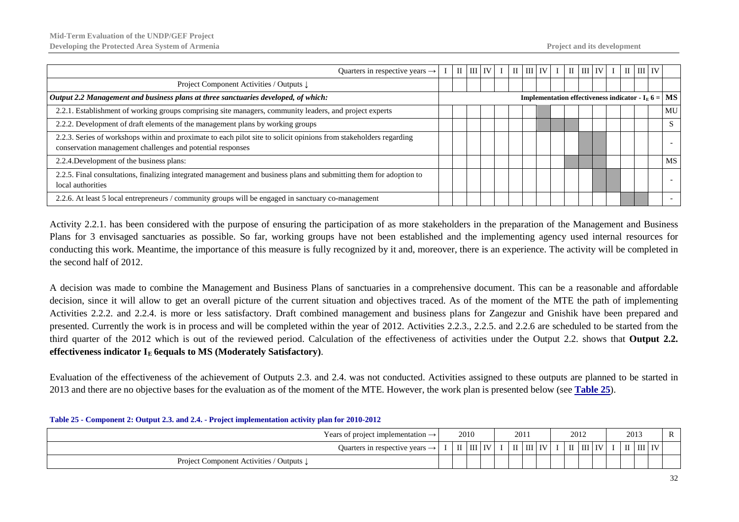| Quarters in respective years → | I | II | III | IV | I | II | III | IV | I | II | III | IV | I | II | III | IV | |
|---|---|---|---|---|---|---|---|---|---|---|---|---|---|---|---|---|---|
| Project Component Activities / Outputs ↓ | | | | | | | | | | | | | | | | | |
| ***Output 2.2 Management and business plans at three sanctuaries developed, of which:*** | | | | | | | | | | | | | | | | **Implementation effectiveness indicator - $I_E$ 6 =** | **MS** |
| 2.2.1. Establishment of working groups comprising site managers, community leaders, and project experts | | | | | | | | | | | | | | | | | MU |
| 2.2.2. Development of draft elements of the management plans by working groups | | | | | | | | | | | | | | | | | S |
| 2.2.3. Series of workshops within and proximate to each pilot site to solicit opinions from stakeholders regarding conservation management challenges and potential responses | | | | | | | | | | | | | | | | | - |
| 2.2.4.Development of the business plans: | | | | | | | | | | | | | | | | | MS |
| 2.2.5. Final consultations, finalizing integrated management and business plans and submitting them for adoption to local authorities | | | | | | | | | | | | | | | | | - |
| 2.2.6. At least 5 local entrepreneurs / community groups will be engaged in sanctuary co-management | | | | | | | | | | | | | | | | | - |

Activity 2.2.1. has been considered with the purpose of ensuring the participation of as more stakeholders in the preparation of the Management and Business Plans for 3 envisaged sanctuaries as possible. So far, working groups have not been established and the implementing agency used internal resources for conducting this work. Meantime, the importance of this measure is fully recognized by it and, moreover, there is an experience. The activity will be completed in the second half of 2012.

A decision was made to combine the Management and Business Plans of sanctuaries in a comprehensive document. This can be a reasonable and affordable decision, since it will allow to get an overall picture of the current situation and objectives traced. As of the moment of the MTE the path of implementing Activities 2.2.2. and 2.2.4. is more or less satisfactory. Draft combined management and business plans for Zangezur and Gnishik have been prepared and presented. Currently the work is in process and will be completed within the year of 2012. Activities 2.2.3., 2.2.5. and 2.2.6 are scheduled to be started from the third quarter of the 2012 which is out of the reviewed period. Calculation of the effectiveness of activities under the Output 2.2. shows that **Output 2.2. effectiveness indicator $I_E$ 6equals to MS (Moderately Satisfactory)**.

Evaluation of the effectiveness of the achievement of Outputs 2.3. and 2.4. was not conducted. Activities assigned to these outputs are planned to be started in 2013 and there are no objective bases for the evaluation as of the moment of the MTE. However, the work plan is presented below (see **Table 25**).

**Table 25 - Component 2: Output 2.3. and 2.4. - Project implementation activity plan for 2010-2012**

| Years of project implementation → | 2010 | | | | 2011 | | | | 2012 | | | | 2013 | | | | R |
|---|---|---|---|---|---|---|---|---|---|---|---|---|---|---|---|---|---|
| Quarters in respective years → | I | II | III | IV | I | II | III | IV | I | II | III | IV | I | II | III | IV | |
| Project Component Activities / Outputs ↓ | | | | | | | | | | | | | | | | | |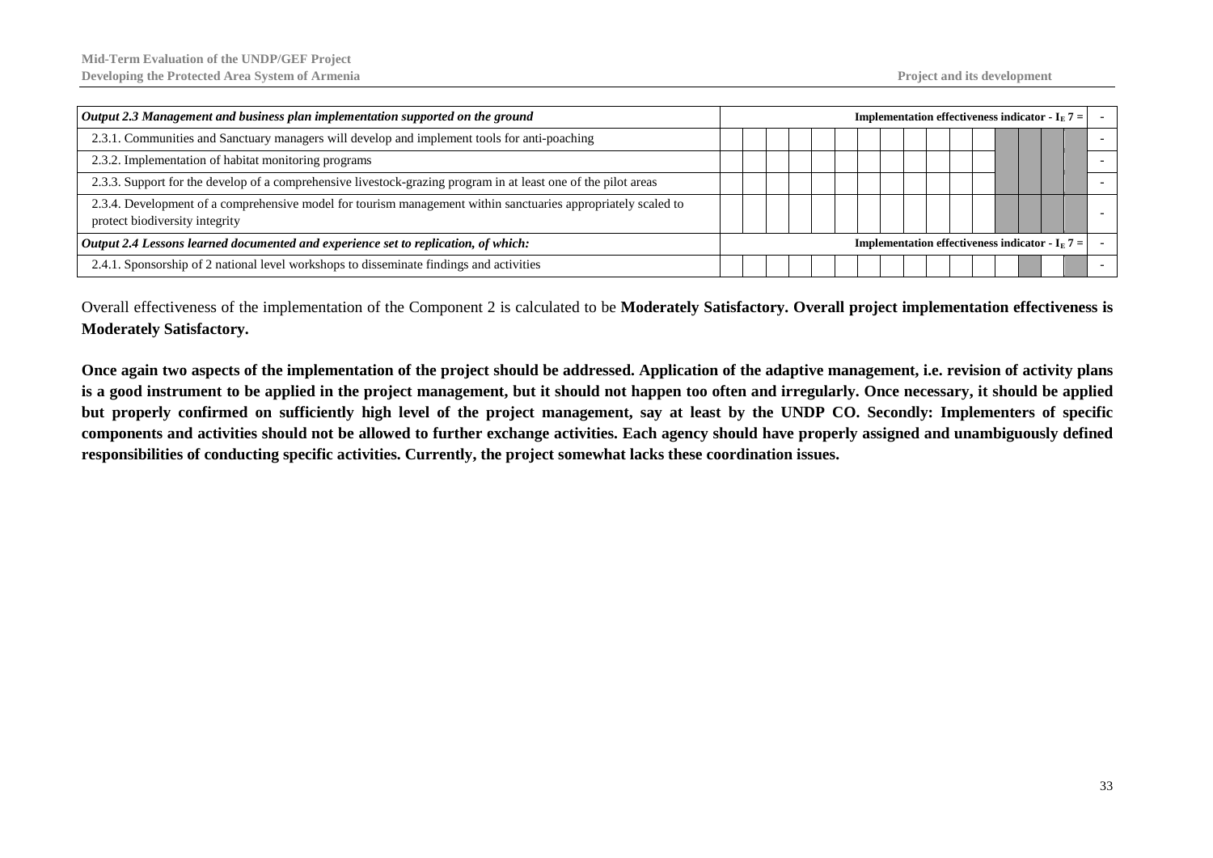| *Output 2.3 Management and business plan implementation supported on the ground* | | | | | | | | | | | | | | | | **Implementation effectiveness indicator - $I_E$ 7 =** | - |
|---|---|---|---|---|---|---|---|---|---|---|---|---|---|---|---|---|---|
| 2.3.1. Communities and Sanctuary managers will develop and implement tools for anti-poaching | | | | | | | | | | | | | | | | | - |
| 2.3.2. Implementation of habitat monitoring programs | | | | | | | | | | | | | | | | | - |
| 2.3.3. Support for the develop of a comprehensive livestock-grazing program in at least one of the pilot areas | | | | | | | | | | | | | | | | | - |
| 2.3.4. Development of a comprehensive model for tourism management within sanctuaries appropriately scaled to protect biodiversity integrity | | | | | | | | | | | | | | | | | - |
| *Output 2.4 Lessons learned documented and experience set to replication, of which:* | | | | | | | | | | | | | | | | **Implementation effectiveness indicator - $I_E$ 7 =** | - |
| 2.4.1. Sponsorship of 2 national level workshops to disseminate findings and activities | | | | | | | | | | | | | | | | | - |

Overall effectiveness of the implementation of the Component 2 is calculated to be **Moderately Satisfactory. Overall project implementation effectiveness is Moderately Satisfactory.**

**Once again two aspects of the implementation of the project should be addressed. Application of the adaptive management, i.e. revision of activity plans is a good instrument to be applied in the project management, but it should not happen too often and irregularly. Once necessary, it should be applied but properly confirmed on sufficiently high level of the project management, say at least by the UNDP CO. Secondly: Implementers of specific components and activities should not be allowed to further exchange activities. Each agency should have properly assigned and unambiguously defined responsibilities of conducting specific activities. Currently, the project somewhat lacks these coordination issues.**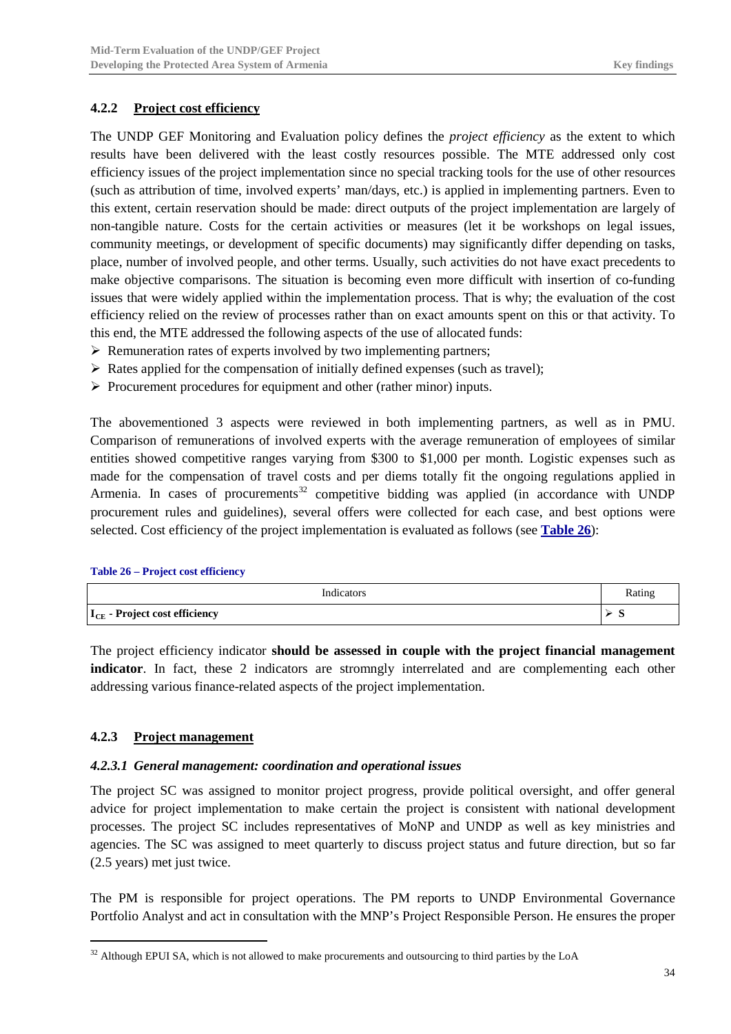### 4.2.2 Project cost efficiency

The UNDP GEF Monitoring and Evaluation policy defines the *project efficiency* as the extent to which results have been delivered with the least costly resources possible. The MTE addressed only cost efficiency issues of the project implementation since no special tracking tools for the use of other resources (such as attribution of time, involved experts' man/days, etc.) is applied in implementing partners. Even to this extent, certain reservation should be made: direct outputs of the project implementation are largely of non-tangible nature. Costs for the certain activities or measures (let it be workshops on legal issues, community meetings, or development of specific documents) may significantly differ depending on tasks, place, number of involved people, and other terms. Usually, such activities do not have exact precedents to make objective comparisons. The situation is becoming even more difficult with insertion of co-funding issues that were widely applied within the implementation process. That is why; the evaluation of the cost efficiency relied on the review of processes rather than on exact amounts spent on this or that activity. To this end, the MTE addressed the following aspects of the use of allocated funds:

- Remuneration rates of experts involved by two implementing partners;
- Rates applied for the compensation of initially defined expenses (such as travel);
- Procurement procedures for equipment and other (rather minor) inputs.

The abovementioned 3 aspects were reviewed in both implementing partners, as well as in PMU. Comparison of remunerations of involved experts with the average remuneration of employees of similar entities showed competitive ranges varying from $300 to $1,000 per month. Logistic expenses such as made for the compensation of travel costs and per diems totally fit the ongoing regulations applied in Armenia. In cases of procurements[32] competitive bidding was applied (in accordance with UNDP procurement rules and guidelines), several offers were collected for each case, and best options were selected. Cost efficiency of the project implementation is evaluated as follows (see **Table 26**):

**Table 26 – Project cost efficiency**

| Indicators | Rating |
|---|---|
| **$I_{CE}$ - Project cost efficiency** | ➢ **S** |

The project efficiency indicator **should be assessed in couple with the project financial management indicator**. In fact, these 2 indicators are stromngly interrelated and are complementing each other addressing various finance-related aspects of the project implementation.

### 4.2.3 Project management

#### *4.2.3.1 General management: coordination and operational issues*

The project SC was assigned to monitor project progress, provide political oversight, and offer general advice for project implementation to make certain the project is consistent with national development processes. The project SC includes representatives of MoNP and UNDP as well as key ministries and agencies. The SC was assigned to meet quarterly to discuss project status and future direction, but so far (2.5 years) met just twice.

The PM is responsible for project operations. The PM reports to UNDP Environmental Governance Portfolio Analyst and act in consultation with the MNP's Project Responsible Person. He ensures the proper

[32] Although EPUI SA, which is not allowed to make procurements and outsourcing to third parties by the LoA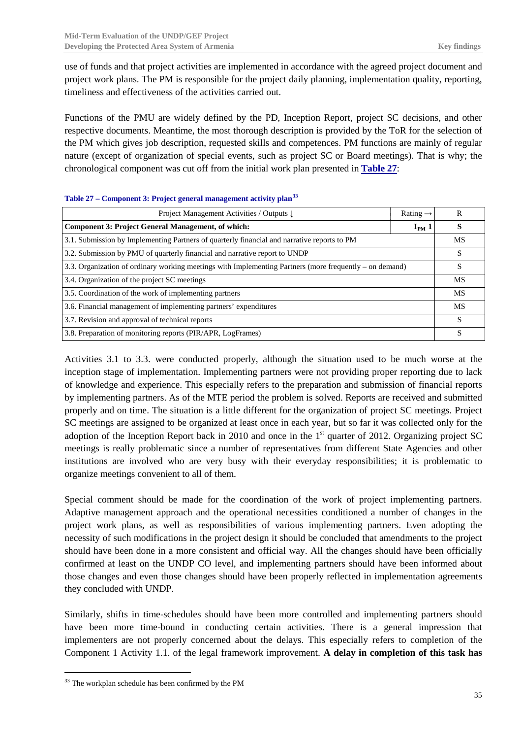use of funds and that project activities are implemented in accordance with the agreed project document and project work plans. The PM is responsible for the project daily planning, implementation quality, reporting, timeliness and effectiveness of the activities carried out.

Functions of the PMU are widely defined by the PD, Inception Report, project SC decisions, and other respective documents. Meantime, the most thorough description is provided by the ToR for the selection of the PM which gives job description, requested skills and competences. PM functions are mainly of regular nature (except of organization of special events, such as project SC or Board meetings). That is why; the chronological component was cut off from the initial work plan presented in **Table 27**:

**Table 27 – Component 3: Project general management activity plan**[33]

| Project Management Activities / Outputs ↓ | Rating → | R |
|---|---|---|
| **Component 3: Project General Management, of which:** | **$I_{PM}$ 1** | **S** |
| 3.1. Submission by Implementing Partners of quarterly financial and narrative reports to PM | | MS |
| 3.2. Submission by PMU of quarterly financial and narrative report to UNDP | | S |
| 3.3. Organization of ordinary working meetings with Implementing Partners (more frequently – on demand) | | S |
| 3.4. Organization of the project SC meetings | | MS |
| 3.5. Coordination of the work of implementing partners | | MS |
| 3.6. Financial management of implementing partners' expenditures | | MS |
| 3.7. Revision and approval of technical reports | | S |
| 3.8. Preparation of monitoring reports (PIR/APR, LogFrames) | | S |

Activities 3.1 to 3.3. were conducted properly, although the situation used to be much worse at the inception stage of implementation. Implementing partners were not providing proper reporting due to lack of knowledge and experience. This especially refers to the preparation and submission of financial reports by implementing partners. As of the MTE period the problem is solved. Reports are received and submitted properly and on time. The situation is a little different for the organization of project SC meetings. Project SC meetings are assigned to be organized at least once in each year, but so far it was collected only for the adoption of the Inception Report back in 2010 and once in the 1st quarter of 2012. Organizing project SC meetings is really problematic since a number of representatives from different State Agencies and other institutions are involved who are very busy with their everyday responsibilities; it is problematic to organize meetings convenient to all of them.

Special comment should be made for the coordination of the work of project implementing partners. Adaptive management approach and the operational necessities conditioned a number of changes in the project work plans, as well as responsibilities of various implementing partners. Even adopting the necessity of such modifications in the project design it should be concluded that amendments to the project should have been done in a more consistent and official way. All the changes should have been officially confirmed at least on the UNDP CO level, and implementing partners should have been informed about those changes and even those changes should have been properly reflected in implementation agreements they concluded with UNDP.

Similarly, shifts in time-schedules should have been more controlled and implementing partners should have been more time-bound in conducting certain activities. There is a general impression that implementers are not properly concerned about the delays. This especially refers to completion of the Component 1 Activity 1.1. of the legal framework improvement. **A delay in completion of this task has**

[33] The workplan schedule has been confirmed by the PM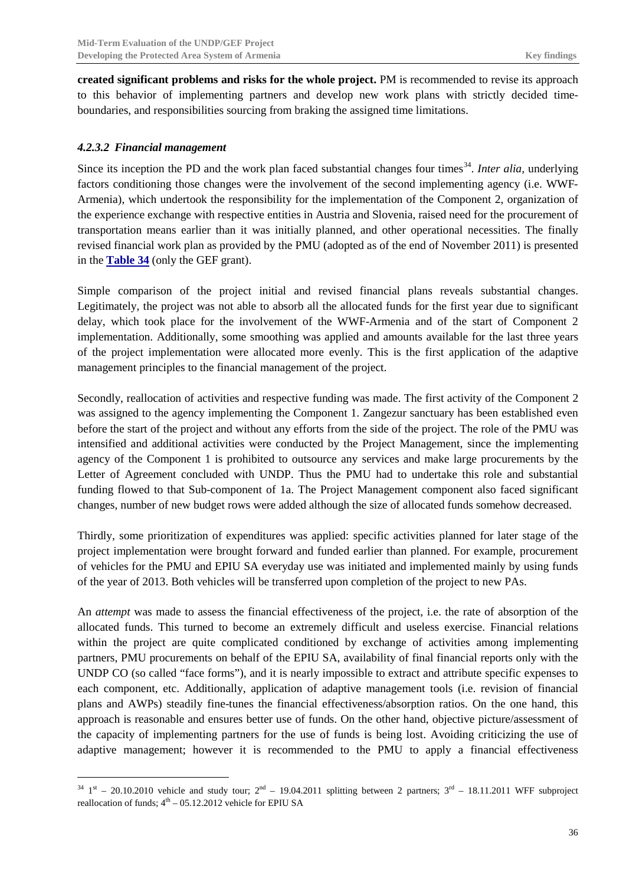**created significant problems and risks for the whole project.** PM is recommended to revise its approach to this behavior of implementing partners and develop new work plans with strictly decided time-boundaries, and responsibilities sourcing from braking the assigned time limitations.

#### *4.2.3.2 Financial management*

Since its inception the PD and the work plan faced substantial changes four times[34]. *Inter alia,* underlying factors conditioning those changes were the involvement of the second implementing agency (i.e. WWF-Armenia), which undertook the responsibility for the implementation of the Component 2, organization of the experience exchange with respective entities in Austria and Slovenia, raised need for the procurement of transportation means earlier than it was initially planned, and other operational necessities. The finally revised financial work plan as provided by the PMU (adopted as of the end of November 2011) is presented in the **Table 34** (only the GEF grant).

Simple comparison of the project initial and revised financial plans reveals substantial changes. Legitimately, the project was not able to absorb all the allocated funds for the first year due to significant delay, which took place for the involvement of the WWF-Armenia and of the start of Component 2 implementation. Additionally, some smoothing was applied and amounts available for the last three years of the project implementation were allocated more evenly. This is the first application of the adaptive management principles to the financial management of the project.

Secondly, reallocation of activities and respective funding was made. The first activity of the Component 2 was assigned to the agency implementing the Component 1. Zangezur sanctuary has been established even before the start of the project and without any efforts from the side of the project. The role of the PMU was intensified and additional activities were conducted by the Project Management, since the implementing agency of the Component 1 is prohibited to outsource any services and make large procurements by the Letter of Agreement concluded with UNDP. Thus the PMU had to undertake this role and substantial funding flowed to that Sub-component of 1a. The Project Management component also faced significant changes, number of new budget rows were added although the size of allocated funds somehow decreased.

Thirdly, some prioritization of expenditures was applied: specific activities planned for later stage of the project implementation were brought forward and funded earlier than planned. For example, procurement of vehicles for the PMU and EPIU SA everyday use was initiated and implemented mainly by using funds of the year of 2013. Both vehicles will be transferred upon completion of the project to new PAs.

An *attempt* was made to assess the financial effectiveness of the project, i.e. the rate of absorption of the allocated funds. This turned to become an extremely difficult and useless exercise. Financial relations within the project are quite complicated conditioned by exchange of activities among implementing partners, PMU procurements on behalf of the EPIU SA, availability of final financial reports only with the UNDP CO (so called "face forms"), and it is nearly impossible to extract and attribute specific expenses to each component, etc. Additionally, application of adaptive management tools (i.e. revision of financial plans and AWPs) steadily fine-tunes the financial effectiveness/absorption ratios. On the one hand, this approach is reasonable and ensures better use of funds. On the other hand, objective picture/assessment of the capacity of implementing partners for the use of funds is being lost. Avoiding criticizing the use of adaptive management; however it is recommended to the PMU to apply a financial effectiveness

---

[34] 1st – 20.10.2010 vehicle and study tour; 2nd – 19.04.2011 splitting between 2 partners; 3rd – 18.11.2011 WFF subproject reallocation of funds; 4th – 05.12.2012 vehicle for EPIU SA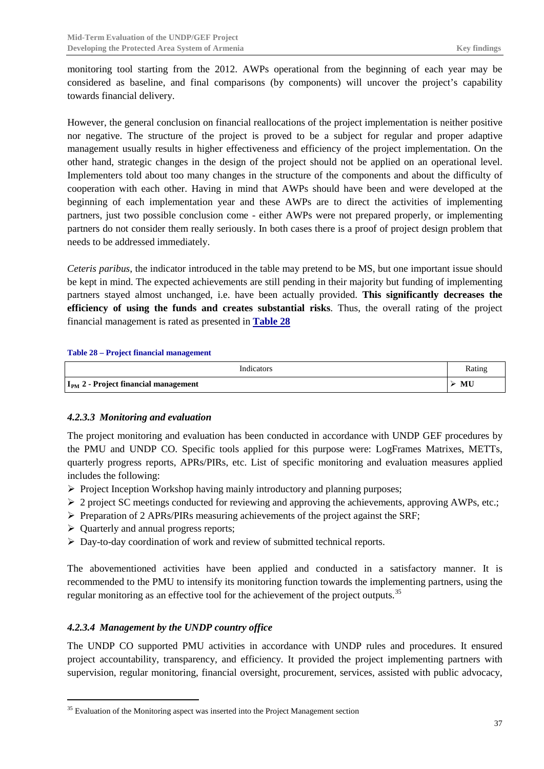monitoring tool starting from the 2012. AWPs operational from the beginning of each year may be considered as baseline, and final comparisons (by components) will uncover the project's capability towards financial delivery.

However, the general conclusion on financial reallocations of the project implementation is neither positive nor negative. The structure of the project is proved to be a subject for regular and proper adaptive management usually results in higher effectiveness and efficiency of the project implementation. On the other hand, strategic changes in the design of the project should not be applied on an operational level. Implementers told about too many changes in the structure of the components and about the difficulty of cooperation with each other. Having in mind that AWPs should have been and were developed at the beginning of each implementation year and these AWPs are to direct the activities of implementing partners, just two possible conclusion come - either AWPs were not prepared properly, or implementing partners do not consider them really seriously. In both cases there is a proof of project design problem that needs to be addressed immediately.

*Ceteris paribus*, the indicator introduced in the table may pretend to be MS, but one important issue should be kept in mind. The expected achievements are still pending in their majority but funding of implementing partners stayed almost unchanged, i.e. have been actually provided. **This significantly decreases the efficiency of using the funds and creates substantial risks**. Thus, the overall rating of the project financial management is rated as presented in **Table 28**

**Table 28 – Project financial management**

| Indicators | Rating |
|---|---|
| **$I_{PM}$ 2 - Project financial management** | ➢ **MU** |

### *4.2.3.3 Monitoring and evaluation*

The project monitoring and evaluation has been conducted in accordance with UNDP GEF procedures by the PMU and UNDP CO. Specific tools applied for this purpose were: LogFrames Matrixes, METTs, quarterly progress reports, APRs/PIRs, etc. List of specific monitoring and evaluation measures applied includes the following:

- ➢ Project Inception Workshop having mainly introductory and planning purposes;
- ➢ 2 project SC meetings conducted for reviewing and approving the achievements, approving AWPs, etc.;
- ➢ Preparation of 2 APRs/PIRs measuring achievements of the project against the SRF;
- ➢ Quarterly and annual progress reports;
- ➢ Day-to-day coordination of work and review of submitted technical reports.

The abovementioned activities have been applied and conducted in a satisfactory manner. It is recommended to the PMU to intensify its monitoring function towards the implementing partners, using the regular monitoring as an effective tool for the achievement of the project outputs.[35]

### *4.2.3.4 Management by the UNDP country office*

The UNDP CO supported PMU activities in accordance with UNDP rules and procedures. It ensured project accountability, transparency, and efficiency. It provided the project implementing partners with supervision, regular monitoring, financial oversight, procurement, services, assisted with public advocacy,

[35] Evaluation of the Monitoring aspect was inserted into the Project Management section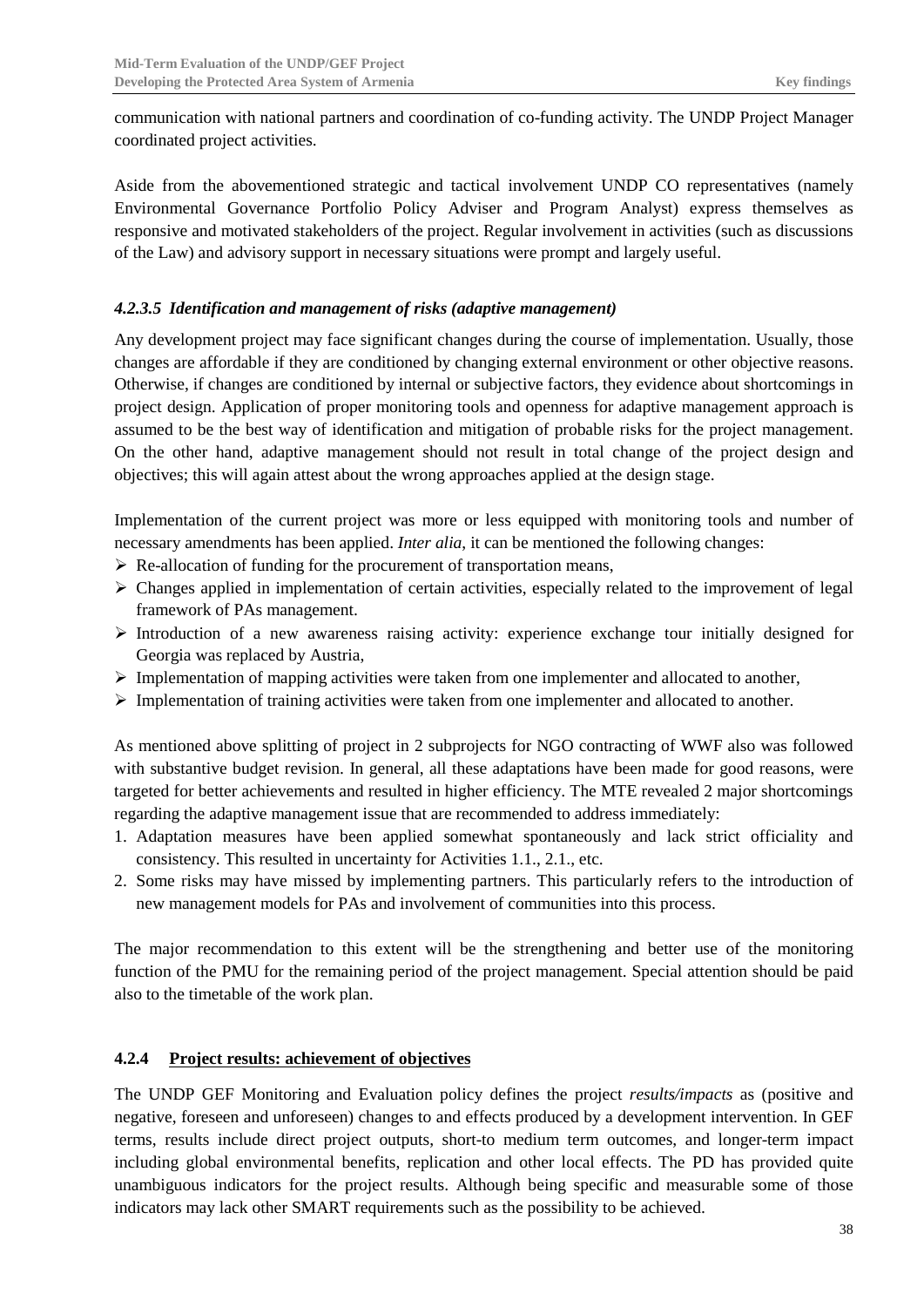communication with national partners and coordination of co-funding activity. The UNDP Project Manager coordinated project activities.

Aside from the abovementioned strategic and tactical involvement UNDP CO representatives (namely Environmental Governance Portfolio Policy Adviser and Program Analyst) express themselves as responsive and motivated stakeholders of the project. Regular involvement in activities (such as discussions of the Law) and advisory support in necessary situations were prompt and largely useful.

#### *4.2.3.5 Identification and management of risks (adaptive management)*

Any development project may face significant changes during the course of implementation. Usually, those changes are affordable if they are conditioned by changing external environment or other objective reasons. Otherwise, if changes are conditioned by internal or subjective factors, they evidence about shortcomings in project design. Application of proper monitoring tools and openness for adaptive management approach is assumed to be the best way of identification and mitigation of probable risks for the project management. On the other hand, adaptive management should not result in total change of the project design and objectives; this will again attest about the wrong approaches applied at the design stage.

Implementation of the current project was more or less equipped with monitoring tools and number of necessary amendments has been applied. *Inter alia*, it can be mentioned the following changes:

- Re-allocation of funding for the procurement of transportation means,
- Changes applied in implementation of certain activities, especially related to the improvement of legal framework of PAs management.
- Introduction of a new awareness raising activity: experience exchange tour initially designed for Georgia was replaced by Austria,
- Implementation of mapping activities were taken from one implementer and allocated to another,
- Implementation of training activities were taken from one implementer and allocated to another.

As mentioned above splitting of project in 2 subprojects for NGO contracting of WWF also was followed with substantive budget revision. In general, all these adaptations have been made for good reasons, were targeted for better achievements and resulted in higher efficiency. The MTE revealed 2 major shortcomings regarding the adaptive management issue that are recommended to address immediately:

1. Adaptation measures have been applied somewhat spontaneously and lack strict officiality and consistency. This resulted in uncertainty for Activities 1.1., 2.1., etc.
2. Some risks may have missed by implementing partners. This particularly refers to the introduction of new management models for PAs and involvement of communities into this process.

The major recommendation to this extent will be the strengthening and better use of the monitoring function of the PMU for the remaining period of the project management. Special attention should be paid also to the timetable of the work plan.

### 4.2.4 Project results: achievement of objectives

The UNDP GEF Monitoring and Evaluation policy defines the project *results/impacts* as (positive and negative, foreseen and unforeseen) changes to and effects produced by a development intervention. In GEF terms, results include direct project outputs, short-to medium term outcomes, and longer-term impact including global environmental benefits, replication and other local effects. The PD has provided quite unambiguous indicators for the project results. Although being specific and measurable some of those indicators may lack other SMART requirements such as the possibility to be achieved.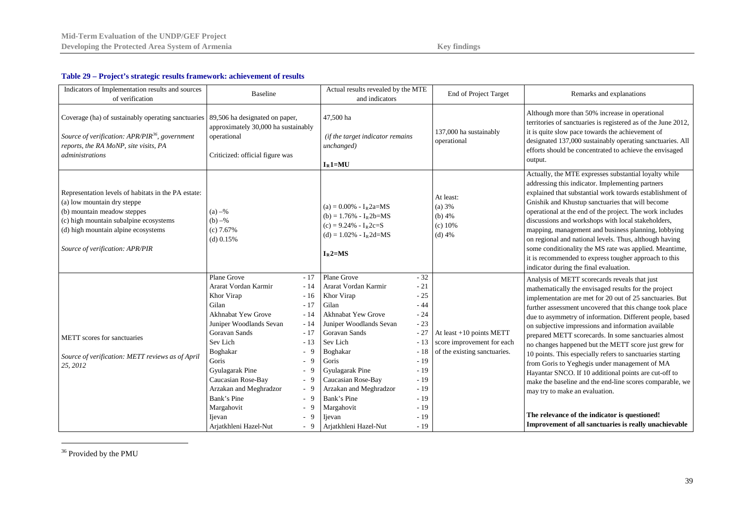**Table 29 – Project's strategic results framework: achievement of results**

| Indicators of Implementation results and sources of verification | Baseline | Actual results revealed by the MTE and indicators | End of Project Target | Remarks and explanations |
|---|---|---|---|---|
| Coverage (ha) of sustainably operating sanctuaries<br><br>*Source of verification: APR/PIR[36], government reports, the RA MoNP, site visits, PA administrations* | 89,506 ha designated on paper, approximately 30,000 ha sustainably operational<br><br>Criticized: official figure was | 47,500 ha<br><br>*(if the target indicator remains unchanged)*<br><br>**$I_R1$=MU** | 137,000 ha sustainably operational | Although more than 50% increase in operational territories of sanctuaries is registered as of the June 2012, it is quite slow pace towards the achievement of designated 137,000 sustainably operating sanctuaries. All efforts should be concentrated to achieve the envisaged output. |
| Representation levels of habitats in the PA estate:<br>(a) low mountain dry steppe<br>(b) mountain meadow steppes<br>(c) high mountain subalpine ecosystems<br>(d) high mountain alpine ecosystems<br><br>*Source of verification: APR/PIR* | (a) –%<br>(b) –%<br>(c) 7.67%<br>(d) 0.15% | (a) = 0.00% - $I_R2a$=MS<br>(b) = 1.76% - $I_R2b$=MS<br>(c) = 9.24% - $I_R2c$=S<br>(d) = 1.02% - $I_R2d$=MS<br><br>**$I_R2$=MS** | At least:<br>(a) 3%<br>(b) 4%<br>(c) 10%<br>(d) 4% | Actually, the MTE expresses substantial loyalty while addressing this indicator. Implementing partners explained that substantial work towards establishment of Gnishik and Khustup sanctuaries that will become operational at the end of the project. The work includes discussions and workshops with local stakeholders, mapping, management and business planning, lobbying on regional and national levels. Thus, although having some conditionality the MS rate was applied. Meantime, it is recommended to express tougher approach to this indicator during the final evaluation. |
| METT scores for sanctuaries<br><br>*Source of verification: METT reviews as of April 25, 2012* | Plane Grove - 17<br>Ararat Vordan Karmir - 14<br>Khor Virap - 16<br>Gilan - 17<br>Akhnabat Yew Grove - 14<br>Juniper Woodlands Sevan - 14<br>Goravan Sands - 17<br>Sev Lich - 13<br>Boghakar - 9<br>Goris - 9<br>Gyulagarak Pine - 9<br>Caucasian Rose-Bay - 9<br>Arzakan and Meghradzor - 9<br>Bank's Pine - 9<br>Margahovit - 9<br>Ijevan - 9<br>Arjatkhleni Hazel-Nut - 9 | Plane Grove - 32<br>Ararat Vordan Karmir - 21<br>Khor Virap - 25<br>Gilan - 44<br>Akhnabat Yew Grove - 24<br>Juniper Woodlands Sevan - 23<br>Goravan Sands - 27<br>Sev Lich - 13<br>Boghakar - 18<br>Goris - 19<br>Gyulagarak Pine - 19<br>Caucasian Rose-Bay - 19<br>Arzakan and Meghradzor - 19<br>Bank's Pine - 19<br>Margahovit - 19<br>Ijevan - 19<br>Arjatkhleni Hazel-Nut - 19 | At least +10 points METT score improvement for each of the existing sanctuaries. | Analysis of METT scorecards reveals that just mathematically the envisaged results for the project implementation are met for 20 out of 25 sanctuaries. But further assessment uncovered that this change took place due to asymmetry of information. Different people, based on subjective impressions and information available prepared METT scorecards. In some sanctuaries almost no changes happened but the METT score just grew for 10 points. This especially refers to sanctuaries starting from Goris to Yeghegis under management of MA Hayantar SNCO. If 10 additional points are cut-off to make the baseline and the end-line scores comparable, we may try to make an evaluation.<br><br>**The relevance of the indicator is questioned! Improvement of all sanctuaries is really unachievable** |

[36] Provided by the PMU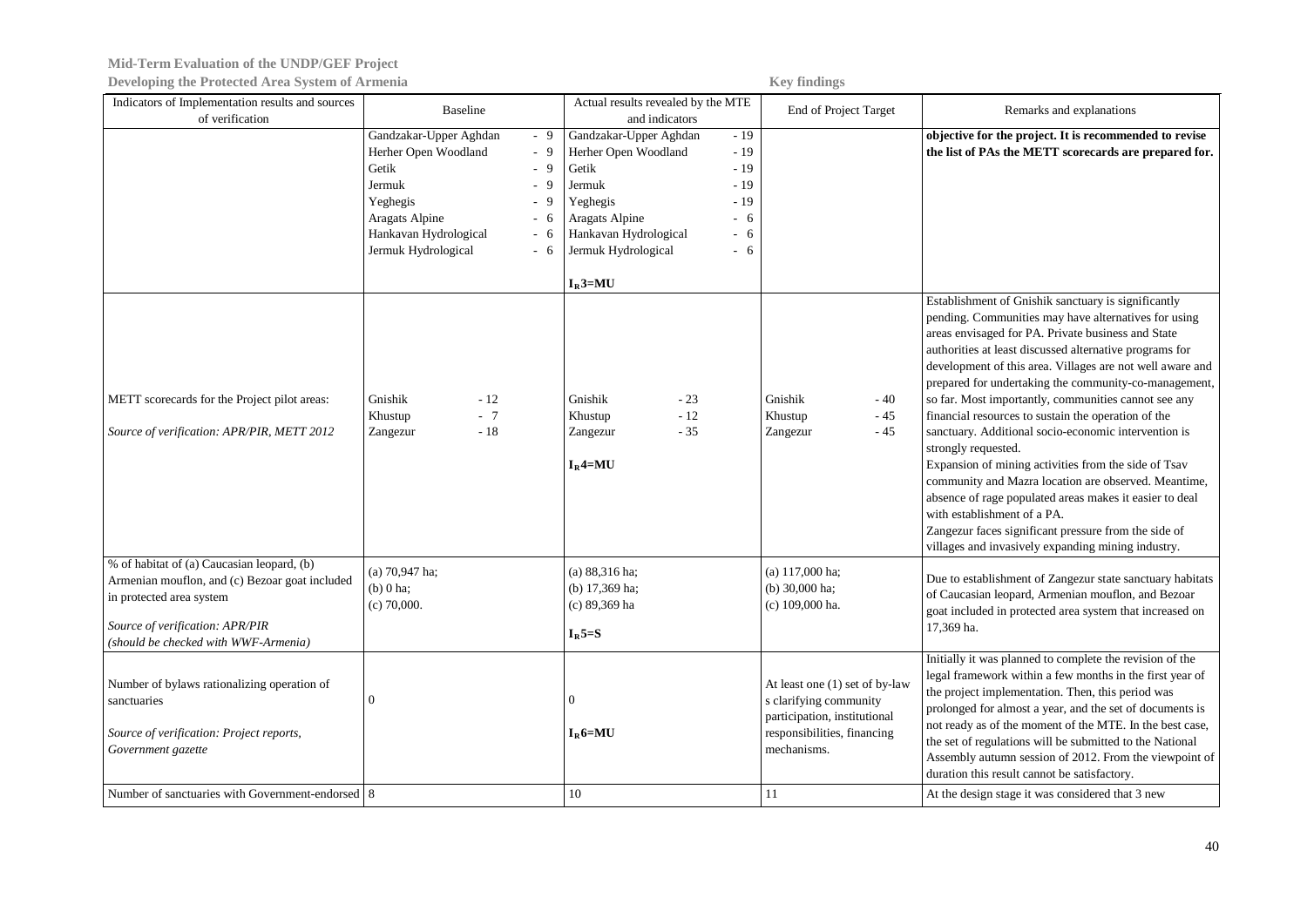| Indicators of Implementation results and sources of verification | Baseline | Actual results revealed by the MTE and indicators | End of Project Target | Remarks and explanations |
|---|---|---|---|---|
| | Gandzakar-Upper Aghdan - 9<br>Herher Open Woodland - 9<br>Getik - 9<br>Jermuk - 9<br>Yeghegis - 9<br>Aragats Alpine - 6<br>Hankavan Hydrological - 6<br>Jermuk Hydrological - 6 | Gandzakar-Upper Aghdan - 19<br>Herher Open Woodland - 19<br>Getik - 19<br>Jermuk - 19<br>Yeghegis - 19<br>Aragats Alpine - 6<br>Hankavan Hydrological - 6<br>Jermuk Hydrological - 6<br><br>$I_R$3=MU | | **objective for the project. It is recommended to revise the list of PAs the METT scorecards are prepared for.** |
| METT scorecards for the Project pilot areas:<br><br>*Source of verification: APR/PIR, METT 2012* | Gnishik - 12<br>Khustup - 7<br>Zangezur - 18 | Gnishik - 23<br>Khustup - 12<br>Zangezur - 35<br><br>$I_R$4=MU | Gnishik - 40<br>Khustup - 45<br>Zangezur - 45 | Establishment of Gnishik sanctuary is significantly pending. Communities may have alternatives for using areas envisaged for PA. Private business and State authorities at least discussed alternative programs for development of this area. Villages are not well aware and prepared for undertaking the community-co-management, so far. Most importantly, communities cannot see any financial resources to sustain the operation of the sanctuary. Additional socio-economic intervention is strongly requested.<br>Expansion of mining activities from the side of Tsav community and Mazra location are observed. Meantime, absence of rage populated areas makes it easier to deal with establishment of a PA.<br>Zangezur faces significant pressure from the side of villages and invasively expanding mining industry. |
| % of habitat of (a) Caucasian leopard, (b) Armenian mouflon, and (c) Bezoar goat included in protected area system<br><br>*Source of verification: APR/PIR*<br>*(should be checked with WWF-Armenia)* | (a) 70,947 ha;<br>(b) 0 ha;<br>(c) 70,000. | (a) 88,316 ha;<br>(b) 17,369 ha;<br>(c) 89,369 ha<br><br>$I_R$5=S | (a) 117,000 ha;<br>(b) 30,000 ha;<br>(c) 109,000 ha. | Due to establishment of Zangezur state sanctuary habitats of Caucasian leopard, Armenian mouflon, and Bezoar goat included in protected area system that increased on 17,369 ha. |
| Number of bylaws rationalizing operation of sanctuaries<br><br>*Source of verification: Project reports, Government gazette* | 0 | 0<br><br>$I_R$6=MU | At least one (1) set of by-law s clarifying community participation, institutional responsibilities, financing mechanisms. | Initially it was planned to complete the revision of the legal framework within a few months in the first year of the project implementation. Then, this period was prolonged for almost a year, and the set of documents is not ready as of the moment of the MTE. In the best case, the set of regulations will be submitted to the National Assembly autumn session of 2012. From the viewpoint of duration this result cannot be satisfactory. |
| Number of sanctuaries with Government-endorsed | 8 | 10 | 11 | At the design stage it was considered that 3 new |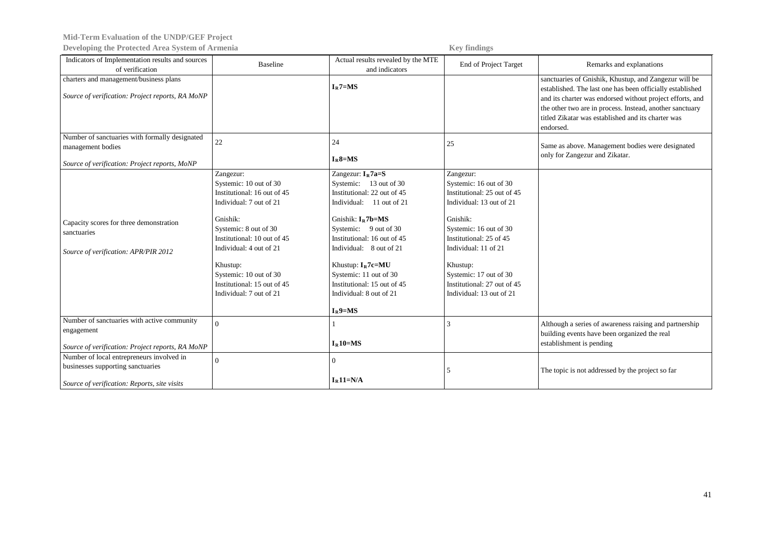| Indicators of Implementation results and sources of verification | Baseline | Actual results revealed by the MTE and indicators | End of Project Target | Remarks and explanations |
|---|---|---|---|---|
| charters and management/business plans<br><br>*Source of verification: Project reports, RA MoNP* | | **$I_R$7=MS** | | sanctuaries of Gnishik, Khustup, and Zangezur will be established. The last one has been officially established and its charter was endorsed without project efforts, and the other two are in process. Instead, another sanctuary titled Zikatar was established and its charter was endorsed. |
| Number of sanctuaries with formally designated management bodies<br><br>*Source of verification: Project reports, MoNP* | 22 | 24<br><br>**$I_R$8=MS** | 25 | Same as above. Management bodies were designated only for Zangezur and Zikatar. |
| Capacity scores for three demonstration sanctuaries<br><br>*Source of verification: APR/PIR 2012* | Zangezur:<br>Systemic: 10 out of 30<br>Institutional: 16 out of 45<br>Individual: 7 out of 21<br><br>Gnishik:<br>Systemic: 8 out of 30<br>Institutional: 10 out of 45<br>Individual: 4 out of 21<br><br>Khustup:<br>Systemic: 10 out of 30<br>Institutional: 15 out of 45<br>Individual: 7 out of 21 | Zangezur: **$I_R$7a=S**<br>Systemic: 13 out of 30<br>Institutional: 22 out of 45<br>Individual: 11 out of 21<br><br>Gnishik: **$I_R$7b=MS**<br>Systemic: 9 out of 30<br>Institutional: 16 out of 45<br>Individual: 8 out of 21<br><br>Khustup: **$I_R$7c=MU**<br>Systemic: 11 out of 30<br>Institutional: 15 out of 45<br>Individual: 8 out of 21<br><br>**$I_R$9=MS** | Zangezur:<br>Systemic: 16 out of 30<br>Institutional: 25 out of 45<br>Individual: 13 out of 21<br><br>Gnishik:<br>Systemic: 16 out of 30<br>Institutional: 25 of 45<br>Individual: 11 of 21<br><br>Khustup:<br>Systemic: 17 out of 30<br>Institutional: 27 out of 45<br>Individual: 13 out of 21 | |
| Number of sanctuaries with active community engagement<br><br>*Source of verification: Project reports, RA MoNP* | 0 | 1<br><br>**$I_R$10=MS** | 3 | Although a series of awareness raising and partnership building events have been organized the real establishment is pending |
| Number of local entrepreneurs involved in businesses supporting sanctuaries<br><br>*Source of verification: Reports, site visits* | 0 | 0<br><br>**$I_R$11=N/A** | 5 | The topic is not addressed by the project so far |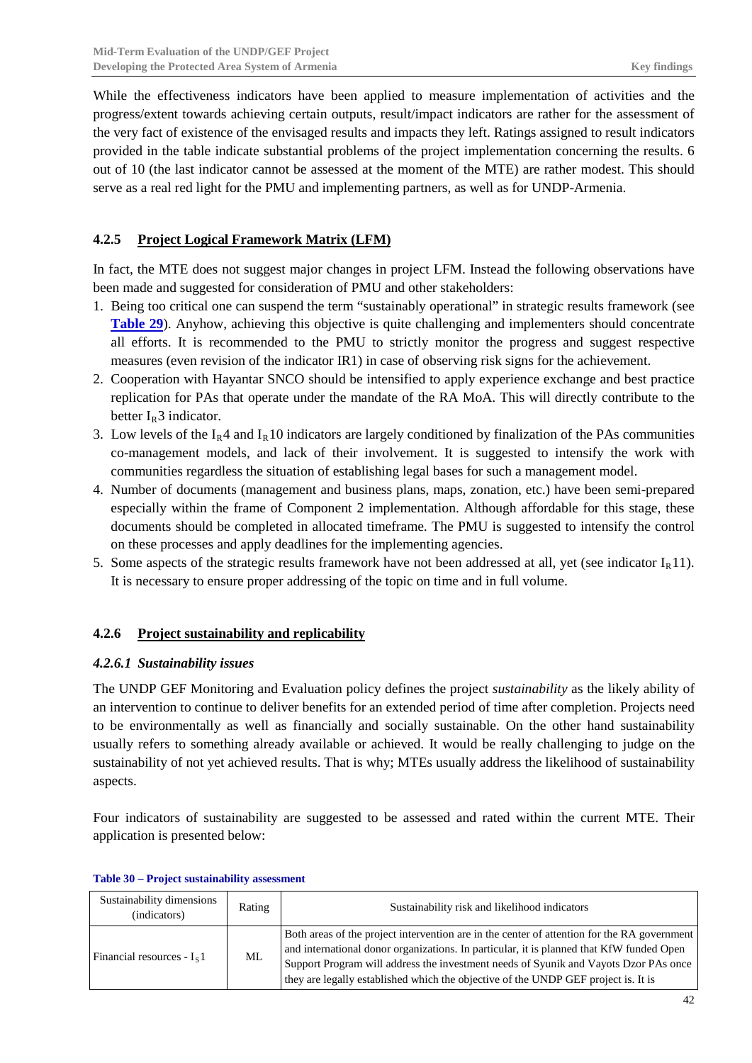While the effectiveness indicators have been applied to measure implementation of activities and the progress/extent towards achieving certain outputs, result/impact indicators are rather for the assessment of the very fact of existence of the envisaged results and impacts they left. Ratings assigned to result indicators provided in the table indicate substantial problems of the project implementation concerning the results. 6 out of 10 (the last indicator cannot be assessed at the moment of the MTE) are rather modest. This should serve as a real red light for the PMU and implementing partners, as well as for UNDP-Armenia.

### 4.2.5 Project Logical Framework Matrix (LFM)

In fact, the MTE does not suggest major changes in project LFM. Instead the following observations have been made and suggested for consideration of PMU and other stakeholders:

1. Being too critical one can suspend the term "sustainably operational" in strategic results framework (see **Table 29**). Anyhow, achieving this objective is quite challenging and implementers should concentrate all efforts. It is recommended to the PMU to strictly monitor the progress and suggest respective measures (even revision of the indicator IR1) in case of observing risk signs for the achievement.
2. Cooperation with Hayantar SNCO should be intensified to apply experience exchange and best practice replication for PAs that operate under the mandate of the RA MoA. This will directly contribute to the better $I_R3$ indicator.
3. Low levels of the $I_R4$ and $I_R10$ indicators are largely conditioned by finalization of the PAs communities co-management models, and lack of their involvement. It is suggested to intensify the work with communities regardless the situation of establishing legal bases for such a management model.
4. Number of documents (management and business plans, maps, zonation, etc.) have been semi-prepared especially within the frame of Component 2 implementation. Although affordable for this stage, these documents should be completed in allocated timeframe. The PMU is suggested to intensify the control on these processes and apply deadlines for the implementing agencies.
5. Some aspects of the strategic results framework have not been addressed at all, yet (see indicator $I_R11$). It is necessary to ensure proper addressing of the topic on time and in full volume.

### 4.2.6 Project sustainability and replicability

#### *4.2.6.1 Sustainability issues*

The UNDP GEF Monitoring and Evaluation policy defines the project *sustainability* as the likely ability of an intervention to continue to deliver benefits for an extended period of time after completion. Projects need to be environmentally as well as financially and socially sustainable. On the other hand sustainability usually refers to something already available or achieved. It would be really challenging to judge on the sustainability of not yet achieved results. That is why; MTEs usually address the likelihood of sustainability aspects.

Four indicators of sustainability are suggested to be assessed and rated within the current MTE. Their application is presented below:

**Table 30 – Project sustainability assessment**

| Sustainability dimensions (indicators) | Rating | Sustainability risk and likelihood indicators |
|---|---|---|
| Financial resources - $I_S1$ | ML | Both areas of the project intervention are in the center of attention for the RA government and international donor organizations. In particular, it is planned that KfW funded Open Support Program will address the investment needs of Syunik and Vayots Dzor PAs once they are legally established which the objective of the UNDP GEF project is. It is |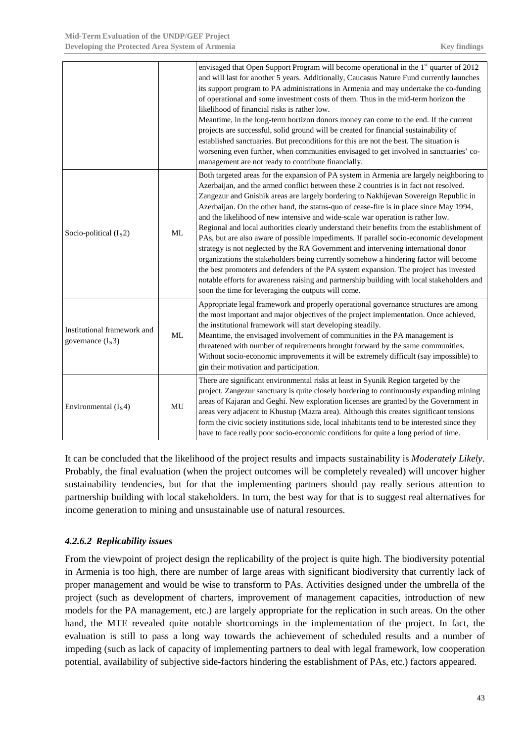| | | |
|---|---|---|
| | | envisaged that Open Support Program will become operational in the 1st quarter of 2012 and will last for another 5 years. Additionally, Caucasus Nature Fund currently launches its support program to PA administrations in Armenia and may undertake the co-funding of operational and some investment costs of them. Thus in the mid-term horizon the likelihood of financial risks is rather low.<br>Meantime, in the long-term hortizon donors money can come to the end. If the current projects are successful, solid ground will be created for financial sustainability of established sanctuaries. But preconditions for this are not the best. The situation is worsening even further, when communities envisaged to get involved in sanctuaries' co-management are not ready to contribute financially. |
| Socio-political ($I_S2$) | ML | Both targeted areas for the expansion of PA system in Armenia are largely neighboring to Azerbaijan, and the armed conflict between these 2 countries is in fact not resolved. Zangezur and Gnishik areas are largely bordering to Nakhijevan Sovereign Republic in Azerbaijan. On the other hand, the status-quo of cease-fire is in place since May 1994, and the likelihood of new intensive and wide-scale war operation is rather low.<br>Regional and local authorities clearly understand their benefits from the establishment of PAs, but are also aware of possible impediments. If parallel socio-economic development strategy is not neglected by the RA Government and intervening international donor organizations the stakeholders being currently somehow a hindering factor will become the best promoters and defenders of the PA system expansion. The project has invested notable efforts for awareness raising and partnership building with local stakeholders and soon the time for leveraging the outputs will come. |
| Institutional framework and governance ($I_S3$) | ML | Appropriate legal framework and properly operational governance structures are among the most important and major objectives of the project implementation. Once achieved, the institutional framework will start developing steadily.<br>Meantime, the envisaged involvement of communities in the PA management is threatened with number of requirements brought forward by the same communities. Without socio-economic improvements it will be extremely difficult (say impossible) to gin their motivation and participation. |
| Environmental ($I_S4$) | MU | There are significant environmental risks at least in Syunik Region targeted by the project. Zangezur sanctuary is quite closely bordering to continuously expanding mining areas of Kajaran and Geghi. New exploration licenses are granted by the Government in areas very adjacent to Khustup (Mazra area). Although this creates significant tensions form the civic society institutions side, local inhabitants tend to be interested since they have to face really poor socio-economic conditions for quite a long period of time. |

It can be concluded that the likelihood of the project results and impacts sustainability is *Moderately Likely*. Probably, the final evaluation (when the project outcomes will be completely revealed) will uncover higher sustainability tendencies, but for that the implementing partners should pay really serious attention to partnership building with local stakeholders. In turn, the best way for that is to suggest real alternatives for income generation to mining and unsustainable use of natural resources.

#### *4.2.6.2 Replicability issues*

From the viewpoint of project design the replicability of the project is quite high. The biodiversity potential in Armenia is too high, there are number of large areas with significant biodiversity that currently lack of proper management and would be wise to transform to PAs. Activities designed under the umbrella of the project (such as development of charters, improvement of management capacities, introduction of new models for the PA management, etc.) are largely appropriate for the replication in such areas. On the other hand, the MTE revealed quite notable shortcomings in the implementation of the project. In fact, the evaluation is still to pass a long way towards the achievement of scheduled results and a number of impeding (such as lack of capacity of implementing partners to deal with legal framework, low cooperation potential, availability of subjective side-factors hindering the establishment of PAs, etc.) factors appeared.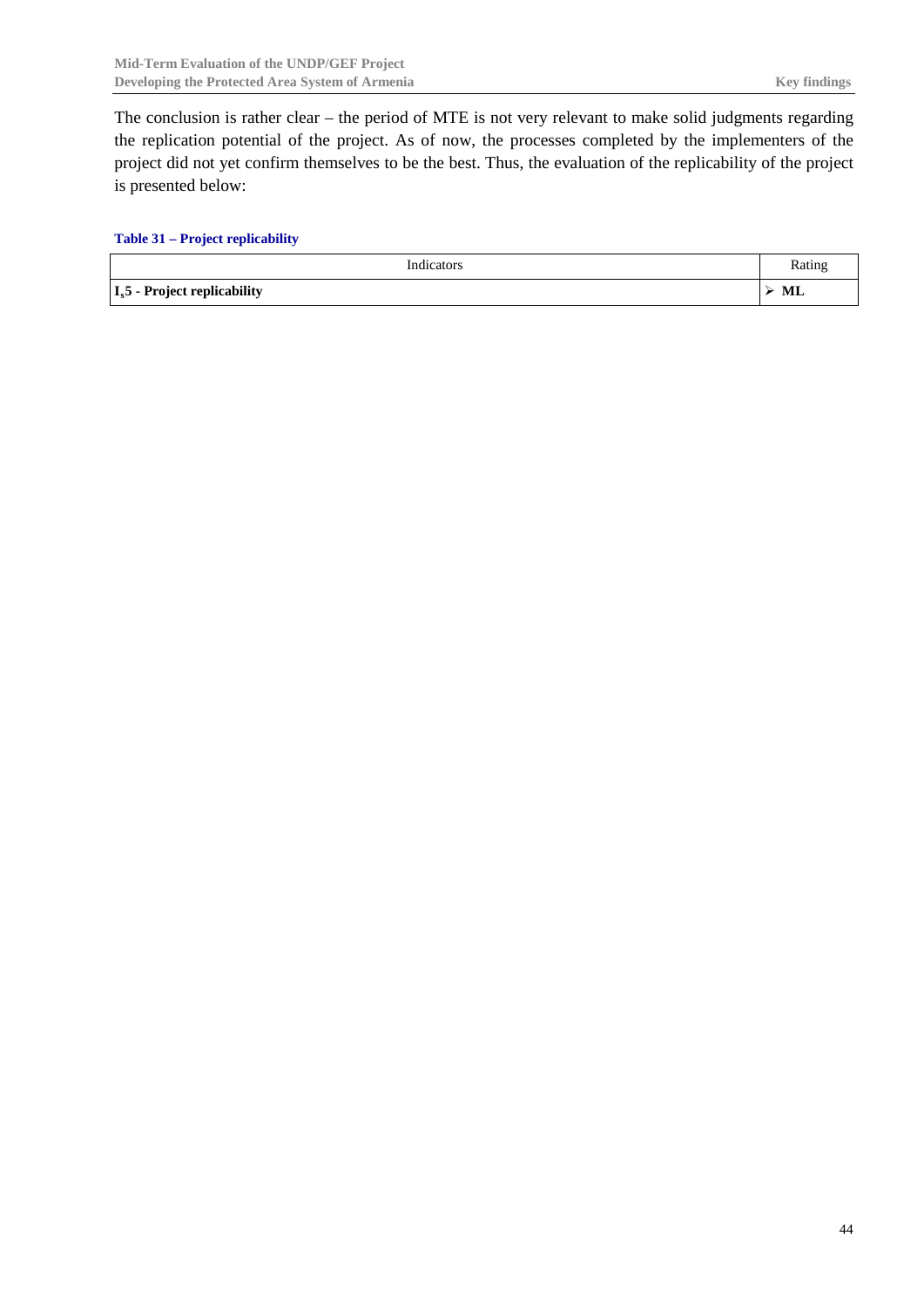The conclusion is rather clear – the period of MTE is not very relevant to make solid judgments regarding the replication potential of the project. As of now, the processes completed by the implementers of the project did not yet confirm themselves to be the best. Thus, the evaluation of the replicability of the project is presented below:

**Table 31 – Project replicability**

| Indicators | Rating |
|---|---|
| **$I_s5$ - Project replicability** | ➢ **ML** |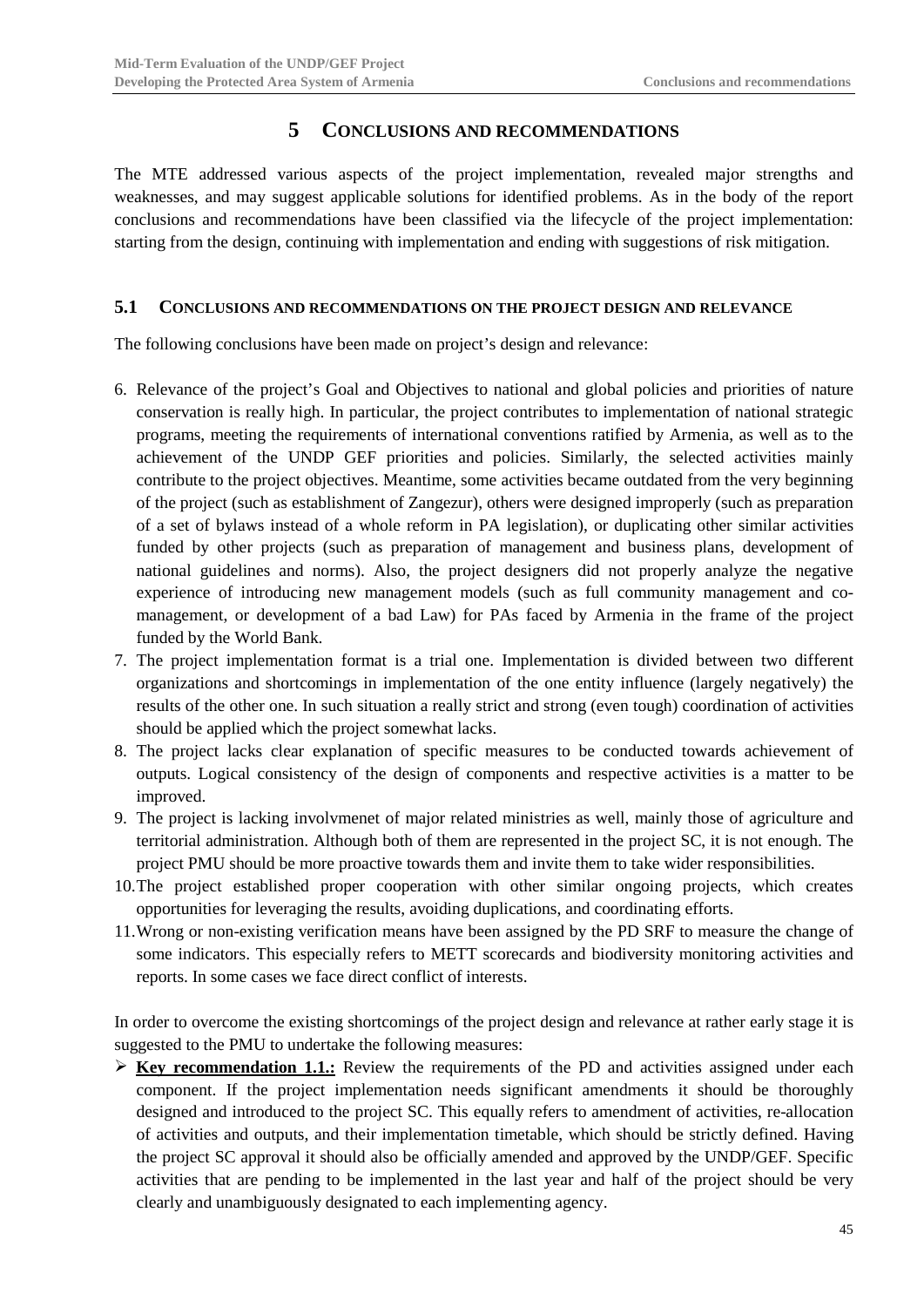# 5 CONCLUSIONS AND RECOMMENDATIONS

The MTE addressed various aspects of the project implementation, revealed major strengths and weaknesses, and may suggest applicable solutions for identified problems. As in the body of the report conclusions and recommendations have been classified via the lifecycle of the project implementation: starting from the design, continuing with implementation and ending with suggestions of risk mitigation.

## 5.1 CONCLUSIONS AND RECOMMENDATIONS ON THE PROJECT DESIGN AND RELEVANCE

The following conclusions have been made on project's design and relevance:

6. Relevance of the project's Goal and Objectives to national and global policies and priorities of nature conservation is really high. In particular, the project contributes to implementation of national strategic programs, meeting the requirements of international conventions ratified by Armenia, as well as to the achievement of the UNDP GEF priorities and policies. Similarly, the selected activities mainly contribute to the project objectives. Meantime, some activities became outdated from the very beginning of the project (such as establishment of Zangezur), others were designed improperly (such as preparation of a set of bylaws instead of a whole reform in PA legislation), or duplicating other similar activities funded by other projects (such as preparation of management and business plans, development of national guidelines and norms). Also, the project designers did not properly analyze the negative experience of introducing new management models (such as full community management and co-management, or development of a bad Law) for PAs faced by Armenia in the frame of the project funded by the World Bank.
7. The project implementation format is a trial one. Implementation is divided between two different organizations and shortcomings in implementation of the one entity influence (largely negatively) the results of the other one. In such situation a really strict and strong (even tough) coordination of activities should be applied which the project somewhat lacks.
8. The project lacks clear explanation of specific measures to be conducted towards achievement of outputs. Logical consistency of the design of components and respective activities is a matter to be improved.
9. The project is lacking involvmenet of major related ministries as well, mainly those of agriculture and territorial administration. Although both of them are represented in the project SC, it is not enough. The project PMU should be more proactive towards them and invite them to take wider responsibilities.
10. The project established proper cooperation with other similar ongoing projects, which creates opportunities for leveraging the results, avoiding duplications, and coordinating efforts.
11. Wrong or non-existing verification means have been assigned by the PD SRF to measure the change of some indicators. This especially refers to METT scorecards and biodiversity monitoring activities and reports. In some cases we face direct conflict of interests.

In order to overcome the existing shortcomings of the project design and relevance at rather early stage it is suggested to the PMU to undertake the following measures:

- **Key recommendation 1.1.:** Review the requirements of the PD and activities assigned under each component. If the project implementation needs significant amendments it should be thoroughly designed and introduced to the project SC. This equally refers to amendment of activities, re-allocation of activities and outputs, and their implementation timetable, which should be strictly defined. Having the project SC approval it should also be officially amended and approved by the UNDP/GEF. Specific activities that are pending to be implemented in the last year and half of the project should be very clearly and unambiguously designated to each implementing agency.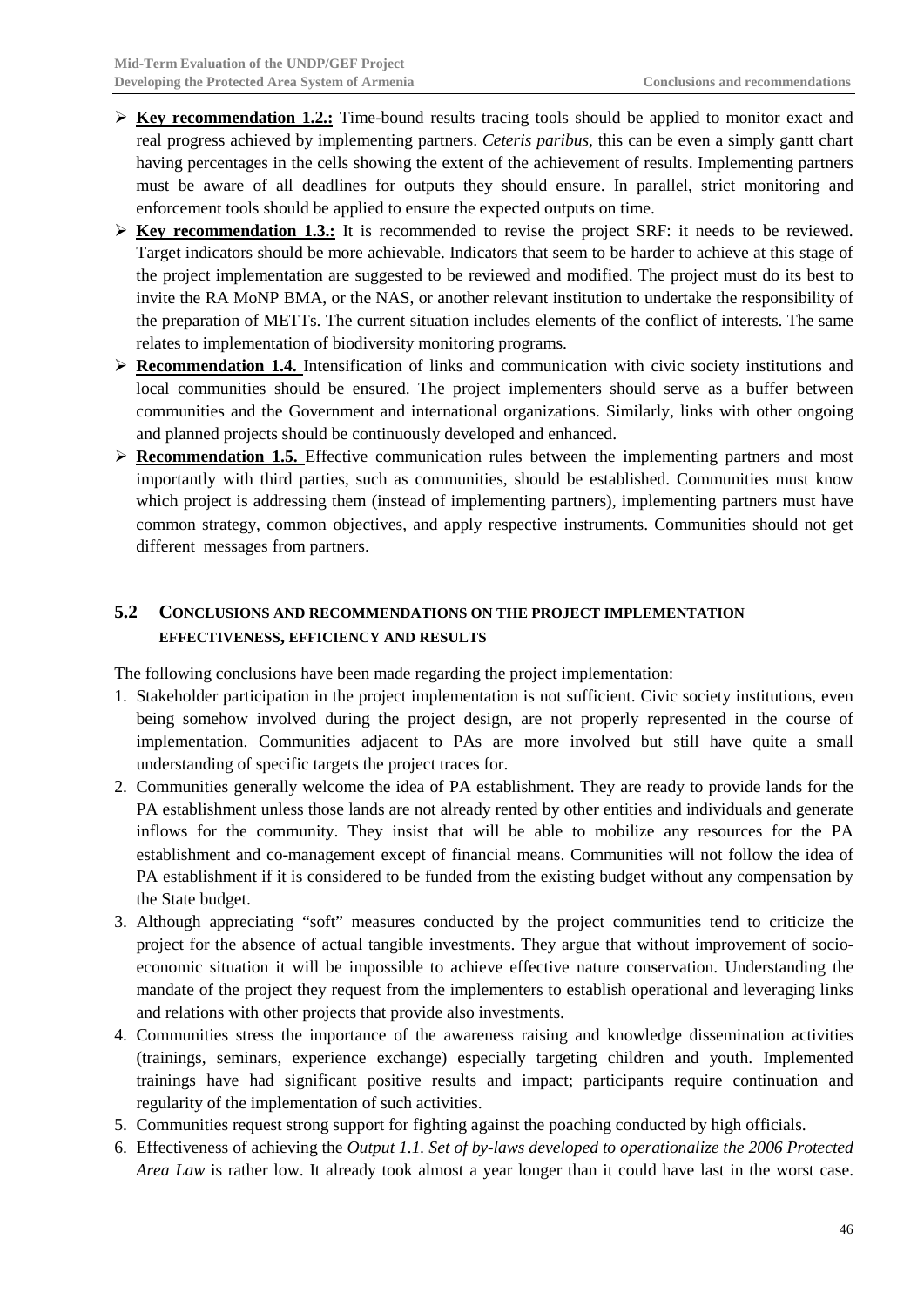- **Key recommendation 1.2.:** Time-bound results tracing tools should be applied to monitor exact and real progress achieved by implementing partners. *Ceteris paribus*, this can be even a simply gantt chart having percentages in the cells showing the extent of the achievement of results. Implementing partners must be aware of all deadlines for outputs they should ensure. In parallel, strict monitoring and enforcement tools should be applied to ensure the expected outputs on time.
- **Key recommendation 1.3.:** It is recommended to revise the project SRF: it needs to be reviewed. Target indicators should be more achievable. Indicators that seem to be harder to achieve at this stage of the project implementation are suggested to be reviewed and modified. The project must do its best to invite the RA MoNP BMA, or the NAS, or another relevant institution to undertake the responsibility of the preparation of METTs. The current situation includes elements of the conflict of interests. The same relates to implementation of biodiversity monitoring programs.
- **Recommendation 1.4.** Intensification of links and communication with civic society institutions and local communities should be ensured. The project implementers should serve as a buffer between communities and the Government and international organizations. Similarly, links with other ongoing and planned projects should be continuously developed and enhanced.
- **Recommendation 1.5.** Effective communication rules between the implementing partners and most importantly with third parties, such as communities, should be established. Communities must know which project is addressing them (instead of implementing partners), implementing partners must have common strategy, common objectives, and apply respective instruments. Communities should not get different messages from partners.

## 5.2 CONCLUSIONS AND RECOMMENDATIONS ON THE PROJECT IMPLEMENTATION EFFECTIVENESS, EFFICIENCY AND RESULTS

The following conclusions have been made regarding the project implementation:

1. Stakeholder participation in the project implementation is not sufficient. Civic society institutions, even being somehow involved during the project design, are not properly represented in the course of implementation. Communities adjacent to PAs are more involved but still have quite a small understanding of specific targets the project traces for.
2. Communities generally welcome the idea of PA establishment. They are ready to provide lands for the PA establishment unless those lands are not already rented by other entities and individuals and generate inflows for the community. They insist that will be able to mobilize any resources for the PA establishment and co-management except of financial means. Communities will not follow the idea of PA establishment if it is considered to be funded from the existing budget without any compensation by the State budget.
3. Although appreciating "soft" measures conducted by the project communities tend to criticize the project for the absence of actual tangible investments. They argue that without improvement of socio-economic situation it will be impossible to achieve effective nature conservation. Understanding the mandate of the project they request from the implementers to establish operational and leveraging links and relations with other projects that provide also investments.
4. Communities stress the importance of the awareness raising and knowledge dissemination activities (trainings, seminars, experience exchange) especially targeting children and youth. Implemented trainings have had significant positive results and impact; participants require continuation and regularity of the implementation of such activities.
5. Communities request strong support for fighting against the poaching conducted by high officials.
6. Effectiveness of achieving the *Output 1.1. Set of by-laws developed to operationalize the 2006 Protected Area Law* is rather low. It already took almost a year longer than it could have last in the worst case.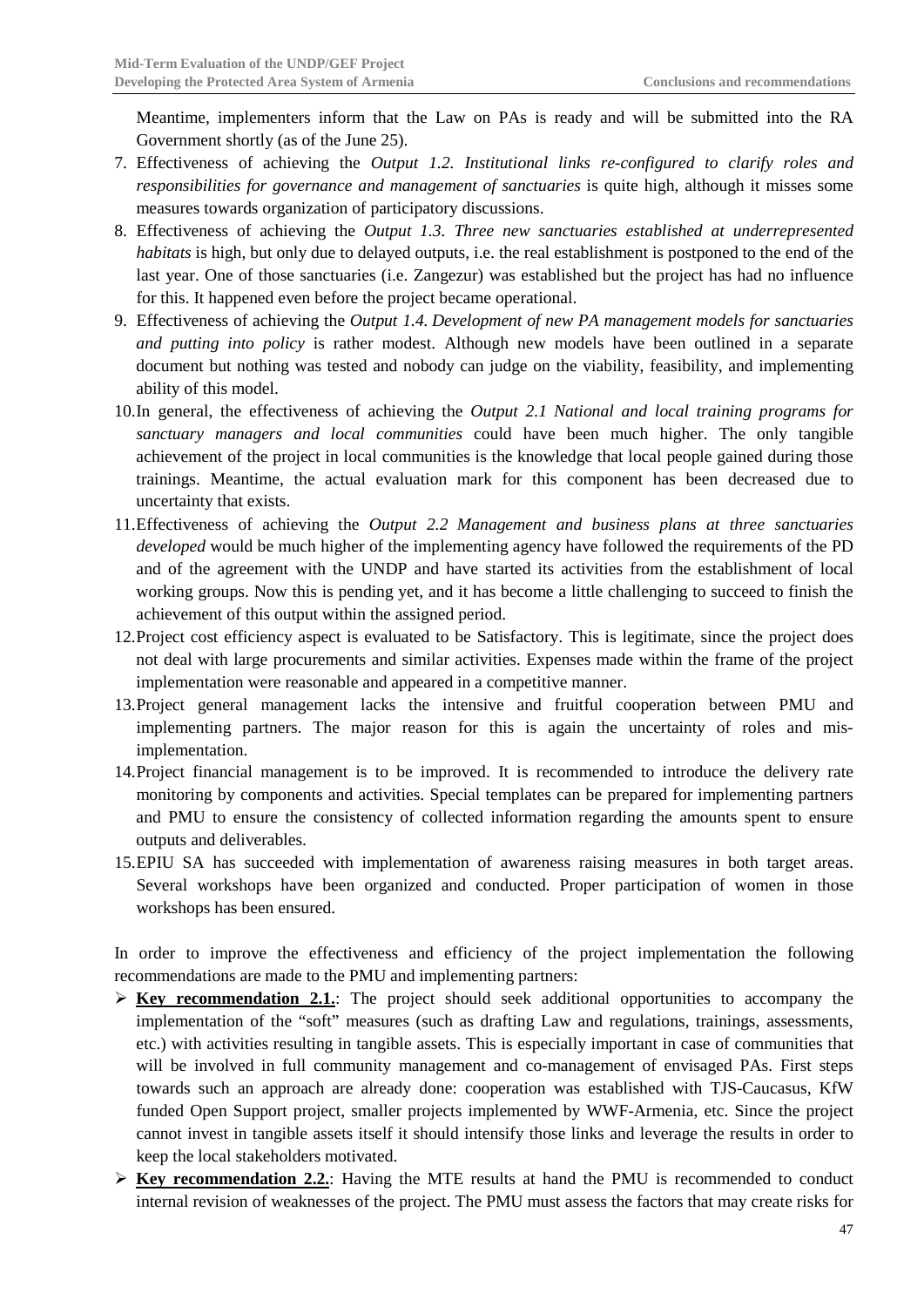Meantime, implementers inform that the Law on PAs is ready and will be submitted into the RA Government shortly (as of the June 25).

7. Effectiveness of achieving the *Output 1.2. Institutional links re-configured to clarify roles and responsibilities for governance and management of sanctuaries* is quite high, although it misses some measures towards organization of participatory discussions.
8. Effectiveness of achieving the *Output 1.3. Three new sanctuaries established at underrepresented habitats* is high, but only due to delayed outputs, i.e. the real establishment is postponed to the end of the last year. One of those sanctuaries (i.e. Zangezur) was established but the project has had no influence for this. It happened even before the project became operational.
9. Effectiveness of achieving the *Output 1.4. Development of new PA management models for sanctuaries and putting into policy* is rather modest. Although new models have been outlined in a separate document but nothing was tested and nobody can judge on the viability, feasibility, and implementing ability of this model.
10. In general, the effectiveness of achieving the *Output 2.1 National and local training programs for sanctuary managers and local communities* could have been much higher. The only tangible achievement of the project in local communities is the knowledge that local people gained during those trainings. Meantime, the actual evaluation mark for this component has been decreased due to uncertainty that exists.
11. Effectiveness of achieving the *Output 2.2 Management and business plans at three sanctuaries developed* would be much higher of the implementing agency have followed the requirements of the PD and of the agreement with the UNDP and have started its activities from the establishment of local working groups. Now this is pending yet, and it has become a little challenging to succeed to finish the achievement of this output within the assigned period.
12. Project cost efficiency aspect is evaluated to be Satisfactory. This is legitimate, since the project does not deal with large procurements and similar activities. Expenses made within the frame of the project implementation were reasonable and appeared in a competitive manner.
13. Project general management lacks the intensive and fruitful cooperation between PMU and implementing partners. The major reason for this is again the uncertainty of roles and mis-implementation.
14. Project financial management is to be improved. It is recommended to introduce the delivery rate monitoring by components and activities. Special templates can be prepared for implementing partners and PMU to ensure the consistency of collected information regarding the amounts spent to ensure outputs and deliverables.
15. EPIU SA has succeeded with implementation of awareness raising measures in both target areas. Several workshops have been organized and conducted. Proper participation of women in those workshops has been ensured.

In order to improve the effectiveness and efficiency of the project implementation the following recommendations are made to the PMU and implementing partners:

- **Key recommendation 2.1.**: The project should seek additional opportunities to accompany the implementation of the "soft" measures (such as drafting Law and regulations, trainings, assessments, etc.) with activities resulting in tangible assets. This is especially important in case of communities that will be involved in full community management and co-management of envisaged PAs. First steps towards such an approach are already done: cooperation was established with TJS-Caucasus, KfW funded Open Support project, smaller projects implemented by WWF-Armenia, etc. Since the project cannot invest in tangible assets itself it should intensify those links and leverage the results in order to keep the local stakeholders motivated.
- **Key recommendation 2.2.**: Having the MTE results at hand the PMU is recommended to conduct internal revision of weaknesses of the project. The PMU must assess the factors that may create risks for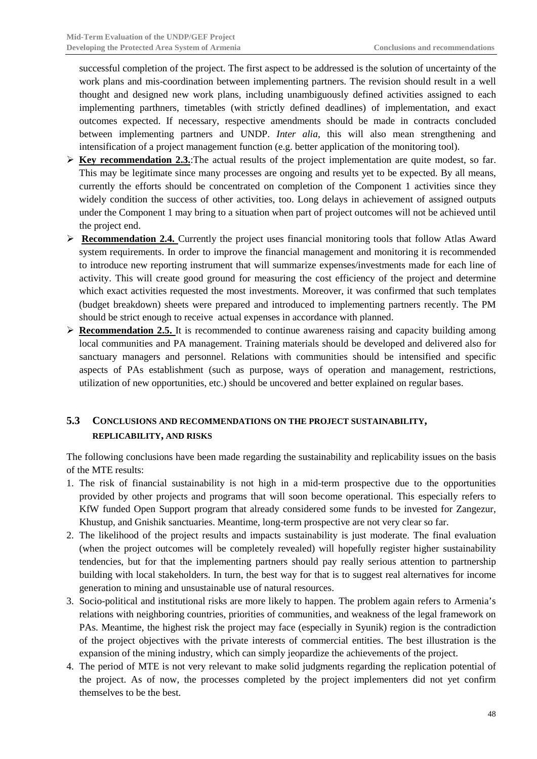successful completion of the project. The first aspect to be addressed is the solution of uncertainty of the work plans and mis-coordination between implementing partners. The revision should result in a well thought and designed new work plans, including unambiguously defined activities assigned to each implementing parthners, timetables (with strictly defined deadlines) of implementation, and exact outcomes expected. If necessary, respective amendments should be made in contracts concluded between implementing partners and UNDP. *Inter alia*, this will also mean strengthening and intensification of a project management function (e.g. better application of the monitoring tool).

- **Key recommendation 2.3.**:The actual results of the project implementation are quite modest, so far. This may be legitimate since many processes are ongoing and results yet to be expected. By all means, currently the efforts should be concentrated on completion of the Component 1 activities since they widely condition the success of other activities, too. Long delays in achievement of assigned outputs under the Component 1 may bring to a situation when part of project outcomes will not be achieved until the project end.
- **Recommendation 2.4.** Currently the project uses financial monitoring tools that follow Atlas Award system requirements. In order to improve the financial management and monitoring it is recommended to introduce new reporting instrument that will summarize expenses/investments made for each line of activity. This will create good ground for measuring the cost efficiency of the project and determine which exact activities requested the most investments. Moreover, it was confirmed that such templates (budget breakdown) sheets were prepared and introduced to implementing partners recently. The PM should be strict enough to receive actual expenses in accordance with planned.
- **Recommendation 2.5.** It is recommended to continue awareness raising and capacity building among local communities and PA management. Training materials should be developed and delivered also for sanctuary managers and personnel. Relations with communities should be intensified and specific aspects of PAs establishment (such as purpose, ways of operation and management, restrictions, utilization of new opportunities, etc.) should be uncovered and better explained on regular bases.

## 5.3 CONCLUSIONS AND RECOMMENDATIONS ON THE PROJECT SUSTAINABILITY, REPLICABILITY, AND RISKS

The following conclusions have been made regarding the sustainability and replicability issues on the basis of the MTE results:

1. The risk of financial sustainability is not high in a mid-term prospective due to the opportunities provided by other projects and programs that will soon become operational. This especially refers to KfW funded Open Support program that already considered some funds to be invested for Zangezur, Khustup, and Gnishik sanctuaries. Meantime, long-term prospective are not very clear so far.
2. The likelihood of the project results and impacts sustainability is just moderate. The final evaluation (when the project outcomes will be completely revealed) will hopefully register higher sustainability tendencies, but for that the implementing partners should pay really serious attention to partnership building with local stakeholders. In turn, the best way for that is to suggest real alternatives for income generation to mining and unsustainable use of natural resources.
3. Socio-political and institutional risks are more likely to happen. The problem again refers to Armenia's relations with neighboring countries, priorities of communities, and weakness of the legal framework on PAs. Meantime, the highest risk the project may face (especially in Syunik) region is the contradiction of the project objectives with the private interests of commercial entities. The best illustration is the expansion of the mining industry, which can simply jeopardize the achievements of the project.
4. The period of MTE is not very relevant to make solid judgments regarding the replication potential of the project. As of now, the processes completed by the project implementers did not yet confirm themselves to be the best.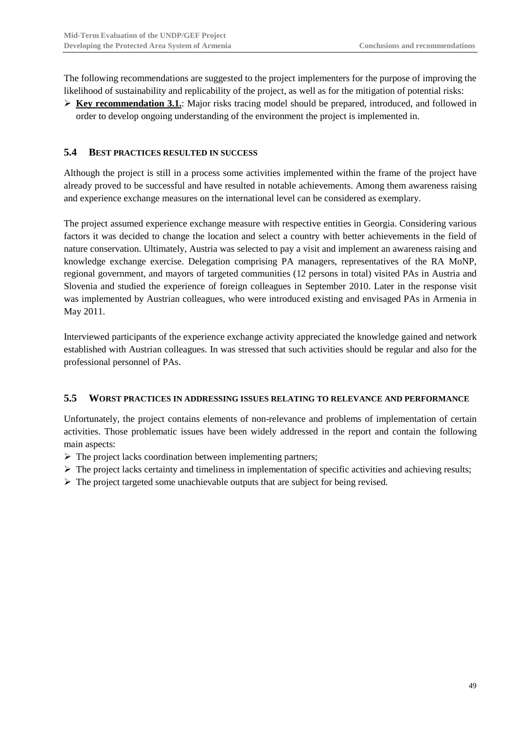The following recommendations are suggested to the project implementers for the purpose of improving the likelihood of sustainability and replicability of the project, as well as for the mitigation of potential risks:

- **Key recommendation 3.1.**: Major risks tracing model should be prepared, introduced, and followed in order to develop ongoing understanding of the environment the project is implemented in.

### 5.4 BEST PRACTICES RESULTED IN SUCCESS

Although the project is still in a process some activities implemented within the frame of the project have already proved to be successful and have resulted in notable achievements. Among them awareness raising and experience exchange measures on the international level can be considered as exemplary.

The project assumed experience exchange measure with respective entities in Georgia. Considering various factors it was decided to change the location and select a country with better achievements in the field of nature conservation. Ultimately, Austria was selected to pay a visit and implement an awareness raising and knowledge exchange exercise. Delegation comprising PA managers, representatives of the RA MoNP, regional government, and mayors of targeted communities (12 persons in total) visited PAs in Austria and Slovenia and studied the experience of foreign colleagues in September 2010. Later in the response visit was implemented by Austrian colleagues, who were introduced existing and envisaged PAs in Armenia in May 2011.

Interviewed participants of the experience exchange activity appreciated the knowledge gained and network established with Austrian colleagues. In was stressed that such activities should be regular and also for the professional personnel of PAs.

### 5.5 WORST PRACTICES IN ADDRESSING ISSUES RELATING TO RELEVANCE AND PERFORMANCE

Unfortunately, the project contains elements of non-relevance and problems of implementation of certain activities. Those problematic issues have been widely addressed in the report and contain the following main aspects:

- The project lacks coordination between implementing partners;
- The project lacks certainty and timeliness in implementation of specific activities and achieving results;
- The project targeted some unachievable outputs that are subject for being revised.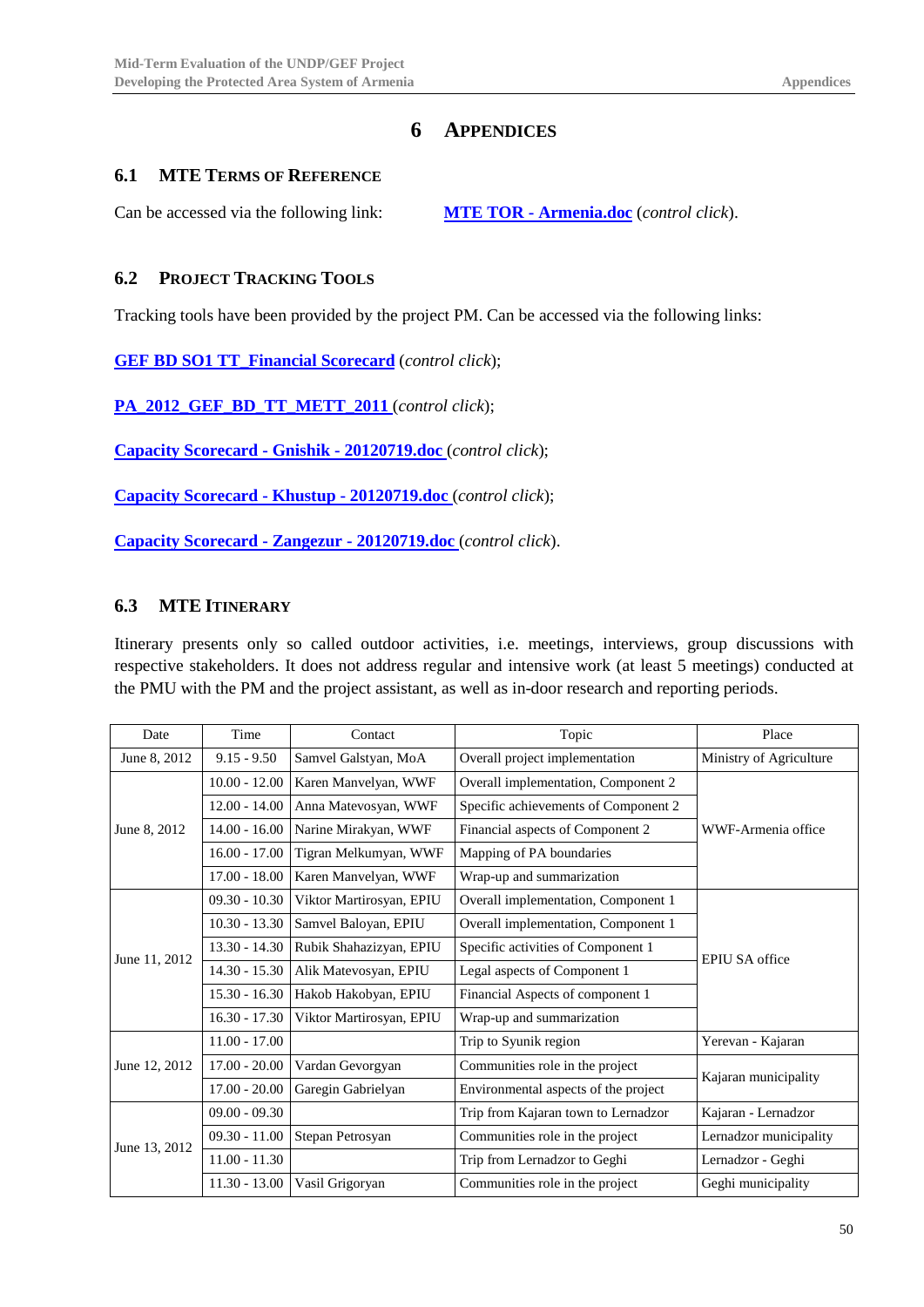# 6 APPENDICES

## 6.1 MTE TERMS OF REFERENCE

Can be accessed via the following link: **MTE TOR - Armenia.doc** (*control click*).

## 6.2 PROJECT TRACKING TOOLS

Tracking tools have been provided by the project PM. Can be accessed via the following links:

**GEF BD SO1 TT_Financial Scorecard** (*control click*);

**PA_2012_GEF_BD_TT_METT_2011** (*control click*);

**Capacity Scorecard - Gnishik - 20120719.doc** (*control click*);

**Capacity Scorecard - Khustup - 20120719.doc** (*control click*);

**Capacity Scorecard - Zangezur - 20120719.doc** (*control click*).

## 6.3 MTE ITINERARY

Itinerary presents only so called outdoor activities, i.e. meetings, interviews, group discussions with respective stakeholders. It does not address regular and intensive work (at least 5 meetings) conducted at the PMU with the PM and the project assistant, as well as in-door research and reporting periods.

| Date | Time | Contact | Topic | Place |
|---|---|---|---|---|
| June 8, 2012 | 9.15 - 9.50 | Samvel Galstyan, MoA | Overall project implementation | Ministry of Agriculture |
| June 8, 2012 | 10.00 - 12.00 | Karen Manvelyan, WWF | Overall implementation, Component 2 | WWF-Armenia office |
| | 12.00 - 14.00 | Anna Matevosyan, WWF | Specific achievements of Component 2 | |
| | 14.00 - 16.00 | Narine Mirakyan, WWF | Financial aspects of Component 2 | |
| | 16.00 - 17.00 | Tigran Melkumyan, WWF | Mapping of PA boundaries | |
| | 17.00 - 18.00 | Karen Manvelyan, WWF | Wrap-up and summarization | |
| June 11, 2012 | 09.30 - 10.30 | Viktor Martirosyan, EPIU | Overall implementation, Component 1 | EPIU SA office |
| | 10.30 - 13.30 | Samvel Baloyan, EPIU | Overall implementation, Component 1 | |
| | 13.30 - 14.30 | Rubik Shahazizyan, EPIU | Specific activities of Component 1 | |
| | 14.30 - 15.30 | Alik Matevosyan, EPIU | Legal aspects of Component 1 | |
| | 15.30 - 16.30 | Hakob Hakobyan, EPIU | Financial Aspects of component 1 | |
| | 16.30 - 17.30 | Viktor Martirosyan, EPIU | Wrap-up and summarization | |
| June 12, 2012 | 11.00 - 17.00 | | Trip to Syunik region | Yerevan - Kajaran |
| | 17.00 - 20.00 | Vardan Gevorgyan | Communities role in the project | Kajaran municipality |
| | 17.00 - 20.00 | Garegin Gabrielyan | Environmental aspects of the project | |
| June 13, 2012 | 09.00 - 09.30 | | Trip from Kajaran town to Lernadzor | Kajaran - Lernadzor |
| | 09.30 - 11.00 | Stepan Petrosyan | Communities role in the project | Lernadzor municipality |
| | 11.00 - 11.30 | | Trip from Lernadzor to Geghi | Lernadzor - Geghi |
| | 11.30 - 13.00 | Vasil Grigoryan | Communities role in the project | Geghi municipality |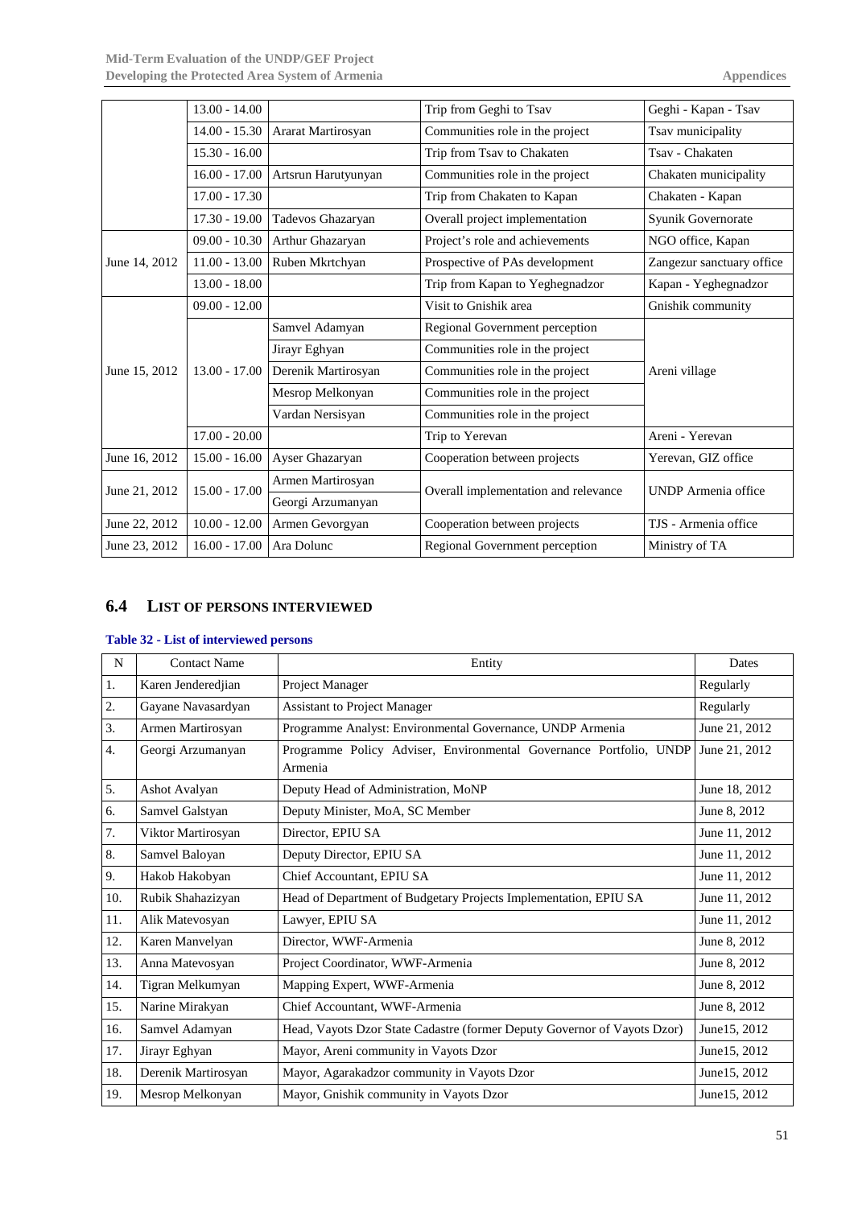| | | | | |
|---|---|---|---|---|
| | 13.00 - 14.00 | | Trip from Geghi to Tsav | Geghi - Kapan - Tsav |
| | 14.00 - 15.30 | Ararat Martirosyan | Communities role in the project | Tsav municipality |
| | 15.30 - 16.00 | | Trip from Tsav to Chakaten | Tsav - Chakaten |
| | 16.00 - 17.00 | Artsrun Harutyunyan | Communities role in the project | Chakaten municipality |
| | 17.00 - 17.30 | | Trip from Chakaten to Kapan | Chakaten - Kapan |
| | 17.30 - 19.00 | Tadevos Ghazaryan | Overall project implementation | Syunik Governorate |
| June 14, 2012 | 09.00 - 10.30 | Arthur Ghazaryan | Project's role and achievements | NGO office, Kapan |
| | 11.00 - 13.00 | Ruben Mkrtchyan | Prospective of PAs development | Zangezur sanctuary office |
| | 13.00 - 18.00 | | Trip from Kapan to Yeghegnadzor | Kapan - Yeghegnadzor |
| June 15, 2012 | 09.00 - 12.00 | | Visit to Gnishik area | Gnishik community |
| | 13.00 - 17.00 | Samvel Adamyan | Regional Government perception | Areni village |
| | | Jirayr Eghyan | Communities role in the project | |
| | | Derenik Martirosyan | Communities role in the project | |
| | | Mesrop Melkonyan | Communities role in the project | |
| | | Vardan Nersisyan | Communities role in the project | |
| | 17.00 - 20.00 | | Trip to Yerevan | Areni - Yerevan |
| June 16, 2012 | 15.00 - 16.00 | Ayser Ghazaryan | Cooperation between projects | Yerevan, GIZ office |
| June 21, 2012 | 15.00 - 17.00 | Armen Martirosyan | Overall implementation and relevance | UNDP Armenia office |
| | | Georgi Arzumanyan | | |
| June 22, 2012 | 10.00 - 12.00 | Armen Gevorgyan | Cooperation between projects | TJS - Armenia office |
| June 23, 2012 | 16.00 - 17.00 | Ara Dolunc | Regional Government perception | Ministry of TA |

## 6.4 LIST OF PERSONS INTERVIEWED

**Table 32 - List of interviewed persons**

| N | Contact Name | Entity | Dates |
|---|---|---|---|
| 1. | Karen Jenderedjian | Project Manager | Regularly |
| 2. | Gayane Navasardyan | Assistant to Project Manager | Regularly |
| 3. | Armen Martirosyan | Programme Analyst: Environmental Governance, UNDP Armenia | June 21, 2012 |
| 4. | Georgi Arzumanyan | Programme Policy Adviser, Environmental Governance Portfolio, UNDP Armenia | June 21, 2012 |
| 5. | Ashot Avalyan | Deputy Head of Administration, MoNP | June 18, 2012 |
| 6. | Samvel Galstyan | Deputy Minister, MoA, SC Member | June 8, 2012 |
| 7. | Viktor Martirosyan | Director, EPIU SA | June 11, 2012 |
| 8. | Samvel Baloyan | Deputy Director, EPIU SA | June 11, 2012 |
| 9. | Hakob Hakobyan | Chief Accountant, EPIU SA | June 11, 2012 |
| 10. | Rubik Shahazizyan | Head of Department of Budgetary Projects Implementation, EPIU SA | June 11, 2012 |
| 11. | Alik Matevosyan | Lawyer, EPIU SA | June 11, 2012 |
| 12. | Karen Manvelyan | Director, WWF-Armenia | June 8, 2012 |
| 13. | Anna Matevosyan | Project Coordinator, WWF-Armenia | June 8, 2012 |
| 14. | Tigran Melkumyan | Mapping Expert, WWF-Armenia | June 8, 2012 |
| 15. | Narine Mirakyan | Chief Accountant, WWF-Armenia | June 8, 2012 |
| 16. | Samvel Adamyan | Head, Vayots Dzor State Cadastre (former Deputy Governor of Vayots Dzor) | June15, 2012 |
| 17. | Jirayr Eghyan | Mayor, Areni community in Vayots Dzor | June15, 2012 |
| 18. | Derenik Martirosyan | Mayor, Agarakadzor community in Vayots Dzor | June15, 2012 |
| 19. | Mesrop Melkonyan | Mayor, Gnishik community in Vayots Dzor | June15, 2012 |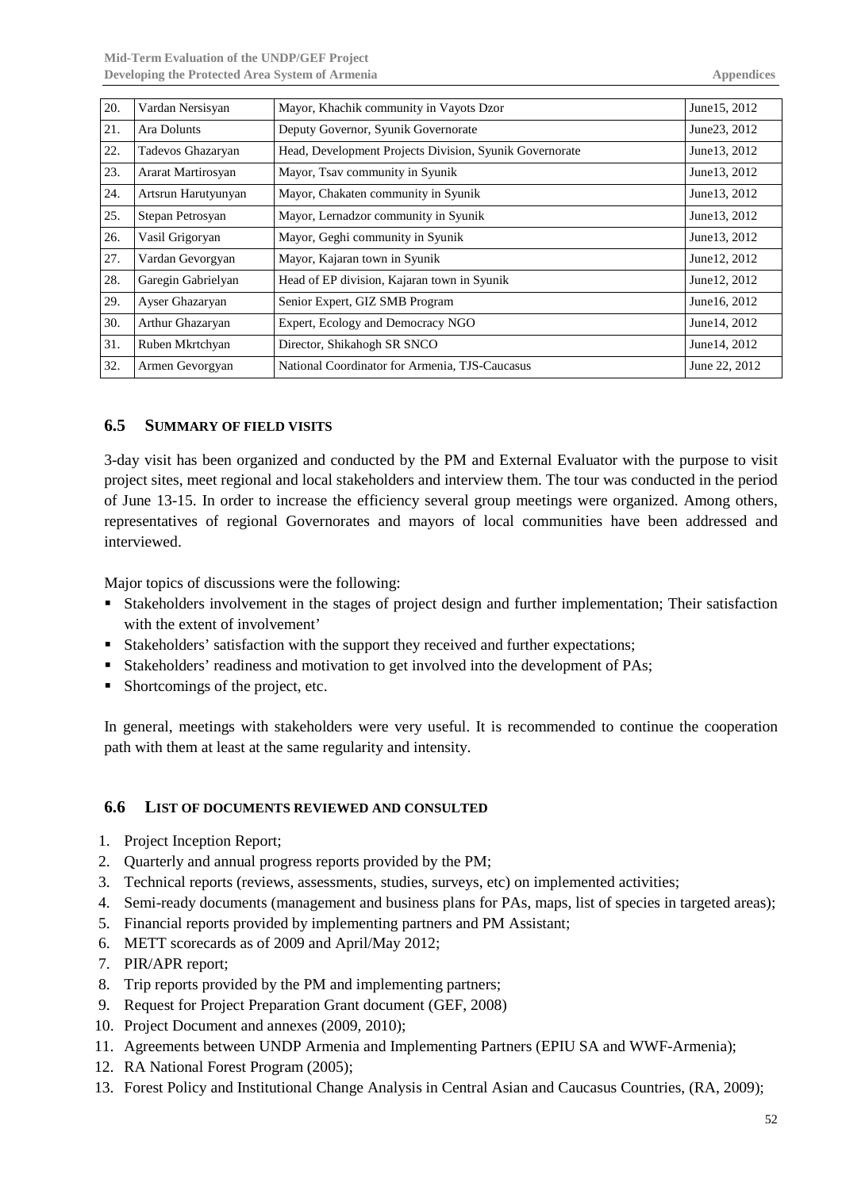| 20. | Vardan Nersisyan | Mayor, Khachik community in Vayots Dzor | June15, 2012 |
|---|---|---|---|
| 21. | Ara Dolunts | Deputy Governor, Syunik Governorate | June23, 2012 |
| 22. | Tadevos Ghazaryan | Head, Development Projects Division, Syunik Governorate | June13, 2012 |
| 23. | Ararat Martirosyan | Mayor, Tsav community in Syunik | June13, 2012 |
| 24. | Artsrun Harutyunyan | Mayor, Chakaten community in Syunik | June13, 2012 |
| 25. | Stepan Petrosyan | Mayor, Lernadzor community in Syunik | June13, 2012 |
| 26. | Vasil Grigoryan | Mayor, Geghi community in Syunik | June13, 2012 |
| 27. | Vardan Gevorgyan | Mayor, Kajaran town in Syunik | June12, 2012 |
| 28. | Garegin Gabrielyan | Head of EP division, Kajaran town in Syunik | June12, 2012 |
| 29. | Ayser Ghazaryan | Senior Expert, GIZ SMB Program | June16, 2012 |
| 30. | Arthur Ghazaryan | Expert, Ecology and Democracy NGO | June14, 2012 |
| 31. | Ruben Mkrtchyan | Director, Shikahogh SR SNCO | June14, 2012 |
| 32. | Armen Gevorgyan | National Coordinator for Armenia, TJS-Caucasus | June 22, 2012 |

## 6.5 SUMMARY OF FIELD VISITS

3-day visit has been organized and conducted by the PM and External Evaluator with the purpose to visit project sites, meet regional and local stakeholders and interview them. The tour was conducted in the period of June 13-15. In order to increase the efficiency several group meetings were organized. Among others, representatives of regional Governorates and mayors of local communities have been addressed and interviewed.

Major topics of discussions were the following:

- Stakeholders involvement in the stages of project design and further implementation; Their satisfaction with the extent of involvement'
- Stakeholders' satisfaction with the support they received and further expectations;
- Stakeholders' readiness and motivation to get involved into the development of PAs;
- Shortcomings of the project, etc.

In general, meetings with stakeholders were very useful. It is recommended to continue the cooperation path with them at least at the same regularity and intensity.

## 6.6 LIST OF DOCUMENTS REVIEWED AND CONSULTED

1. Project Inception Report;
2. Quarterly and annual progress reports provided by the PM;
3. Technical reports (reviews, assessments, studies, surveys, etc) on implemented activities;
4. Semi-ready documents (management and business plans for PAs, maps, list of species in targeted areas);
5. Financial reports provided by implementing partners and PM Assistant;
6. METT scorecards as of 2009 and April/May 2012;
7. PIR/APR report;
8. Trip reports provided by the PM and implementing partners;
9. Request for Project Preparation Grant document (GEF, 2008)
10. Project Document and annexes (2009, 2010);
11. Agreements between UNDP Armenia and Implementing Partners (EPIU SA and WWF-Armenia);
12. RA National Forest Program (2005);
13. Forest Policy and Institutional Change Analysis in Central Asian and Caucasus Countries, (RA, 2009);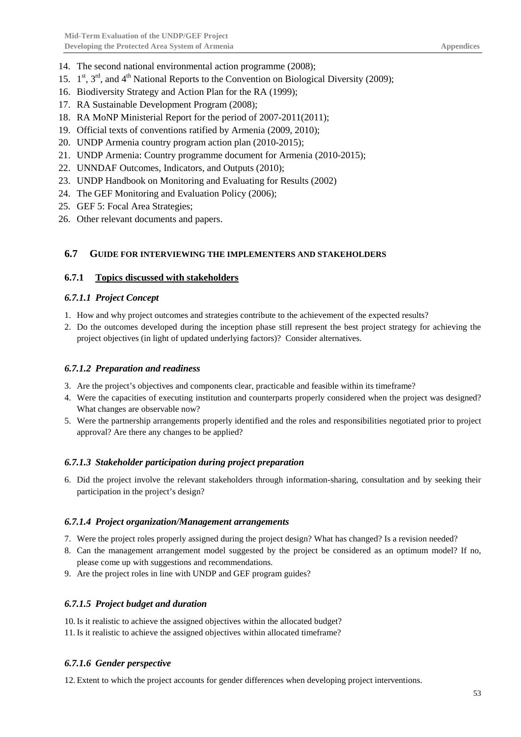14. The second national environmental action programme (2008);
15. 1st, 3rd, and 4th National Reports to the Convention on Biological Diversity (2009);
16. Biodiversity Strategy and Action Plan for the RA (1999);
17. RA Sustainable Development Program (2008);
18. RA MoNP Ministerial Report for the period of 2007-2011(2011);
19. Official texts of conventions ratified by Armenia (2009, 2010);
20. UNDP Armenia country program action plan (2010-2015);
21. UNDP Armenia: Country programme document for Armenia (2010-2015);
22. UNNDAF Outcomes, Indicators, and Outputs (2010);
23. UNDP Handbook on Monitoring and Evaluating for Results (2002)
24. The GEF Monitoring and Evaluation Policy (2006);
25. GEF 5: Focal Area Strategies;
26. Other relevant documents and papers.

## 6.7 GUIDE FOR INTERVIEWING THE IMPLEMENTERS AND STAKEHOLDERS

### 6.7.1 Topics discussed with stakeholders

#### *6.7.1.1 Project Concept*

1. How and why project outcomes and strategies contribute to the achievement of the expected results?
2. Do the outcomes developed during the inception phase still represent the best project strategy for achieving the project objectives (in light of updated underlying factors)? Consider alternatives.

#### *6.7.1.2 Preparation and readiness*

3. Are the project's objectives and components clear, practicable and feasible within its timeframe?
4. Were the capacities of executing institution and counterparts properly considered when the project was designed? What changes are observable now?
5. Were the partnership arrangements properly identified and the roles and responsibilities negotiated prior to project approval? Are there any changes to be applied?

#### *6.7.1.3 Stakeholder participation during project preparation*

6. Did the project involve the relevant stakeholders through information-sharing, consultation and by seeking their participation in the project's design?

#### *6.7.1.4 Project organization/Management arrangements*

7. Were the project roles properly assigned during the project design? What has changed? Is a revision needed?
8. Can the management arrangement model suggested by the project be considered as an optimum model? If no, please come up with suggestions and recommendations.
9. Are the project roles in line with UNDP and GEF program guides?

#### *6.7.1.5 Project budget and duration*

10. Is it realistic to achieve the assigned objectives within the allocated budget?
11. Is it realistic to achieve the assigned objectives within allocated timeframe?

#### *6.7.1.6 Gender perspective*

12. Extent to which the project accounts for gender differences when developing project interventions.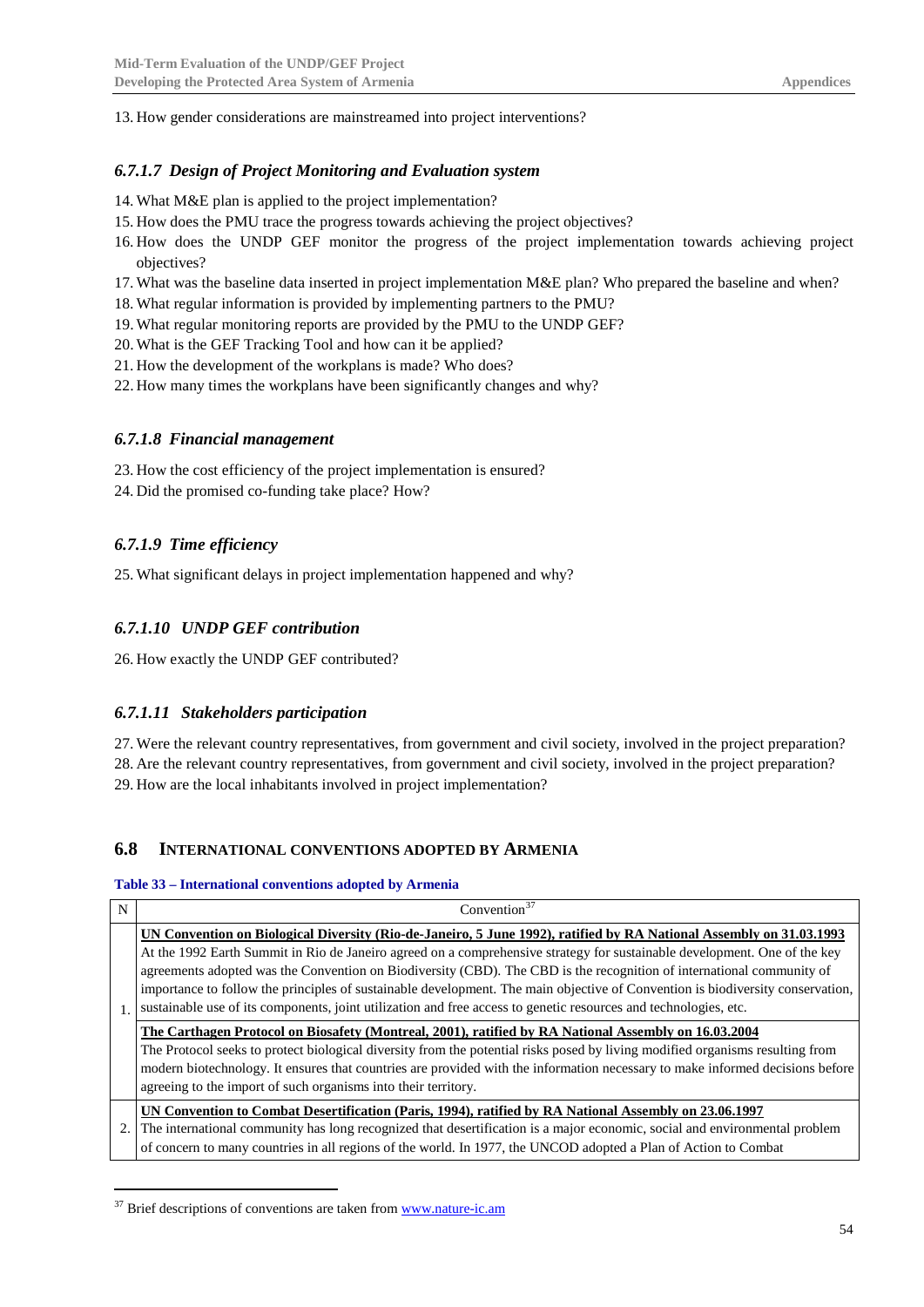13. How gender considerations are mainstreamed into project interventions?

#### *6.7.1.7 Design of Project Monitoring and Evaluation system*

14. What M&E plan is applied to the project implementation?
15. How does the PMU trace the progress towards achieving the project objectives?
16. How does the UNDP GEF monitor the progress of the project implementation towards achieving project objectives?
17. What was the baseline data inserted in project implementation M&E plan? Who prepared the baseline and when?
18. What regular information is provided by implementing partners to the PMU?
19. What regular monitoring reports are provided by the PMU to the UNDP GEF?
20. What is the GEF Tracking Tool and how can it be applied?
21. How the development of the workplans is made? Who does?
22. How many times the workplans have been significantly changes and why?

#### *6.7.1.8 Financial management*

23. How the cost efficiency of the project implementation is ensured?
24. Did the promised co-funding take place? How?

#### *6.7.1.9 Time efficiency*

25. What significant delays in project implementation happened and why?

#### *6.7.1.10 UNDP GEF contribution*

26. How exactly the UNDP GEF contributed?

#### *6.7.1.11 Stakeholders participation*

27. Were the relevant country representatives, from government and civil society, involved in the project preparation?
28. Are the relevant country representatives, from government and civil society, involved in the project preparation?
29. How are the local inhabitants involved in project implementation?

## 6.8 International Conventions Adopted by Armenia

**Table 33 – International conventions adopted by Armenia**

| N | Convention[37] |
|---|---|
| 1. | **UN Convention on Biological Diversity (Rio-de-Janeiro, 5 June 1992), ratified by RA National Assembly on 31.03.1993**<br>At the 1992 Earth Summit in Rio de Janeiro agreed on a comprehensive strategy for sustainable development. One of the key agreements adopted was the Convention on Biodiversity (CBD). The CBD is the recognition of international community of importance to follow the principles of sustainable development. The main objective of Convention is biodiversity conservation, sustainable use of its components, joint utilization and free access to genetic resources and technologies, etc.<br>**The Carthagen Protocol on Biosafety (Montreal, 2001), ratified by RA National Assembly on 16.03.2004**<br>The Protocol seeks to protect biological diversity from the potential risks posed by living modified organisms resulting from modern biotechnology. It ensures that countries are provided with the information necessary to make informed decisions before agreeing to the import of such organisms into their territory. |
| 2. | **UN Convention to Combat Desertification (Paris, 1994), ratified by RA National Assembly on 23.06.1997**<br>The international community has long recognized that desertification is a major economic, social and environmental problem of concern to many countries in all regions of the world. In 1977, the UNCOD adopted a Plan of Action to Combat |

[37] Brief descriptions of conventions are taken from www.nature-ic.am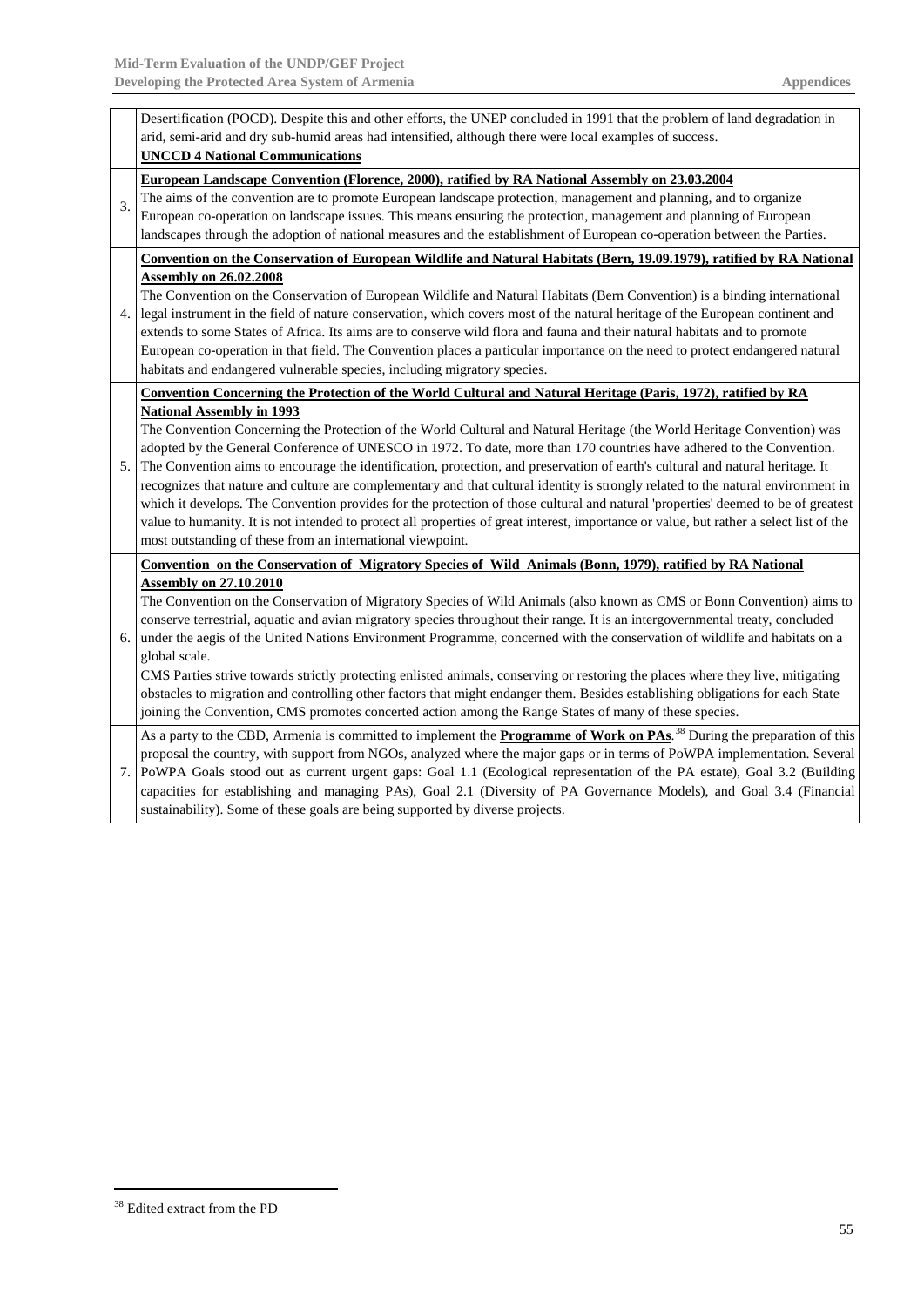| | |
|---|---|
| | Desertification (POCD). Despite this and other efforts, the UNEP concluded in 1991 that the problem of land degradation in arid, semi-arid and dry sub-humid areas had intensified, although there were local examples of success.<br>**UNCCD 4 National Communications** |
| 3. | **European Landscape Convention (Florence, 2000), ratified by RA National Assembly on 23.03.2004**<br>The aims of the convention are to promote European landscape protection, management and planning, and to organize European co-operation on landscape issues. This means ensuring the protection, management and planning of European landscapes through the adoption of national measures and the establishment of European co-operation between the Parties. |
| 4. | **Convention on the Conservation of European Wildlife and Natural Habitats (Bern, 19.09.1979), ratified by RA National Assembly on 26.02.2008**<br>The Convention on the Conservation of European Wildlife and Natural Habitats (Bern Convention) is a binding international legal instrument in the field of nature conservation, which covers most of the natural heritage of the European continent and extends to some States of Africa. Its aims are to conserve wild flora and fauna and their natural habitats and to promote European co-operation in that field. The Convention places a particular importance on the need to protect endangered natural habitats and endangered vulnerable species, including migratory species. |
| 5. | **Convention Concerning the Protection of the World Cultural and Natural Heritage (Paris, 1972), ratified by RA National Assembly in 1993**<br>The Convention Concerning the Protection of the World Cultural and Natural Heritage (the World Heritage Convention) was adopted by the General Conference of UNESCO in 1972. To date, more than 170 countries have adhered to the Convention. The Convention aims to encourage the identification, protection, and preservation of earth's cultural and natural heritage. It recognizes that nature and culture are complementary and that cultural identity is strongly related to the natural environment in which it develops. The Convention provides for the protection of those cultural and natural 'properties' deemed to be of greatest value to humanity. It is not intended to protect all properties of great interest, importance or value, but rather a select list of the most outstanding of these from an international viewpoint. |
| 6. | **Convention on the Conservation of Migratory Species of Wild Animals (Bonn, 1979), ratified by RA National Assembly on 27.10.2010**<br>The Convention on the Conservation of Migratory Species of Wild Animals (also known as CMS or Bonn Convention) aims to conserve terrestrial, aquatic and avian migratory species throughout their range. It is an intergovernmental treaty, concluded under the aegis of the United Nations Environment Programme, concerned with the conservation of wildlife and habitats on a global scale.<br>CMS Parties strive towards strictly protecting enlisted animals, conserving or restoring the places where they live, mitigating obstacles to migration and controlling other factors that might endanger them. Besides establishing obligations for each State joining the Convention, CMS promotes concerted action among the Range States of many of these species. |
| 7. | As a party to the CBD, Armenia is committed to implement the **Programme of Work on PAs**.[38] During the preparation of this proposal the country, with support from NGOs, analyzed where the major gaps or in terms of PoWPA implementation. Several PoWPA Goals stood out as current urgent gaps: Goal 1.1 (Ecological representation of the PA estate), Goal 3.2 (Building capacities for establishing and managing PAs), Goal 2.1 (Diversity of PA Governance Models), and Goal 3.4 (Financial sustainability). Some of these goals are being supported by diverse projects. |

[38] Edited extract from the PD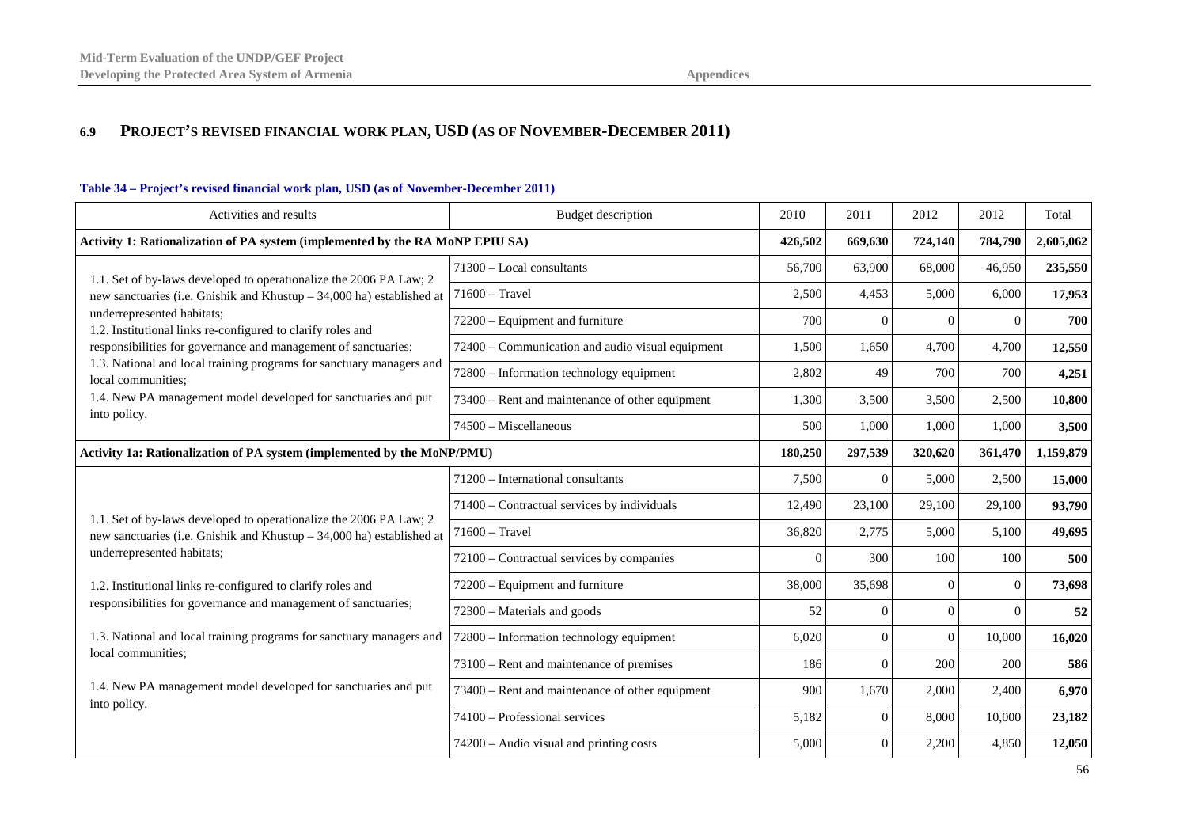## 6.9 PROJECT'S REVISED FINANCIAL WORK PLAN, USD (AS OF NOVEMBER-DECEMBER 2011)

**Table 34 – Project's revised financial work plan, USD (as of November-December 2011)**

| Activities and results | Budget description | 2010 | 2011 | 2012 | 2012 | Total |
|---|---|---|---|---|---|---|
| **Activity 1: Rationalization of PA system (implemented by the RA MoNP EPIU SA)** | | **426,502** | **669,630** | **724,140** | **784,790** | **2,605,062** |
| 1.1. Set of by-laws developed to operationalize the 2006 PA Law; 2 new sanctuaries (i.e. Gnishik and Khustup – 34,000 ha) established at underrepresented habitats; 1.2. Institutional links re-configured to clarify roles and responsibilities for governance and management of sanctuaries; 1.3. National and local training programs for sanctuary managers and local communities; 1.4. New PA management model developed for sanctuaries and put into policy. | 71300 – Local consultants | 56,700 | 63,900 | 68,000 | 46,950 | **235,550** |
| | 71600 – Travel | 2,500 | 4,453 | 5,000 | 6,000 | **17,953** |
| | 72200 – Equipment and furniture | 700 | 0 | 0 | 0 | **700** |
| | 72400 – Communication and audio visual equipment | 1,500 | 1,650 | 4,700 | 4,700 | **12,550** |
| | 72800 – Information technology equipment | 2,802 | 49 | 700 | 700 | **4,251** |
| | 73400 – Rent and maintenance of other equipment | 1,300 | 3,500 | 3,500 | 2,500 | **10,800** |
| | 74500 – Miscellaneous | 500 | 1,000 | 1,000 | 1,000 | **3,500** |
| **Activity 1a: Rationalization of PA system (implemented by the MoNP/PMU)** | | **180,250** | **297,539** | **320,620** | **361,470** | **1,159,879** |
| 1.1. Set of by-laws developed to operationalize the 2006 PA Law; 2 new sanctuaries (i.e. Gnishik and Khustup – 34,000 ha) established at underrepresented habitats; 1.2. Institutional links re-configured to clarify roles and responsibilities for governance and management of sanctuaries; 1.3. National and local training programs for sanctuary managers and local communities; 1.4. New PA management model developed for sanctuaries and put into policy. | 71200 – International consultants | 7,500 | 0 | 5,000 | 2,500 | **15,000** |
| | 71400 – Contractual services by individuals | 12,490 | 23,100 | 29,100 | 29,100 | **93,790** |
| | 71600 – Travel | 36,820 | 2,775 | 5,000 | 5,100 | **49,695** |
| | 72100 – Contractual services by companies | 0 | 300 | 100 | 100 | **500** |
| | 72200 – Equipment and furniture | 38,000 | 35,698 | 0 | 0 | **73,698** |
| | 72300 – Materials and goods | 52 | 0 | 0 | 0 | **52** |
| | 72800 – Information technology equipment | 6,020 | 0 | 0 | 10,000 | **16,020** |
| | 73100 – Rent and maintenance of premises | 186 | 0 | 200 | 200 | **586** |
| | 73400 – Rent and maintenance of other equipment | 900 | 1,670 | 2,000 | 2,400 | **6,970** |
| | 74100 – Professional services | 5,182 | 0 | 8,000 | 10,000 | **23,182** |
| | 74200 – Audio visual and printing costs | 5,000 | 0 | 2,200 | 4,850 | **12,050** |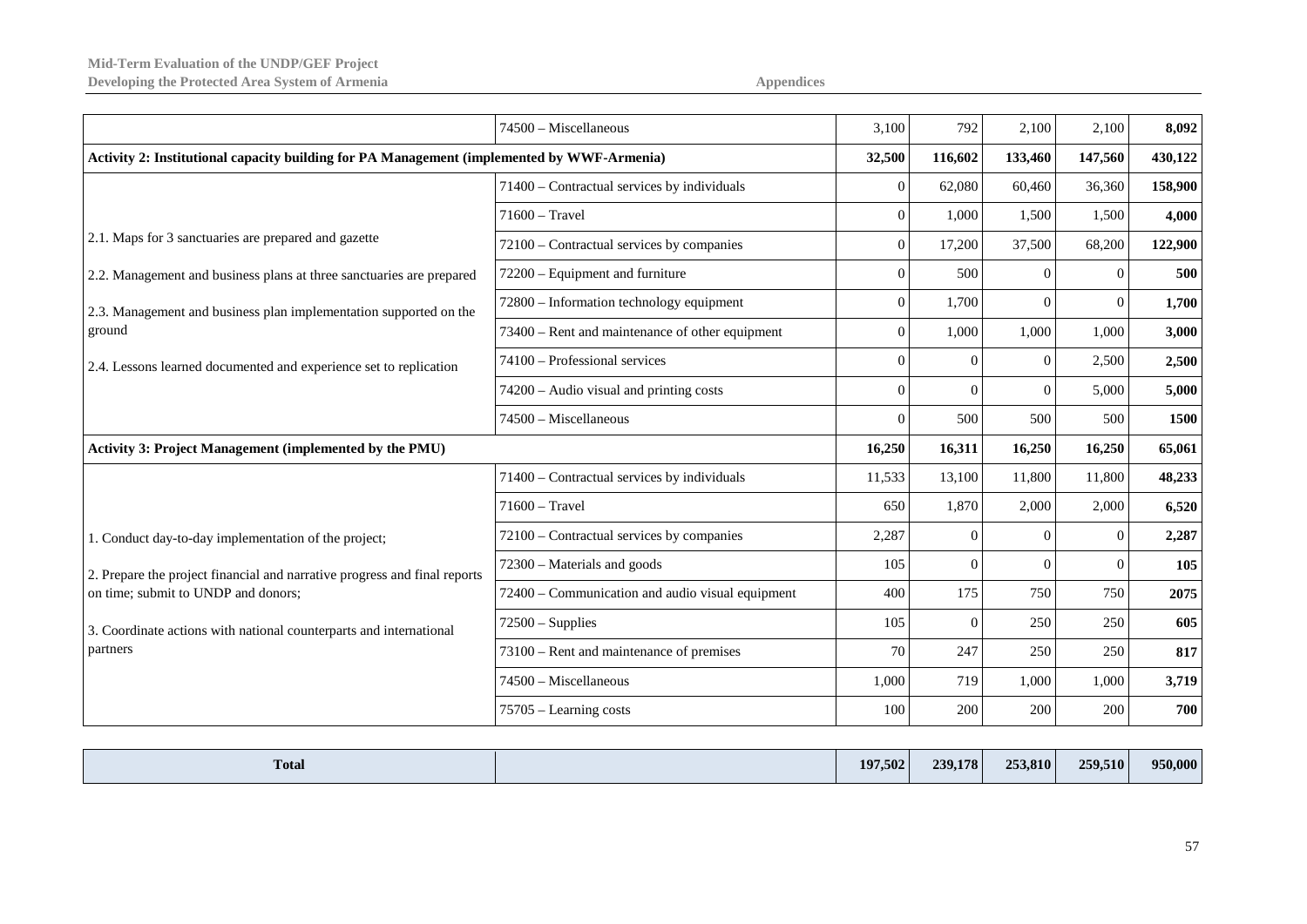| | | | | | | |
|---|---|---|---|---|---|---|
| | 74500 – Miscellaneous | 3,100 | 792 | 2,100 | 2,100 | **8,092** |
| **Activity 2: Institutional capacity building for PA Management (implemented by WWF-Armenia)** | | **32,500** | **116,602** | **133,460** | **147,560** | **430,122** |
| 2.1. Maps for 3 sanctuaries are prepared and gazette<br><br>2.2. Management and business plans at three sanctuaries are prepared<br><br>2.3. Management and business plan implementation supported on the ground<br><br>2.4. Lessons learned documented and experience set to replication | 71400 – Contractual services by individuals | 0 | 62,080 | 60,460 | 36,360 | **158,900** |
| | 71600 – Travel | 0 | 1,000 | 1,500 | 1,500 | **4,000** |
| | 72100 – Contractual services by companies | 0 | 17,200 | 37,500 | 68,200 | **122,900** |
| | 72200 – Equipment and furniture | 0 | 500 | 0 | 0 | **500** |
| | 72800 – Information technology equipment | 0 | 1,700 | 0 | 0 | **1,700** |
| | 73400 – Rent and maintenance of other equipment | 0 | 1,000 | 1,000 | 1,000 | **3,000** |
| | 74100 – Professional services | 0 | 0 | 0 | 2,500 | **2,500** |
| | 74200 – Audio visual and printing costs | 0 | 0 | 0 | 5,000 | **5,000** |
| | 74500 – Miscellaneous | 0 | 500 | 500 | 500 | **1500** |
| **Activity 3: Project Management (implemented by the PMU)** | | **16,250** | **16,311** | **16,250** | **16,250** | **65,061** |
| 1. Conduct day-to-day implementation of the project;<br><br>2. Prepare the project financial and narrative progress and final reports on time; submit to UNDP and donors;<br><br>3. Coordinate actions with national counterparts and international partners | 71400 – Contractual services by individuals | 11,533 | 13,100 | 11,800 | 11,800 | **48,233** |
| | 71600 – Travel | 650 | 1,870 | 2,000 | 2,000 | **6,520** |
| | 72100 – Contractual services by companies | 2,287 | 0 | 0 | 0 | **2,287** |
| | 72300 – Materials and goods | 105 | 0 | 0 | 0 | **105** |
| | 72400 – Communication and audio visual equipment | 400 | 175 | 750 | 750 | **2075** |
| | 72500 – Supplies | 105 | 0 | 250 | 250 | **605** |
| | 73100 – Rent and maintenance of premises | 70 | 247 | 250 | 250 | **817** |
| | 74500 – Miscellaneous | 1,000 | 719 | 1,000 | 1,000 | **3,719** |
| | 75705 – Learning costs | 100 | 200 | 200 | 200 | **700** |
| **Total** | | **197,502** | **239,178** | **253,810** | **259,510** | **950,000** |